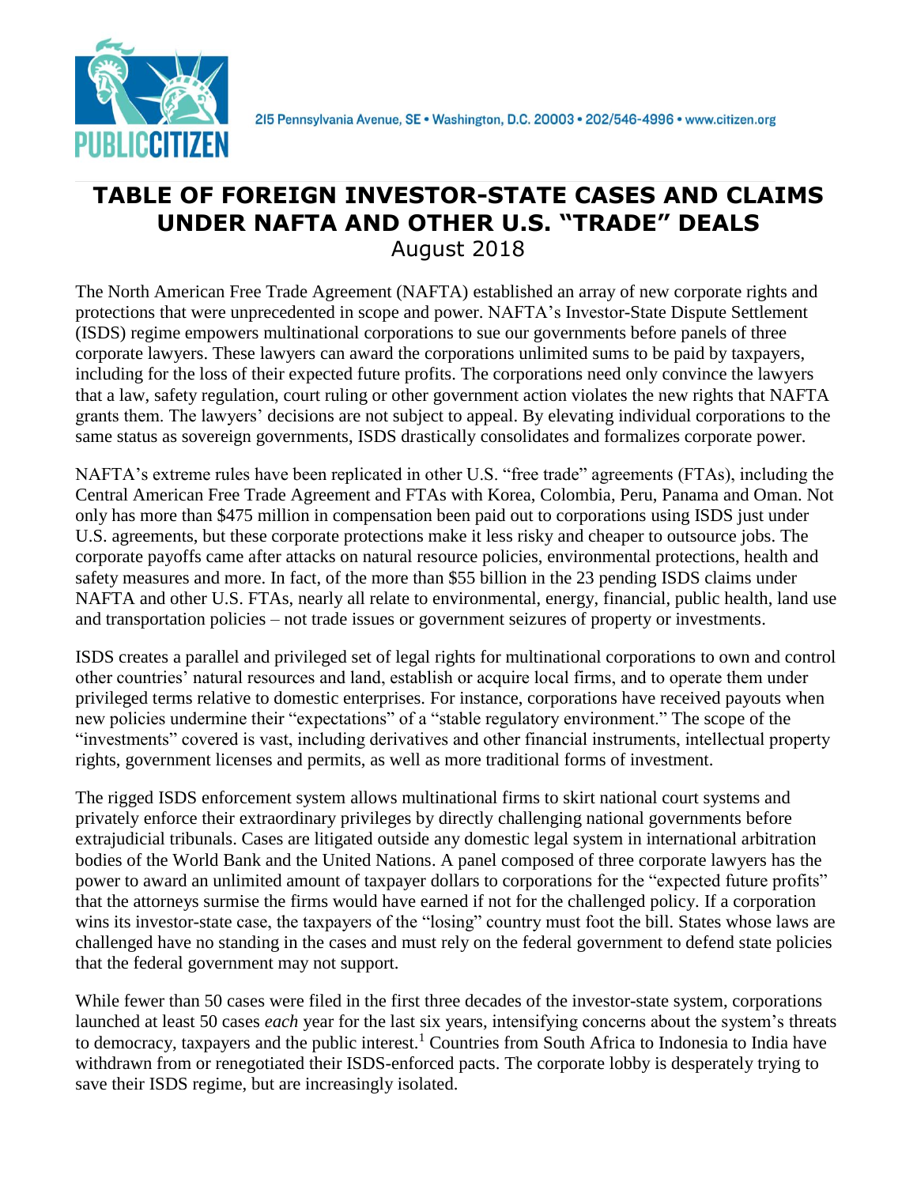215 Pennsylvania Avenue, SE • Washington, D.C. 20003 • 202/546-4996 • www.citizen.org

# TABLE OF FOREIGN INVESTOR-STATE CASES AND CLAIMS UNDER NAFTA AND OTHER U.S. "TRADE" DEALS

August 2018

The North American Free Trade Agreement (NAFTA) established an array of new corporate rights and protections that were unprecedented in scope and power. NAFTA's Investor-State Dispute Settlement (ISDS) regime empowers multinational corporations to sue our governments before panels of three corporate lawyers. These lawyers can award the corporations unlimited sums to be paid by taxpayers, including for the loss of their expected future profits. The corporations need only convince the lawyers that a law, safety regulation, court ruling or other government action violates the new rights that NAFTA grants them. The lawyers' decisions are not subject to appeal. By elevating individual corporations to the same status as sovereign governments, ISDS drastically consolidates and formalizes corporate power.

NAFTA's extreme rules have been replicated in other U.S. "free trade" agreements (FTAs), including the Central American Free Trade Agreement and FTAs with Korea, Colombia, Peru, Panama and Oman. Not only has more than $475 million in compensation been paid out to corporations using ISDS just under U.S. agreements, but these corporate protections make it less risky and cheaper to outsource jobs. The corporate payoffs came after attacks on natural resource policies, environmental protections, health and safety measures and more. In fact, of the more than $55 billion in the 23 pending ISDS claims under NAFTA and other U.S. FTAs, nearly all relate to environmental, energy, financial, public health, land use and transportation policies – not trade issues or government seizures of property or investments.

ISDS creates a parallel and privileged set of legal rights for multinational corporations to own and control other countries' natural resources and land, establish or acquire local firms, and to operate them under privileged terms relative to domestic enterprises. For instance, corporations have received payouts when new policies undermine their "expectations" of a "stable regulatory environment." The scope of the "investments" covered is vast, including derivatives and other financial instruments, intellectual property rights, government licenses and permits, as well as more traditional forms of investment.

The rigged ISDS enforcement system allows multinational firms to skirt national court systems and privately enforce their extraordinary privileges by directly challenging national governments before extrajudicial tribunals. Cases are litigated outside any domestic legal system in international arbitration bodies of the World Bank and the United Nations. A panel composed of three corporate lawyers has the power to award an unlimited amount of taxpayer dollars to corporations for the "expected future profits" that the attorneys surmise the firms would have earned if not for the challenged policy. If a corporation wins its investor-state case, the taxpayers of the "losing" country must foot the bill. States whose laws are challenged have no standing in the cases and must rely on the federal government to defend state policies that the federal government may not support.

While fewer than 50 cases were filed in the first three decades of the investor-state system, corporations launched at least 50 cases *each* year for the last six years, intensifying concerns about the system's threats to democracy, taxpayers and the public interest.[1] Countries from South Africa to Indonesia to India have withdrawn from or renegotiated their ISDS-enforced pacts. The corporate lobby is desperately trying to save their ISDS regime, but are increasingly isolated.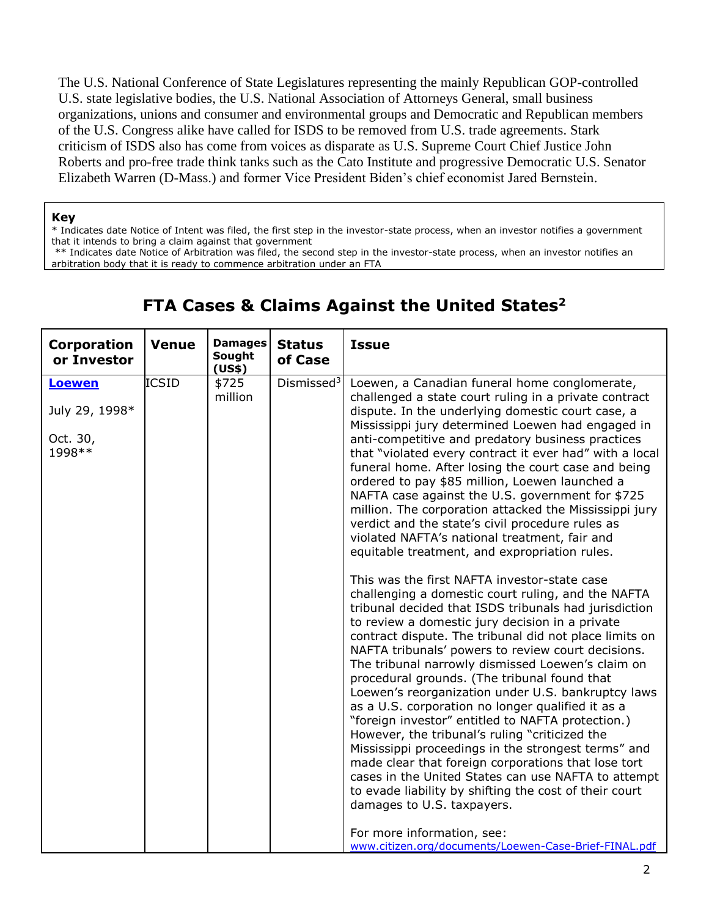The U.S. National Conference of State Legislatures representing the mainly Republican GOP-controlled U.S. state legislative bodies, the U.S. National Association of Attorneys General, small business organizations, unions and consumer and environmental groups and Democratic and Republican members of the U.S. Congress alike have called for ISDS to be removed from U.S. trade agreements. Stark criticism of ISDS also has come from voices as disparate as U.S. Supreme Court Chief Justice John Roberts and pro-free trade think tanks such as the Cato Institute and progressive Democratic U.S. Senator Elizabeth Warren (D-Mass.) and former Vice President Biden's chief economist Jared Bernstein.

**Key**
* Indicates date Notice of Intent was filed, the first step in the investor-state process, when an investor notifies a government that it intends to bring a claim against that government
** Indicates date Notice of Arbitration was filed, the second step in the investor-state process, when an investor notifies an arbitration body that it is ready to commence arbitration under an FTA

## FTA Cases & Claims Against the United States[2]

| Corporation or Investor | Venue | Damages Sought (US$) | Status of Case | Issue |
|---|---|---|---|---|
| **Loewen**<br><br>July 29, 1998*<br><br>Oct. 30, 1998** | ICSID | $725 million | Dismissed[3] | Loewen, a Canadian funeral home conglomerate, challenged a state court ruling in a private contract dispute. In the underlying domestic court case, a Mississippi jury determined Loewen had engaged in anti-competitive and predatory business practices that "violated every contract it ever had" with a local funeral home. After losing the court case and being ordered to pay $85 million, Loewen launched a NAFTA case against the U.S. government for $725 million. The corporation attacked the Mississippi jury verdict and the state's civil procedure rules as violated NAFTA's national treatment, fair and equitable treatment, and expropriation rules.<br><br>This was the first NAFTA investor-state case challenging a domestic court ruling, and the NAFTA tribunal decided that ISDS tribunals had jurisdiction to review a domestic jury decision in a private contract dispute. The tribunal did not place limits on NAFTA tribunals' powers to review court decisions. The tribunal narrowly dismissed Loewen's claim on procedural grounds. (The tribunal found that Loewen's reorganization under U.S. bankruptcy laws as a U.S. corporation no longer qualified it as a "foreign investor" entitled to NAFTA protection.) However, the tribunal's ruling "criticized the Mississippi proceedings in the strongest terms" and made clear that foreign corporations that lose tort cases in the United States can use NAFTA to attempt to evade liability by shifting the cost of their court damages to U.S. taxpayers.<br><br>For more information, see: www.citizen.org/documents/Loewen-Case-Brief-FINAL.pdf |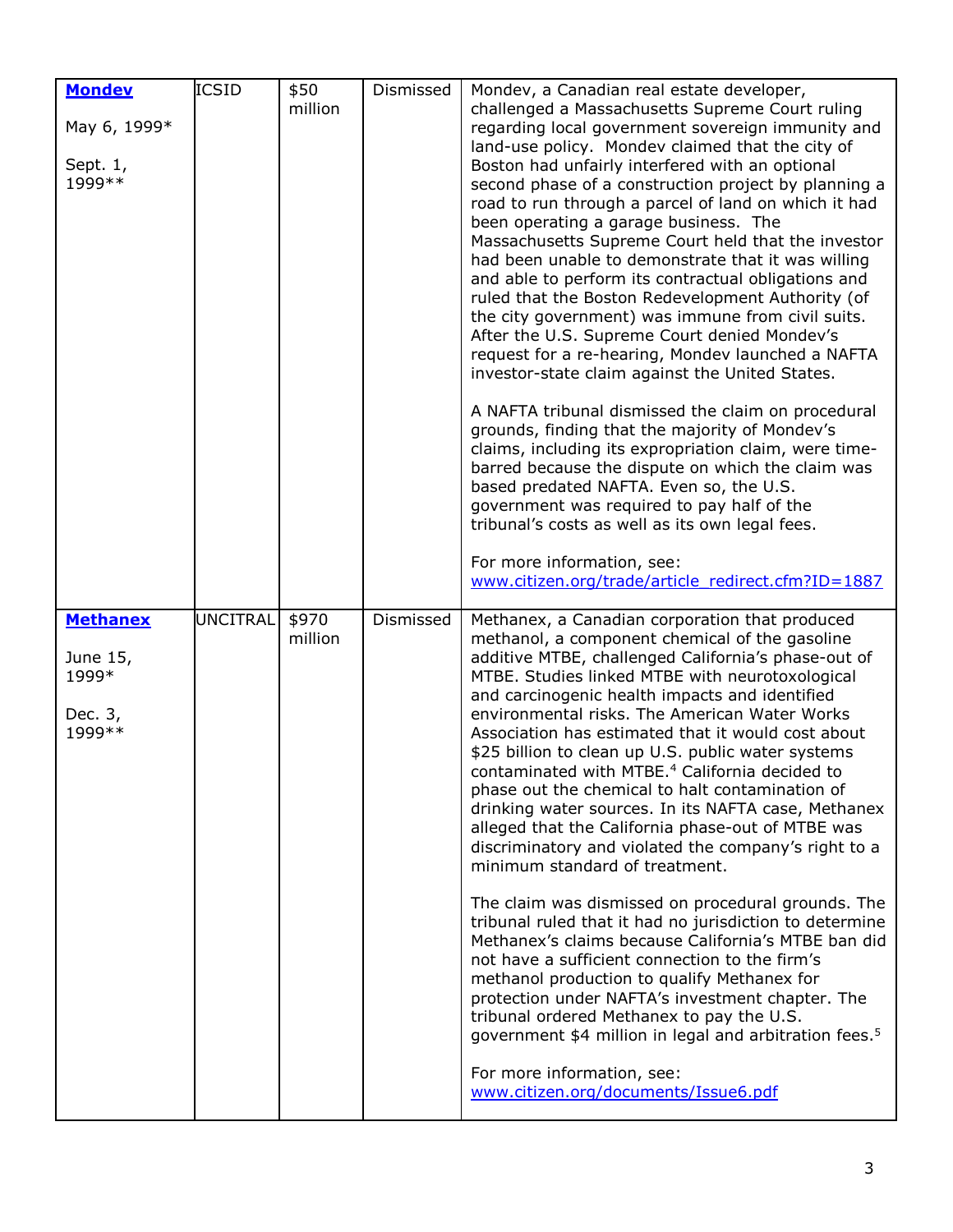| | | | | |
|---|---|---|---|---|
| **Mondev**<br><br>May 6, 1999*<br><br>Sept. 1, 1999** | ICSID | $50 million | Dismissed | Mondev, a Canadian real estate developer, challenged a Massachusetts Supreme Court ruling regarding local government sovereign immunity and land-use policy. Mondev claimed that the city of Boston had unfairly interfered with an optional second phase of a construction project by planning a road to run through a parcel of land on which it had been operating a garage business. The Massachusetts Supreme Court held that the investor had been unable to demonstrate that it was willing and able to perform its contractual obligations and ruled that the Boston Redevelopment Authority (of the city government) was immune from civil suits. After the U.S. Supreme Court denied Mondev's request for a re-hearing, Mondev launched a NAFTA investor-state claim against the United States.<br><br>A NAFTA tribunal dismissed the claim on procedural grounds, finding that the majority of Mondev's claims, including its expropriation claim, were time-barred because the dispute on which the claim was based predated NAFTA. Even so, the U.S. government was required to pay half of the tribunal's costs as well as its own legal fees.<br><br>For more information, see: www.citizen.org/trade/article_redirect.cfm?ID=1887 |
| **Methanex**<br><br>June 15, 1999*<br><br>Dec. 3, 1999** | UNCITRAL | $970 million | Dismissed | Methanex, a Canadian corporation that produced methanol, a component chemical of the gasoline additive MTBE, challenged California's phase-out of MTBE. Studies linked MTBE with neurotoxological and carcinogenic health impacts and identified environmental risks. The American Water Works Association has estimated that it would cost about $25 billion to clean up U.S. public water systems contaminated with MTBE.[4] California decided to phase out the chemical to halt contamination of drinking water sources. In its NAFTA case, Methanex alleged that the California phase-out of MTBE was discriminatory and violated the company's right to a minimum standard of treatment.<br><br>The claim was dismissed on procedural grounds. The tribunal ruled that it had no jurisdiction to determine Methanex's claims because California's MTBE ban did not have a sufficient connection to the firm's methanol production to qualify Methanex for protection under NAFTA's investment chapter. The tribunal ordered Methanex to pay the U.S. government $4 million in legal and arbitration fees.[5]<br><br>For more information, see: www.citizen.org/documents/Issue6.pdf |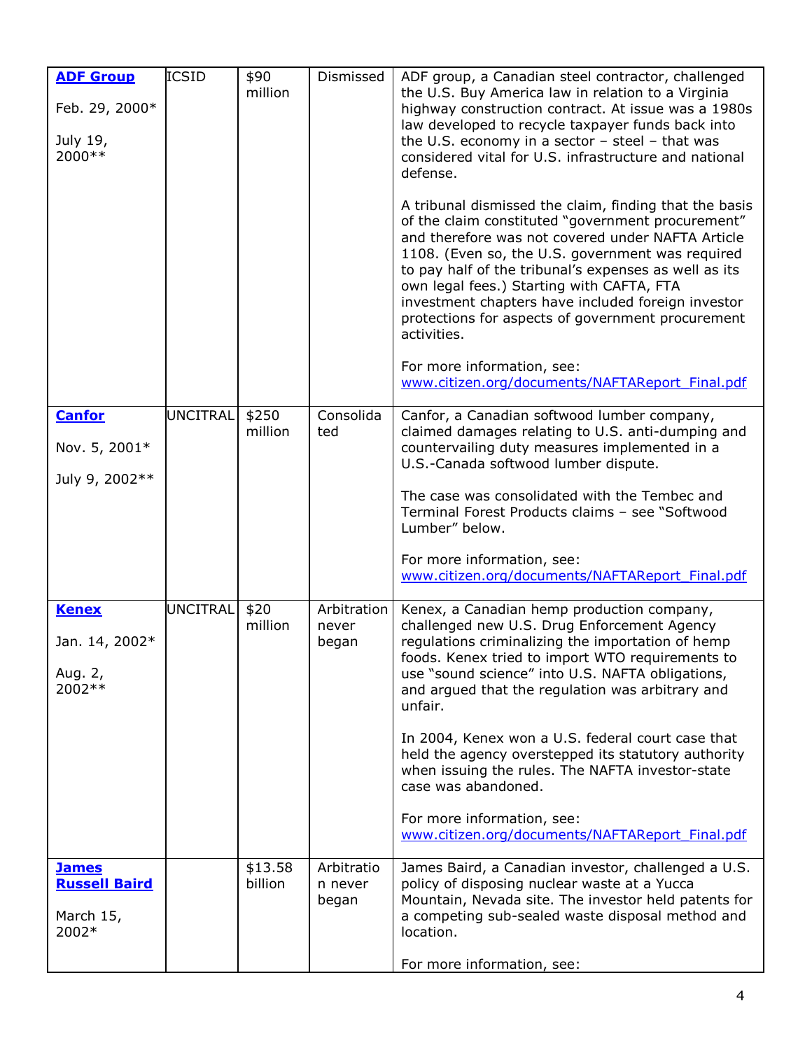| | | | | |
|---|---|---|---|---|
| **ADF Group**<br><br>Feb. 29, 2000*<br><br>July 19, 2000** | ICSID | $90 million | Dismissed | ADF group, a Canadian steel contractor, challenged the U.S. Buy America law in relation to a Virginia highway construction contract. At issue was a 1980s law developed to recycle taxpayer funds back into the U.S. economy in a sector – steel – that was considered vital for U.S. infrastructure and national defense.<br><br>A tribunal dismissed the claim, finding that the basis of the claim constituted "government procurement" and therefore was not covered under NAFTA Article 1108. (Even so, the U.S. government was required to pay half of the tribunal's expenses as well as its own legal fees.) Starting with CAFTA, FTA investment chapters have included foreign investor protections for aspects of government procurement activities.<br><br>For more information, see: www.citizen.org/documents/NAFTAReport_Final.pdf |
| **Canfor**<br><br>Nov. 5, 2001*<br><br>July 9, 2002** | UNCITRAL | $250 million | Consolidated | Canfor, a Canadian softwood lumber company, claimed damages relating to U.S. anti-dumping and countervailing duty measures implemented in a U.S.-Canada softwood lumber dispute.<br><br>The case was consolidated with the Tembec and Terminal Forest Products claims – see "Softwood Lumber" below.<br><br>For more information, see: www.citizen.org/documents/NAFTAReport_Final.pdf |
| **Kenex**<br><br>Jan. 14, 2002*<br><br>Aug. 2, 2002** | UNCITRAL | $20 million | Arbitration never began | Kenex, a Canadian hemp production company, challenged new U.S. Drug Enforcement Agency regulations criminalizing the importation of hemp foods. Kenex tried to import WTO requirements to use "sound science" into U.S. NAFTA obligations, and argued that the regulation was arbitrary and unfair.<br><br>In 2004, Kenex won a U.S. federal court case that held the agency overstepped its statutory authority when issuing the rules. The NAFTA investor-state case was abandoned.<br><br>For more information, see: www.citizen.org/documents/NAFTAReport_Final.pdf |
| **James Russell Baird**<br><br>March 15, 2002* | | $13.58 billion | Arbitration never began | James Baird, a Canadian investor, challenged a U.S. policy of disposing nuclear waste at a Yucca Mountain, Nevada site. The investor held patents for a competing sub-sealed waste disposal method and location.<br><br>For more information, see: |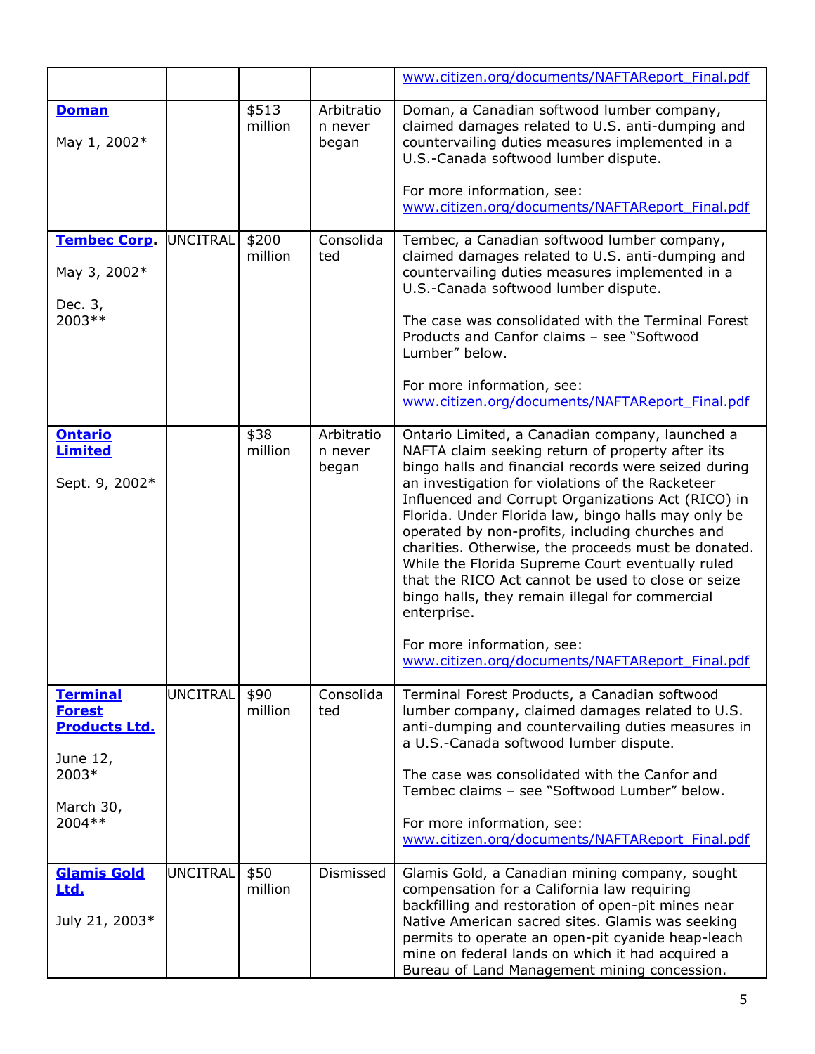| | | | | |
|---|---|---|---|---|
| | | | | www.citizen.org/documents/NAFTAReport_Final.pdf |
| **Doman**<br><br>May 1, 2002* | | $513 million | Arbitration never began | Doman, a Canadian softwood lumber company, claimed damages related to U.S. anti-dumping and countervailing duties measures implemented in a U.S.-Canada softwood lumber dispute.<br><br>For more information, see: www.citizen.org/documents/NAFTAReport_Final.pdf |
| **Tembec Corp.**<br><br>May 3, 2002*<br><br>Dec. 3, 2003** | UNCITRAL | $200 million | Consolidated | Tembec, a Canadian softwood lumber company, claimed damages related to U.S. anti-dumping and countervailing duties measures implemented in a U.S.-Canada softwood lumber dispute.<br><br>The case was consolidated with the Terminal Forest Products and Canfor claims – see "Softwood Lumber" below.<br><br>For more information, see: www.citizen.org/documents/NAFTAReport_Final.pdf |
| **Ontario Limited**<br><br>Sept. 9, 2002* | | $38 million | Arbitration never began | Ontario Limited, a Canadian company, launched a NAFTA claim seeking return of property after its bingo halls and financial records were seized during an investigation for violations of the Racketeer Influenced and Corrupt Organizations Act (RICO) in Florida. Under Florida law, bingo halls may only be operated by non-profits, including churches and charities. Otherwise, the proceeds must be donated. While the Florida Supreme Court eventually ruled that the RICO Act cannot be used to close or seize bingo halls, they remain illegal for commercial enterprise.<br><br>For more information, see: www.citizen.org/documents/NAFTAReport_Final.pdf |
| **Terminal Forest Products Ltd.**<br><br>June 12, 2003*<br><br>March 30, 2004** | UNCITRAL | $90 million | Consolidated | Terminal Forest Products, a Canadian softwood lumber company, claimed damages related to U.S. anti-dumping and countervailing duties measures in a U.S.-Canada softwood lumber dispute.<br><br>The case was consolidated with the Canfor and Tembec claims – see "Softwood Lumber" below.<br><br>For more information, see: www.citizen.org/documents/NAFTAReport_Final.pdf |
| **Glamis Gold Ltd.**<br><br>July 21, 2003* | UNCITRAL | $50 million | Dismissed | Glamis Gold, a Canadian mining company, sought compensation for a California law requiring backfilling and restoration of open-pit mines near Native American sacred sites. Glamis was seeking permits to operate an open-pit cyanide heap-leach mine on federal lands on which it had acquired a Bureau of Land Management mining concession. |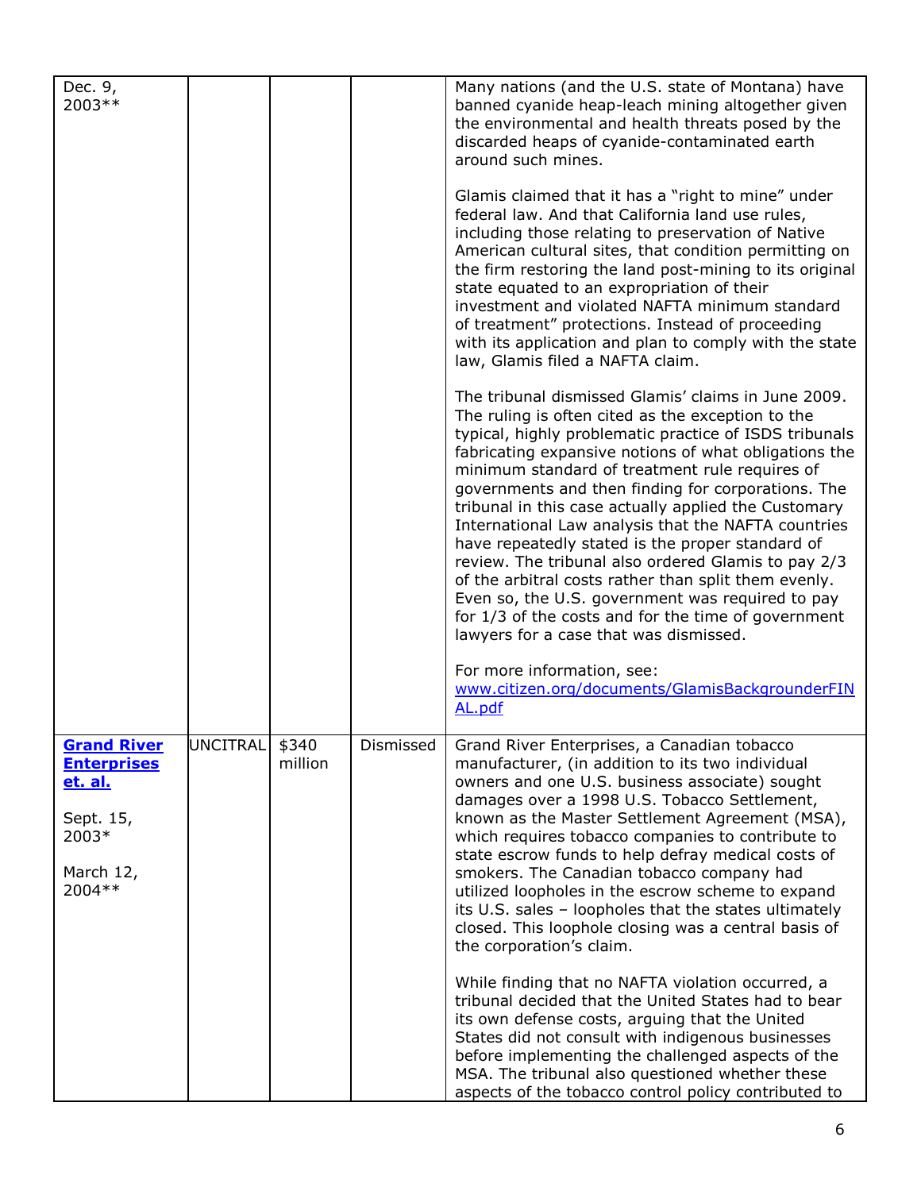| | | | | |
|---|---|---|---|---|
| Dec. 9, 2003** | | | | Many nations (and the U.S. state of Montana) have banned cyanide heap-leach mining altogether given the environmental and health threats posed by the discarded heaps of cyanide-contaminated earth around such mines.<br><br>Glamis claimed that it has a "right to mine" under federal law. And that California land use rules, including those relating to preservation of Native American cultural sites, that condition permitting on the firm restoring the land post-mining to its original state equated to an expropriation of their investment and violated NAFTA minimum standard of treatment" protections. Instead of proceeding with its application and plan to comply with the state law, Glamis filed a NAFTA claim.<br><br>The tribunal dismissed Glamis' claims in June 2009. The ruling is often cited as the exception to the typical, highly problematic practice of ISDS tribunals fabricating expansive notions of what obligations the minimum standard of treatment rule requires of governments and then finding for corporations. The tribunal in this case actually applied the Customary International Law analysis that the NAFTA countries have repeatedly stated is the proper standard of review. The tribunal also ordered Glamis to pay 2/3 of the arbitral costs rather than split them evenly. Even so, the U.S. government was required to pay for 1/3 of the costs and for the time of government lawyers for a case that was dismissed.<br><br>For more information, see: www.citizen.org/documents/GlamisBackgrounderFINAL.pdf |
| **Grand River Enterprises et. al.**<br><br>Sept. 15, 2003*<br><br>March 12, 2004** | UNCITRAL | $340 million | Dismissed | Grand River Enterprises, a Canadian tobacco manufacturer, (in addition to its two individual owners and one U.S. business associate) sought damages over a 1998 U.S. Tobacco Settlement, known as the Master Settlement Agreement (MSA), which requires tobacco companies to contribute to state escrow funds to help defray medical costs of smokers. The Canadian tobacco company had utilized loopholes in the escrow scheme to expand its U.S. sales – loopholes that the states ultimately closed. This loophole closing was a central basis of the corporation's claim.<br><br>While finding that no NAFTA violation occurred, a tribunal decided that the United States had to bear its own defense costs, arguing that the United States did not consult with indigenous businesses before implementing the challenged aspects of the MSA. The tribunal also questioned whether these aspects of the tobacco control policy contributed to |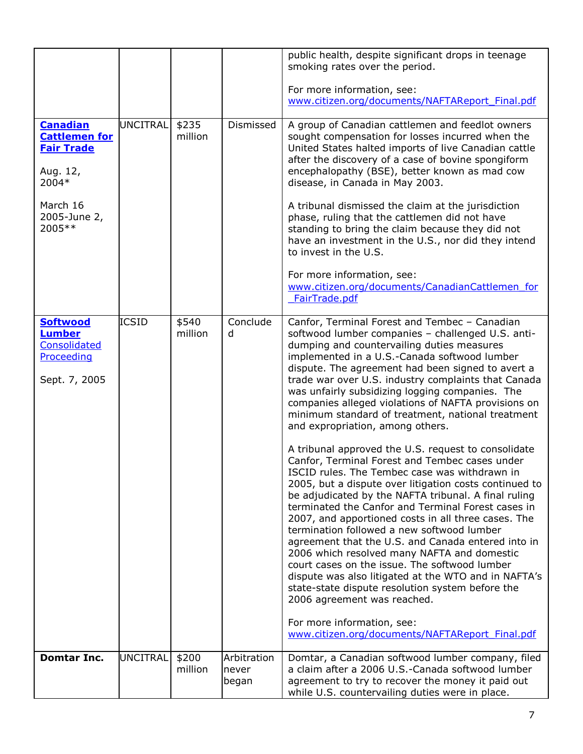| | | | | |
|---|---|---|---|---|
| | | | | public health, despite significant drops in teenage smoking rates over the period.<br><br>For more information, see: www.citizen.org/documents/NAFTAReport_Final.pdf |
| **Canadian Cattlemen for Fair Trade**<br><br>Aug. 12, 2004*<br><br>March 16 2005-June 2, 2005** | UNCITRAL | $235 million | Dismissed | A group of Canadian cattlemen and feedlot owners sought compensation for losses incurred when the United States halted imports of live Canadian cattle after the discovery of a case of bovine spongiform encephalopathy (BSE), better known as mad cow disease, in Canada in May 2003.<br><br>A tribunal dismissed the claim at the jurisdiction phase, ruling that the cattlemen did not have standing to bring the claim because they did not have an investment in the U.S., nor did they intend to invest in the U.S.<br><br>For more information, see: www.citizen.org/documents/CanadianCattlemen_for_FairTrade.pdf |
| **Softwood Lumber** Consolidated Proceeding<br><br>Sept. 7, 2005 | ICSID | $540 million | Concluded | Canfor, Terminal Forest and Tembec – Canadian softwood lumber companies – challenged U.S. anti-dumping and countervailing duties measures implemented in a U.S.-Canada softwood lumber dispute. The agreement had been signed to avert a trade war over U.S. industry complaints that Canada was unfairly subsidizing logging companies. The companies alleged violations of NAFTA provisions on minimum standard of treatment, national treatment and expropriation, among others.<br><br>A tribunal approved the U.S. request to consolidate Canfor, Terminal Forest and Tembec cases under ISCID rules. The Tembec case was withdrawn in 2005, but a dispute over litigation costs continued to be adjudicated by the NAFTA tribunal. A final ruling terminated the Canfor and Terminal Forest cases in 2007, and apportioned costs in all three cases. The termination followed a new softwood lumber agreement that the U.S. and Canada entered into in 2006 which resolved many NAFTA and domestic court cases on the issue. The softwood lumber dispute was also litigated at the WTO and in NAFTA's state-state dispute resolution system before the 2006 agreement was reached.<br><br>For more information, see: www.citizen.org/documents/NAFTAReport_Final.pdf |
| **Domtar Inc.** | UNCITRAL | $200 million | Arbitration never began | Domtar, a Canadian softwood lumber company, filed a claim after a 2006 U.S.-Canada softwood lumber agreement to try to recover the money it paid out while U.S. countervailing duties were in place. |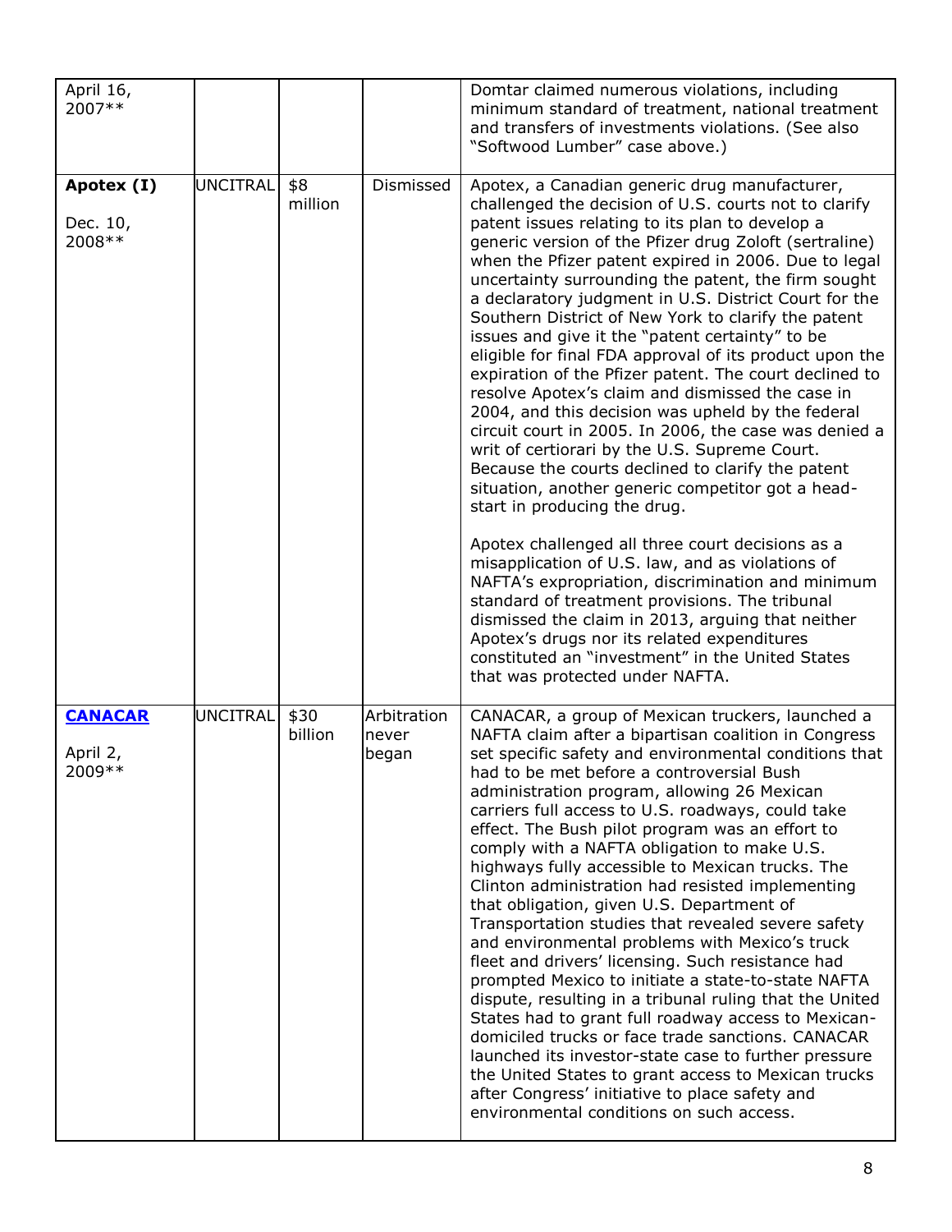| | | | | |
|---|---|---|---|---|
| April 16, 2007** | | | | Domtar claimed numerous violations, including minimum standard of treatment, national treatment and transfers of investments violations. (See also "Softwood Lumber" case above.) |
| **Apotex (I)**<br><br>Dec. 10, 2008** | UNCITRAL | $8 million | Dismissed | Apotex, a Canadian generic drug manufacturer, challenged the decision of U.S. courts not to clarify patent issues relating to its plan to develop a generic version of the Pfizer drug Zoloft (sertraline) when the Pfizer patent expired in 2006. Due to legal uncertainty surrounding the patent, the firm sought a declaratory judgment in U.S. District Court for the Southern District of New York to clarify the patent issues and give it the "patent certainty" to be eligible for final FDA approval of its product upon the expiration of the Pfizer patent. The court declined to resolve Apotex's claim and dismissed the case in 2004, and this decision was upheld by the federal circuit court in 2005. In 2006, the case was denied a writ of certiorari by the U.S. Supreme Court. Because the courts declined to clarify the patent situation, another generic competitor got a head-start in producing the drug.<br><br>Apotex challenged all three court decisions as a misapplication of U.S. law, and as violations of NAFTA's expropriation, discrimination and minimum standard of treatment provisions. The tribunal dismissed the claim in 2013, arguing that neither Apotex's drugs nor its related expenditures constituted an "investment" in the United States that was protected under NAFTA. |
| **CANACAR**<br><br>April 2, 2009** | UNCITRAL | $30 billion | Arbitration never began | CANACAR, a group of Mexican truckers, launched a NAFTA claim after a bipartisan coalition in Congress set specific safety and environmental conditions that had to be met before a controversial Bush administration program, allowing 26 Mexican carriers full access to U.S. roadways, could take effect. The Bush pilot program was an effort to comply with a NAFTA obligation to make U.S. highways fully accessible to Mexican trucks. The Clinton administration had resisted implementing that obligation, given U.S. Department of Transportation studies that revealed severe safety and environmental problems with Mexico's truck fleet and drivers' licensing. Such resistance had prompted Mexico to initiate a state-to-state NAFTA dispute, resulting in a tribunal ruling that the United States had to grant full roadway access to Mexican-domiciled trucks or face trade sanctions. CANACAR launched its investor-state case to further pressure the United States to grant access to Mexican trucks after Congress' initiative to place safety and environmental conditions on such access. |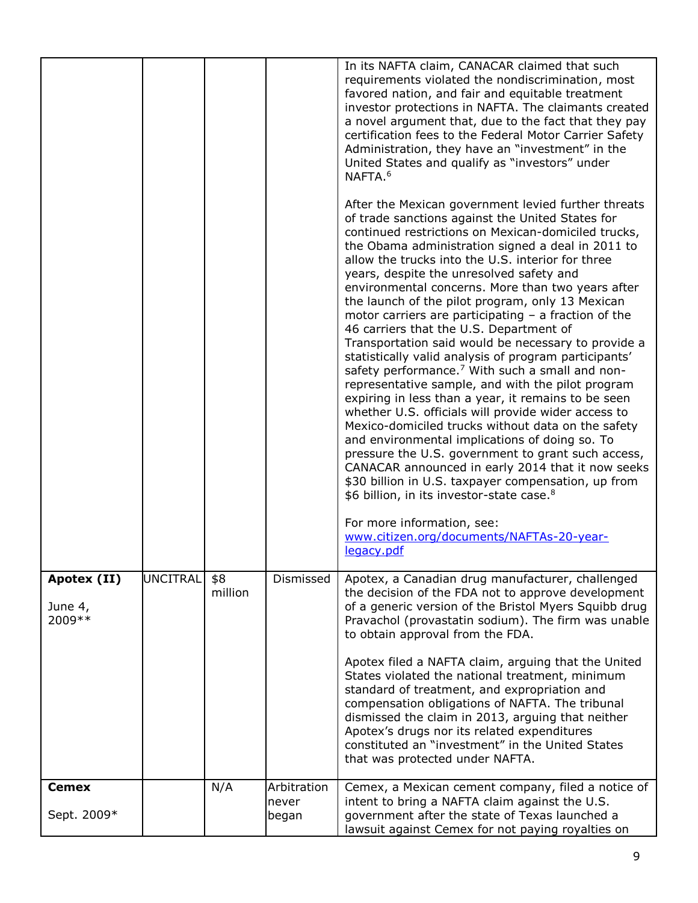| | | | | |
|---|---|---|---|---|
| | | | | In its NAFTA claim, CANACAR claimed that such requirements violated the nondiscrimination, most favored nation, and fair and equitable treatment investor protections in NAFTA. The claimants created a novel argument that, due to the fact that they pay certification fees to the Federal Motor Carrier Safety Administration, they have an "investment" in the United States and qualify as "investors" under NAFTA.[6]<br><br>After the Mexican government levied further threats of trade sanctions against the United States for continued restrictions on Mexican-domiciled trucks, the Obama administration signed a deal in 2011 to allow the trucks into the U.S. interior for three years, despite the unresolved safety and environmental concerns. More than two years after the launch of the pilot program, only 13 Mexican motor carriers are participating – a fraction of the 46 carriers that the U.S. Department of Transportation said would be necessary to provide a statistically valid analysis of program participants' safety performance.[7] With such a small and non-representative sample, and with the pilot program expiring in less than a year, it remains to be seen whether U.S. officials will provide wider access to Mexico-domiciled trucks without data on the safety and environmental implications of doing so. To pressure the U.S. government to grant such access, CANACAR announced in early 2014 that it now seeks $30 billion in U.S. taxpayer compensation, up from $6 billion, in its investor-state case.[8]<br><br>For more information, see: [www.citizen.org/documents/NAFTAs-20-year-legacy.pdf](www.citizen.org/documents/NAFTAs-20-year-legacy.pdf) |
| **Apotex (II)**<br><br>June 4, 2009** | UNCITRAL | $8 million | Dismissed | Apotex, a Canadian drug manufacturer, challenged the decision of the FDA not to approve development of a generic version of the Bristol Myers Squibb drug Pravachol (provastatin sodium). The firm was unable to obtain approval from the FDA.<br><br>Apotex filed a NAFTA claim, arguing that the United States violated the national treatment, minimum standard of treatment, and expropriation and compensation obligations of NAFTA. The tribunal dismissed the claim in 2013, arguing that neither Apotex's drugs nor its related expenditures constituted an "investment" in the United States that was protected under NAFTA. |
| **Cemex**<br><br>Sept. 2009* | | N/A | Arbitration never began | Cemex, a Mexican cement company, filed a notice of intent to bring a NAFTA claim against the U.S. government after the state of Texas launched a lawsuit against Cemex for not paying royalties on |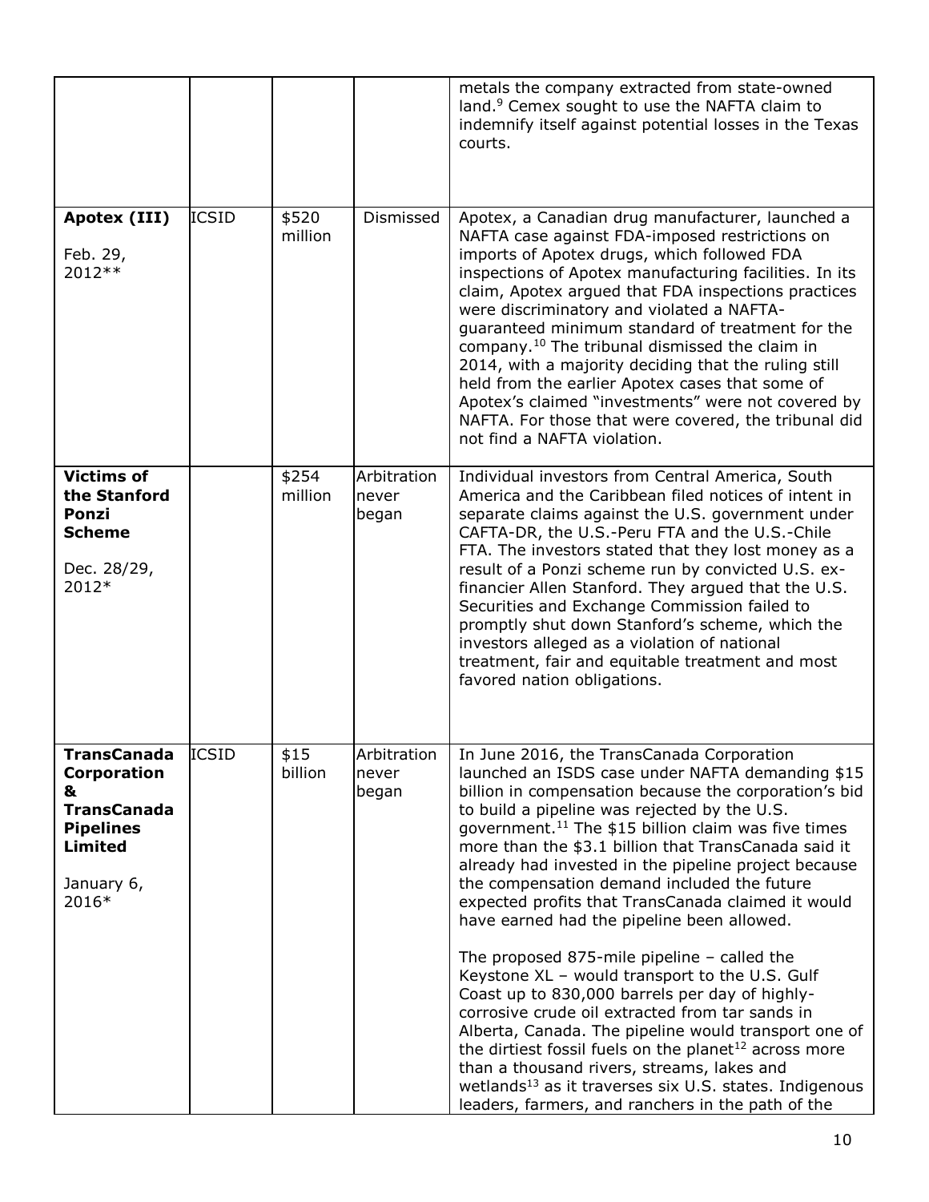| | | | | |
|---|---|---|---|---|
| | | | | metals the company extracted from state-owned land.[9] Cemex sought to use the NAFTA claim to indemnify itself against potential losses in the Texas courts. |
| **Apotex (III)**<br><br>Feb. 29, 2012** | ICSID | $520 million | Dismissed | Apotex, a Canadian drug manufacturer, launched a NAFTA case against FDA-imposed restrictions on imports of Apotex drugs, which followed FDA inspections of Apotex manufacturing facilities. In its claim, Apotex argued that FDA inspections practices were discriminatory and violated a NAFTA-guaranteed minimum standard of treatment for the company.[10] The tribunal dismissed the claim in 2014, with a majority deciding that the ruling still held from the earlier Apotex cases that some of Apotex's claimed "investments" were not covered by NAFTA. For those that were covered, the tribunal did not find a NAFTA violation. |
| **Victims of the Stanford Ponzi Scheme**<br><br>Dec. 28/29, 2012* | | $254 million | Arbitration never began | Individual investors from Central America, South America and the Caribbean filed notices of intent in separate claims against the U.S. government under CAFTA-DR, the U.S.-Peru FTA and the U.S.-Chile FTA. The investors stated that they lost money as a result of a Ponzi scheme run by convicted U.S. ex-financier Allen Stanford. They argued that the U.S. Securities and Exchange Commission failed to promptly shut down Stanford's scheme, which the investors alleged as a violation of national treatment, fair and equitable treatment and most favored nation obligations. |
| **TransCanada Corporation & TransCanada Pipelines Limited**<br><br>January 6, 2016* | ICSID | $15 billion | Arbitration never began | In June 2016, the TransCanada Corporation launched an ISDS case under NAFTA demanding $15 billion in compensation because the corporation's bid to build a pipeline was rejected by the U.S. government.[11] The $15 billion claim was five times more than the $3.1 billion that TransCanada said it already had invested in the pipeline project because the compensation demand included the future expected profits that TransCanada claimed it would have earned had the pipeline been allowed.<br><br>The proposed 875-mile pipeline – called the Keystone XL – would transport to the U.S. Gulf Coast up to 830,000 barrels per day of highly-corrosive crude oil extracted from tar sands in Alberta, Canada. The pipeline would transport one of the dirtiest fossil fuels on the planet[12] across more than a thousand rivers, streams, lakes and wetlands[13] as it traverses six U.S. states. Indigenous leaders, farmers, and ranchers in the path of the |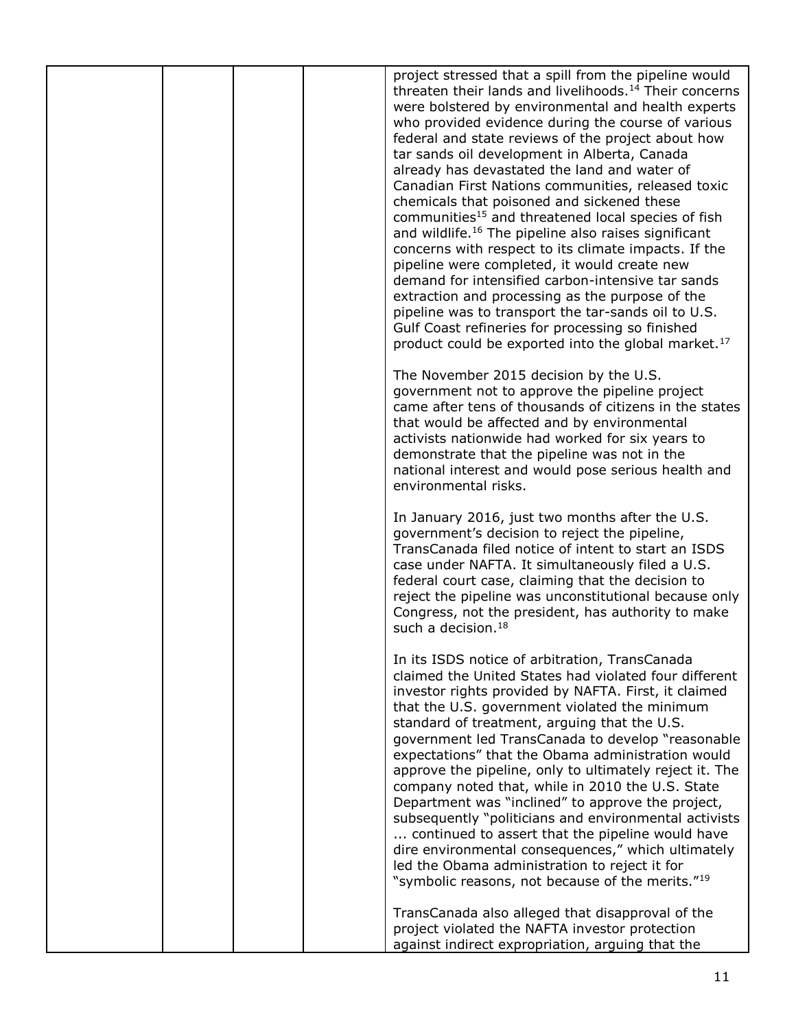| | | | | |
|---|---|---|---|---|
| | | | | project stressed that a spill from the pipeline would threaten their lands and livelihoods.[14] Their concerns were bolstered by environmental and health experts who provided evidence during the course of various federal and state reviews of the project about how tar sands oil development in Alberta, Canada already has devastated the land and water of Canadian First Nations communities, released toxic chemicals that poisoned and sickened these communities[15] and threatened local species of fish and wildlife.[16] The pipeline also raises significant concerns with respect to its climate impacts. If the pipeline were completed, it would create new demand for intensified carbon-intensive tar sands extraction and processing as the purpose of the pipeline was to transport the tar-sands oil to U.S. Gulf Coast refineries for processing so finished product could be exported into the global market.[17]<br><br>The November 2015 decision by the U.S. government not to approve the pipeline project came after tens of thousands of citizens in the states that would be affected and by environmental activists nationwide had worked for six years to demonstrate that the pipeline was not in the national interest and would pose serious health and environmental risks.<br><br>In January 2016, just two months after the U.S. government's decision to reject the pipeline, TransCanada filed notice of intent to start an ISDS case under NAFTA. It simultaneously filed a U.S. federal court case, claiming that the decision to reject the pipeline was unconstitutional because only Congress, not the president, has authority to make such a decision.[18]<br><br>In its ISDS notice of arbitration, TransCanada claimed the United States had violated four different investor rights provided by NAFTA. First, it claimed that the U.S. government violated the minimum standard of treatment, arguing that the U.S. government led TransCanada to develop "reasonable expectations" that the Obama administration would approve the pipeline, only to ultimately reject it. The company noted that, while in 2010 the U.S. State Department was "inclined" to approve the project, subsequently "politicians and environmental activists ... continued to assert that the pipeline would have dire environmental consequences," which ultimately led the Obama administration to reject it for "symbolic reasons, not because of the merits."[19]<br><br>TransCanada also alleged that disapproval of the project violated the NAFTA investor protection against indirect expropriation, arguing that the |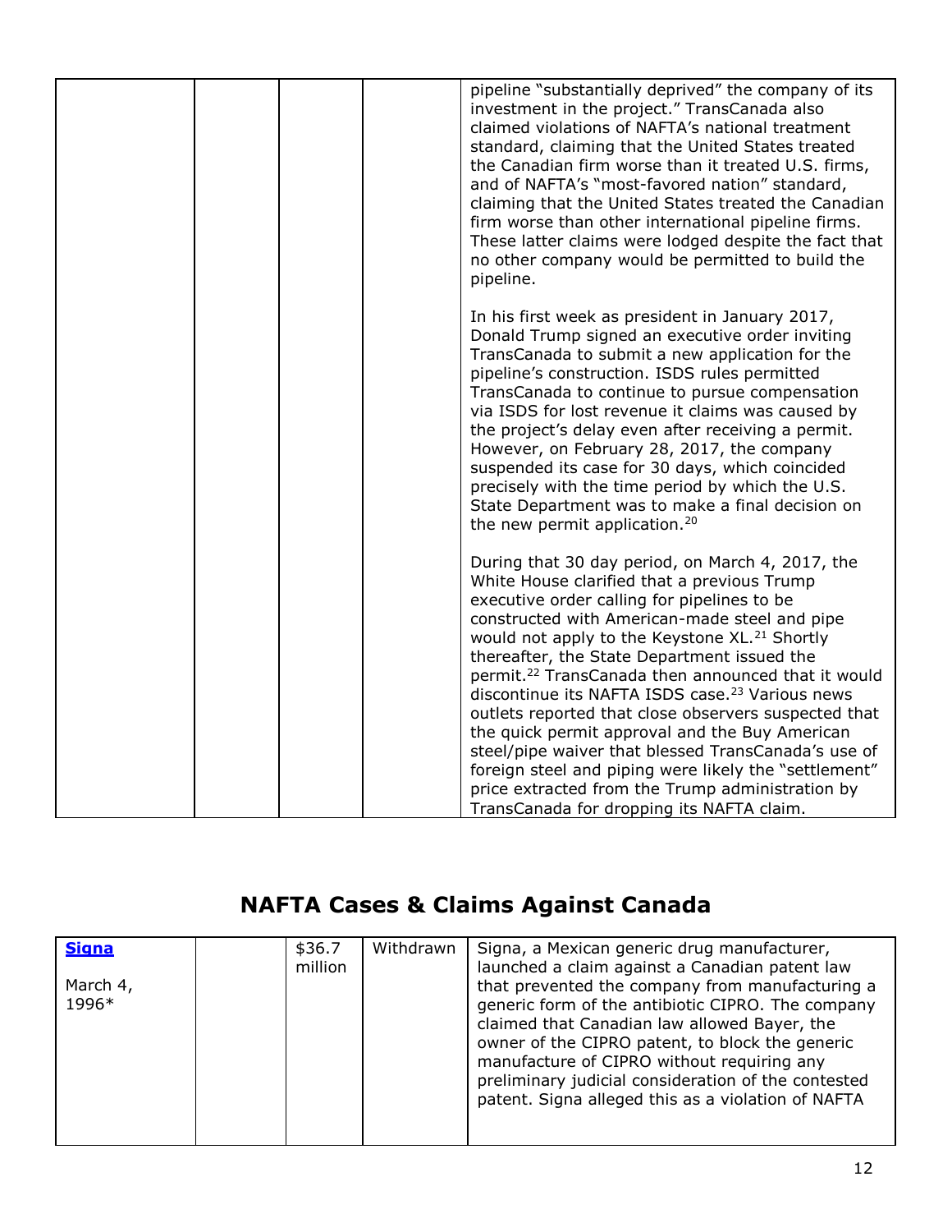| | | | | |
|---|---|---|---|---|
| | | | | pipeline "substantially deprived" the company of its investment in the project." TransCanada also claimed violations of NAFTA's national treatment standard, claiming that the United States treated the Canadian firm worse than it treated U.S. firms, and of NAFTA's "most-favored nation" standard, claiming that the United States treated the Canadian firm worse than other international pipeline firms. These latter claims were lodged despite the fact that no other company would be permitted to build the pipeline.<br><br>In his first week as president in January 2017, Donald Trump signed an executive order inviting TransCanada to submit a new application for the pipeline's construction. ISDS rules permitted TransCanada to continue to pursue compensation via ISDS for lost revenue it claims was caused by the project's delay even after receiving a permit. However, on February 28, 2017, the company suspended its case for 30 days, which coincided precisely with the time period by which the U.S. State Department was to make a final decision on the new permit application.[20]<br><br>During that 30 day period, on March 4, 2017, the White House clarified that a previous Trump executive order calling for pipelines to be constructed with American-made steel and pipe would not apply to the Keystone XL.[21] Shortly thereafter, the State Department issued the permit.[22] TransCanada then announced that it would discontinue its NAFTA ISDS case.[23] Various news outlets reported that close observers suspected that the quick permit approval and the Buy American steel/pipe waiver that blessed TransCanada's use of foreign steel and piping were likely the "settlement" price extracted from the Trump administration by TransCanada for dropping its NAFTA claim. |

## NAFTA Cases & Claims Against Canada

| | | | | |
|---|---|---|---|---|
| **Signa**<br><br>March 4, 1996* | | $36.7 million | Withdrawn | Signa, a Mexican generic drug manufacturer, launched a claim against a Canadian patent law that prevented the company from manufacturing a generic form of the antibiotic CIPRO. The company claimed that Canadian law allowed Bayer, the owner of the CIPRO patent, to block the generic manufacture of CIPRO without requiring any preliminary judicial consideration of the contested patent. Signa alleged this as a violation of NAFTA |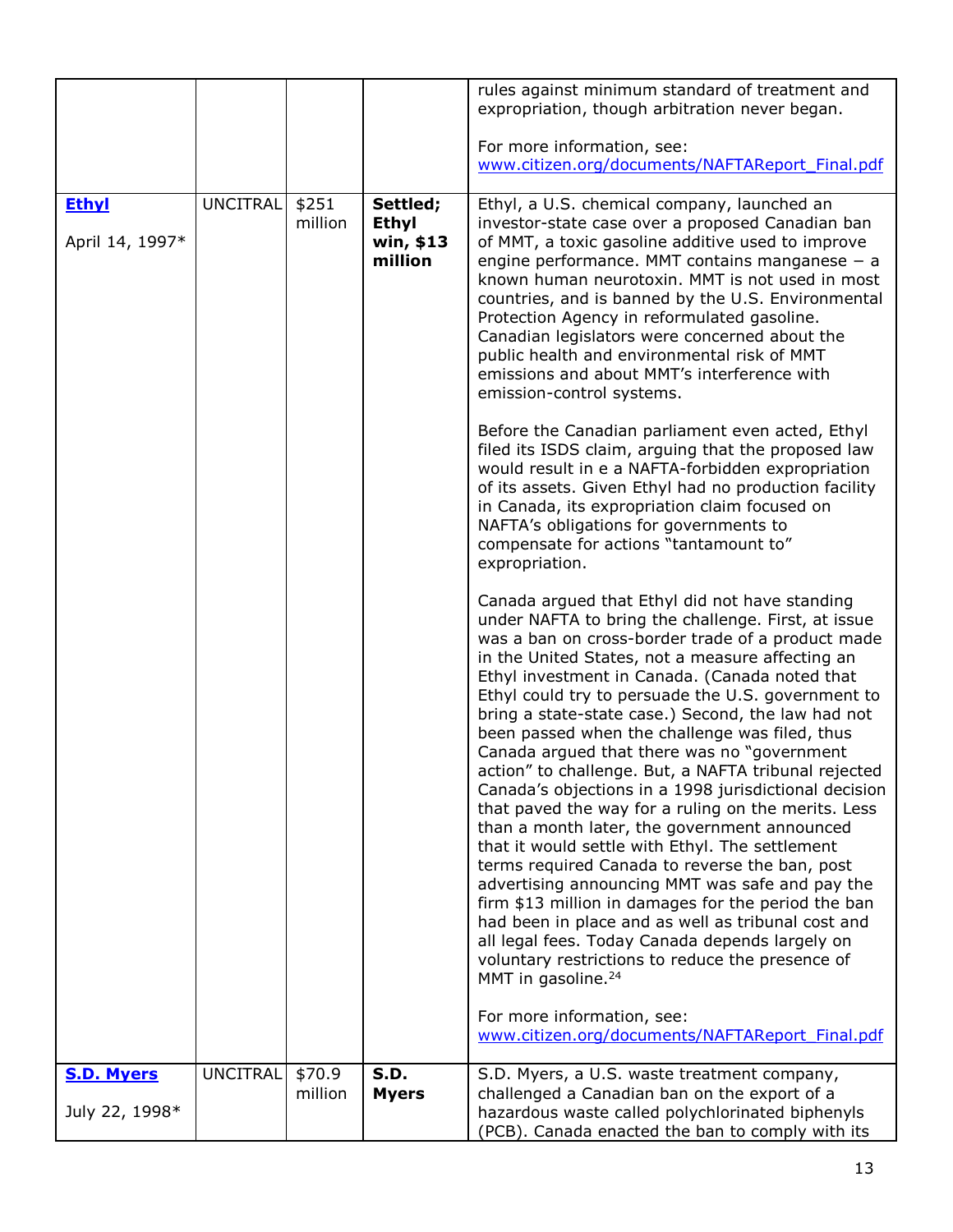| | | | | |
|---|---|---|---|---|
| | | | | rules against minimum standard of treatment and expropriation, though arbitration never began.<br><br>For more information, see: [www.citizen.org/documents/NAFTAReport_Final.pdf](www.citizen.org/documents/NAFTAReport_Final.pdf) |
| [**Ethyl**]()<br><br>April 14, 1997* | UNCITRAL | $251 million | **Settled; Ethyl win, $13 million** | Ethyl, a U.S. chemical company, launched an investor-state case over a proposed Canadian ban of MMT, a toxic gasoline additive used to improve engine performance. MMT contains manganese – a known human neurotoxin. MMT is not used in most countries, and is banned by the U.S. Environmental Protection Agency in reformulated gasoline. Canadian legislators were concerned about the public health and environmental risk of MMT emissions and about MMT's interference with emission-control systems.<br><br>Before the Canadian parliament even acted, Ethyl filed its ISDS claim, arguing that the proposed law would result in e a NAFTA-forbidden expropriation of its assets. Given Ethyl had no production facility in Canada, its expropriation claim focused on NAFTA's obligations for governments to compensate for actions "tantamount to" expropriation.<br><br>Canada argued that Ethyl did not have standing under NAFTA to bring the challenge. First, at issue was a ban on cross-border trade of a product made in the United States, not a measure affecting an Ethyl investment in Canada. (Canada noted that Ethyl could try to persuade the U.S. government to bring a state-state case.) Second, the law had not been passed when the challenge was filed, thus Canada argued that there was no "government action" to challenge. But, a NAFTA tribunal rejected Canada's objections in a 1998 jurisdictional decision that paved the way for a ruling on the merits. Less than a month later, the government announced that it would settle with Ethyl. The settlement terms required Canada to reverse the ban, post advertising announcing MMT was safe and pay the firm $13 million in damages for the period the ban had been in place and as well as tribunal cost and all legal fees. Today Canada depends largely on voluntary restrictions to reduce the presence of MMT in gasoline.[24]<br><br>For more information, see: [www.citizen.org/documents/NAFTAReport_Final.pdf](www.citizen.org/documents/NAFTAReport_Final.pdf) |
| [**S.D. Myers**]()<br><br>July 22, 1998* | UNCITRAL | $70.9 million | **S.D. Myers** | S.D. Myers, a U.S. waste treatment company, challenged a Canadian ban on the export of a hazardous waste called polychlorinated biphenyls (PCB). Canada enacted the ban to comply with its |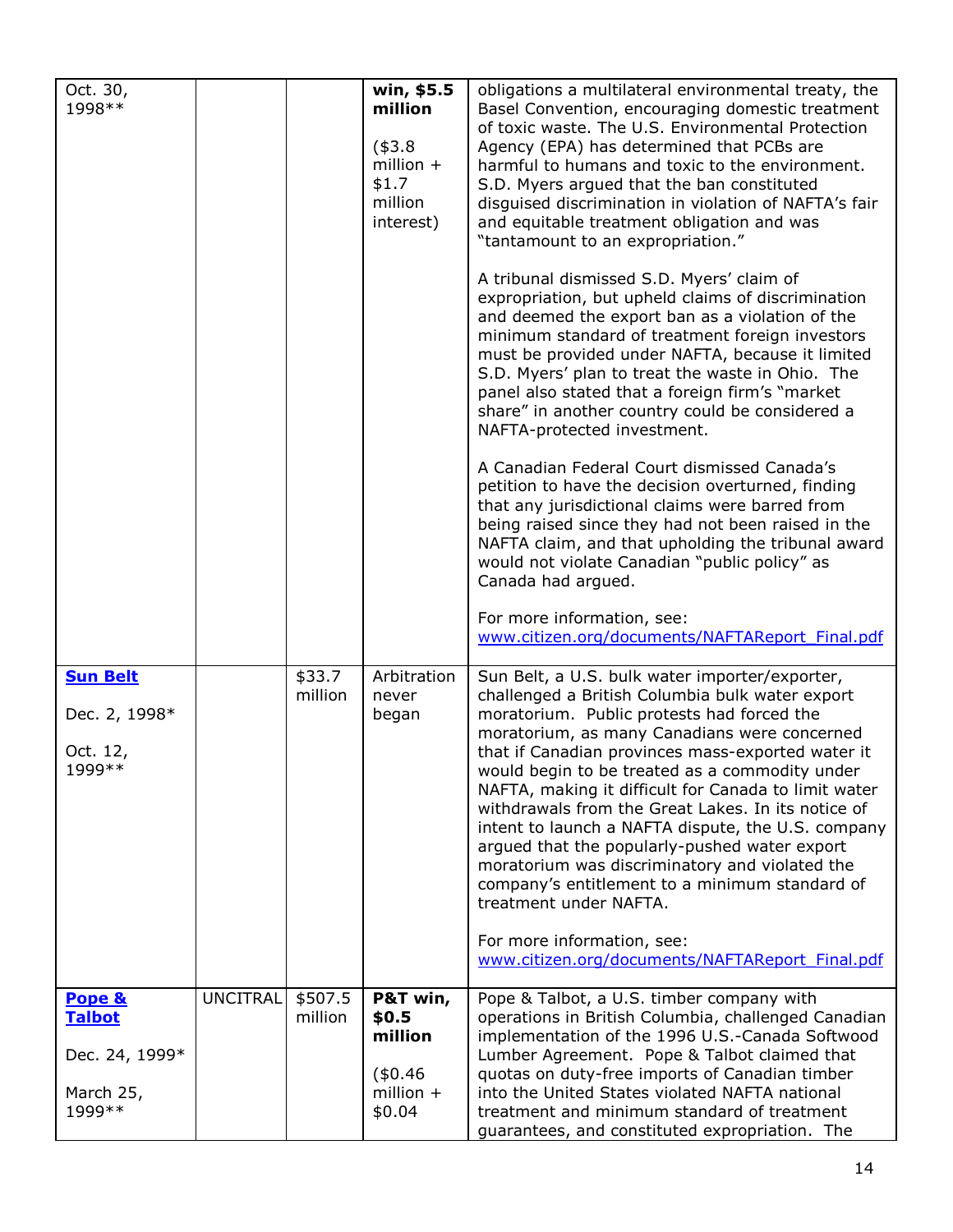| | | | | |
|---|---|---|---|---|
| Oct. 30, 1998** | | | **win, $5.5 million** ($3.8 million + $1.7 million interest) | obligations a multilateral environmental treaty, the Basel Convention, encouraging domestic treatment of toxic waste. The U.S. Environmental Protection Agency (EPA) has determined that PCBs are harmful to humans and toxic to the environment. S.D. Myers argued that the ban constituted disguised discrimination in violation of NAFTA's fair and equitable treatment obligation and was "tantamount to an expropriation."<br><br>A tribunal dismissed S.D. Myers' claim of expropriation, but upheld claims of discrimination and deemed the export ban as a violation of the minimum standard of treatment foreign investors must be provided under NAFTA, because it limited S.D. Myers' plan to treat the waste in Ohio. The panel also stated that a foreign firm's "market share" in another country could be considered a NAFTA-protected investment.<br><br>A Canadian Federal Court dismissed Canada's petition to have the decision overturned, finding that any jurisdictional claims were barred from being raised since they had not been raised in the NAFTA claim, and that upholding the tribunal award would not violate Canadian "public policy" as Canada had argued.<br><br>For more information, see: www.citizen.org/documents/NAFTAReport_Final.pdf |
| **Sun Belt**<br><br>Dec. 2, 1998*<br><br>Oct. 12, 1999** | | $33.7 million | Arbitration never began | Sun Belt, a U.S. bulk water importer/exporter, challenged a British Columbia bulk water export moratorium. Public protests had forced the moratorium, as many Canadians were concerned that if Canadian provinces mass-exported water it would begin to be treated as a commodity under NAFTA, making it difficult for Canada to limit water withdrawals from the Great Lakes. In its notice of intent to launch a NAFTA dispute, the U.S. company argued that the popularly-pushed water export moratorium was discriminatory and violated the company's entitlement to a minimum standard of treatment under NAFTA.<br><br>For more information, see: www.citizen.org/documents/NAFTAReport_Final.pdf |
| **Pope & Talbot**<br><br>Dec. 24, 1999*<br><br>March 25, 1999** | UNCITRAL | $507.5 million | **P&T win, $0.5 million** ($0.46 million + $0.04 | Pope & Talbot, a U.S. timber company with operations in British Columbia, challenged Canadian implementation of the 1996 U.S.-Canada Softwood Lumber Agreement. Pope & Talbot claimed that quotas on duty-free imports of Canadian timber into the United States violated NAFTA national treatment and minimum standard of treatment guarantees, and constituted expropriation. The |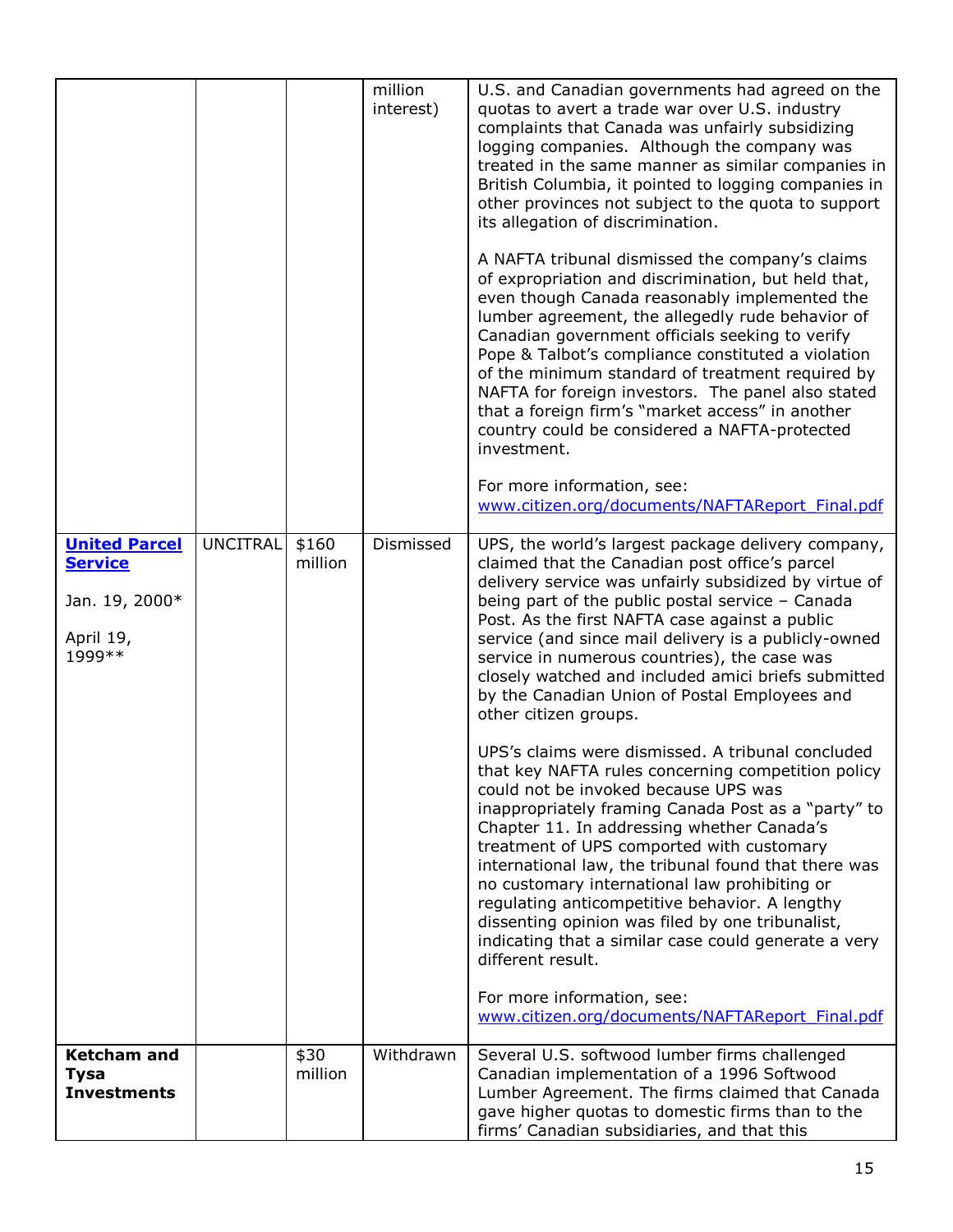| | | | million interest) | U.S. and Canadian governments had agreed on the quotas to avert a trade war over U.S. industry complaints that Canada was unfairly subsidizing logging companies. Although the company was treated in the same manner as similar companies in British Columbia, it pointed to logging companies in other provinces not subject to the quota to support its allegation of discrimination.<br><br>A NAFTA tribunal dismissed the company's claims of expropriation and discrimination, but held that, even though Canada reasonably implemented the lumber agreement, the allegedly rude behavior of Canadian government officials seeking to verify Pope & Talbot's compliance constituted a violation of the minimum standard of treatment required by NAFTA for foreign investors. The panel also stated that a foreign firm's "market access" in another country could be considered a NAFTA-protected investment.<br><br>For more information, see: www.citizen.org/documents/NAFTAReport_Final.pdf |
|---|---|---|---|---|
| **United Parcel Service**<br><br>Jan. 19, 2000*<br><br>April 19, 1999** | UNCITRAL | $160 million | Dismissed | UPS, the world's largest package delivery company, claimed that the Canadian post office's parcel delivery service was unfairly subsidized by virtue of being part of the public postal service – Canada Post. As the first NAFTA case against a public service (and since mail delivery is a publicly-owned service in numerous countries), the case was closely watched and included amici briefs submitted by the Canadian Union of Postal Employees and other citizen groups.<br><br>UPS's claims were dismissed. A tribunal concluded that key NAFTA rules concerning competition policy could not be invoked because UPS was inappropriately framing Canada Post as a "party" to Chapter 11. In addressing whether Canada's treatment of UPS comported with customary international law, the tribunal found that there was no customary international law prohibiting or regulating anticompetitive behavior. A lengthy dissenting opinion was filed by one tribunalist, indicating that a similar case could generate a very different result.<br><br>For more information, see: www.citizen.org/documents/NAFTAReport_Final.pdf |
| **Ketcham and Tysa Investments** | | $30 million | Withdrawn | Several U.S. softwood lumber firms challenged Canadian implementation of a 1996 Softwood Lumber Agreement. The firms claimed that Canada gave higher quotas to domestic firms than to the firms' Canadian subsidiaries, and that this |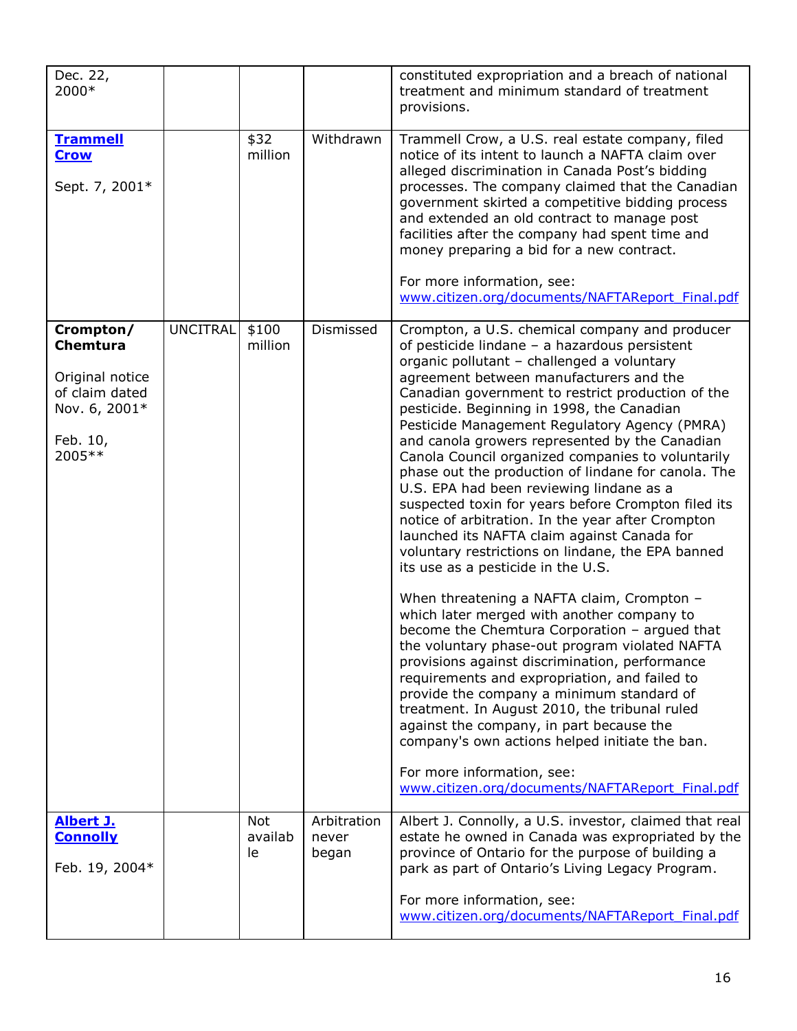| | | | | |
|---|---|---|---|---|
| Dec. 22, 2000* | | | | constituted expropriation and a breach of national treatment and minimum standard of treatment provisions. |
| **Trammell Crow**<br><br>Sept. 7, 2001* | | $32 million | Withdrawn | Trammell Crow, a U.S. real estate company, filed notice of its intent to launch a NAFTA claim over alleged discrimination in Canada Post's bidding processes. The company claimed that the Canadian government skirted a competitive bidding process and extended an old contract to manage post facilities after the company had spent time and money preparing a bid for a new contract.<br><br>For more information, see: www.citizen.org/documents/NAFTAReport_Final.pdf |
| **Crompton/ Chemtura**<br><br>Original notice of claim dated Nov. 6, 2001*<br><br>Feb. 10, 2005** | UNCITRAL | $100 million | Dismissed | Crompton, a U.S. chemical company and producer of pesticide lindane – a hazardous persistent organic pollutant – challenged a voluntary agreement between manufacturers and the Canadian government to restrict production of the pesticide. Beginning in 1998, the Canadian Pesticide Management Regulatory Agency (PMRA) and canola growers represented by the Canadian Canola Council organized companies to voluntarily phase out the production of lindane for canola. The U.S. EPA had been reviewing lindane as a suspected toxin for years before Crompton filed its notice of arbitration. In the year after Crompton launched its NAFTA claim against Canada for voluntary restrictions on lindane, the EPA banned its use as a pesticide in the U.S.<br><br>When threatening a NAFTA claim, Crompton – which later merged with another company to become the Chemtura Corporation – argued that the voluntary phase-out program violated NAFTA provisions against discrimination, performance requirements and expropriation, and failed to provide the company a minimum standard of treatment. In August 2010, the tribunal ruled against the company, in part because the company's own actions helped initiate the ban.<br><br>For more information, see: www.citizen.org/documents/NAFTAReport_Final.pdf |
| **Albert J. Connolly**<br><br>Feb. 19, 2004* | | Not available | Arbitration never began | Albert J. Connolly, a U.S. investor, claimed that real estate he owned in Canada was expropriated by the province of Ontario for the purpose of building a park as part of Ontario's Living Legacy Program.<br><br>For more information, see: www.citizen.org/documents/NAFTAReport_Final.pdf |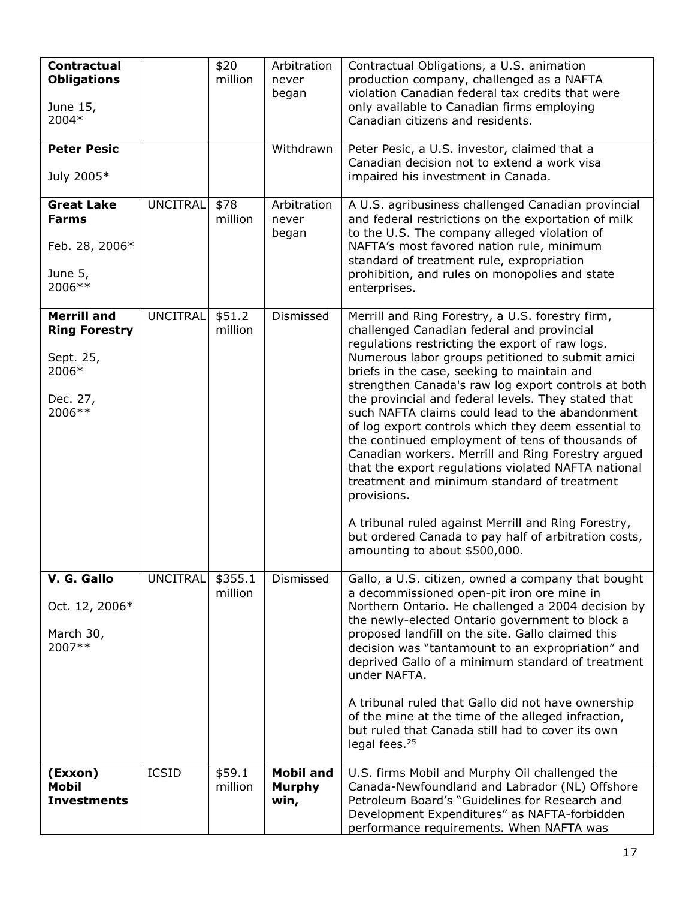| **Contractual Obligations**<br><br>June 15, 2004* | | $20 million | Arbitration never began | Contractual Obligations, a U.S. animation production company, challenged as a NAFTA violation Canadian federal tax credits that were only available to Canadian firms employing Canadian citizens and residents. |
|---|---|---|---|---|
| **Peter Pesic**<br><br>July 2005* | | | Withdrawn | Peter Pesic, a U.S. investor, claimed that a Canadian decision not to extend a work visa impaired his investment in Canada. |
| **Great Lake Farms**<br><br>Feb. 28, 2006*<br><br>June 5, 2006** | UNCITRAL | $78 million | Arbitration never began | A U.S. agribusiness challenged Canadian provincial and federal restrictions on the exportation of milk to the U.S. The company alleged violation of NAFTA's most favored nation rule, minimum standard of treatment rule, expropriation prohibition, and rules on monopolies and state enterprises. |
| **Merrill and Ring Forestry**<br><br>Sept. 25, 2006*<br><br>Dec. 27, 2006** | UNCITRAL | $51.2 million | Dismissed | Merrill and Ring Forestry, a U.S. forestry firm, challenged Canadian federal and provincial regulations restricting the export of raw logs. Numerous labor groups petitioned to submit amici briefs in the case, seeking to maintain and strengthen Canada's raw log export controls at both the provincial and federal levels. They stated that such NAFTA claims could lead to the abandonment of log export controls which they deem essential to the continued employment of tens of thousands of Canadian workers. Merrill and Ring Forestry argued that the export regulations violated NAFTA national treatment and minimum standard of treatment provisions.<br><br>A tribunal ruled against Merrill and Ring Forestry, but ordered Canada to pay half of arbitration costs, amounting to about $500,000. |
| **V. G. Gallo**<br><br>Oct. 12, 2006*<br><br>March 30, 2007** | UNCITRAL | $355.1 million | Dismissed | Gallo, a U.S. citizen, owned a company that bought a decommissioned open-pit iron ore mine in Northern Ontario. He challenged a 2004 decision by the newly-elected Ontario government to block a proposed landfill on the site. Gallo claimed this decision was "tantamount to an expropriation" and deprived Gallo of a minimum standard of treatment under NAFTA.<br><br>A tribunal ruled that Gallo did not have ownership of the mine at the time of the alleged infraction, but ruled that Canada still had to cover its own legal fees.[25] |
| **(Exxon) Mobil Investments** | ICSID | $59.1 million | **Mobil and Murphy win,** | U.S. firms Mobil and Murphy Oil challenged the Canada-Newfoundland and Labrador (NL) Offshore Petroleum Board's "Guidelines for Research and Development Expenditures" as NAFTA-forbidden performance requirements. When NAFTA was |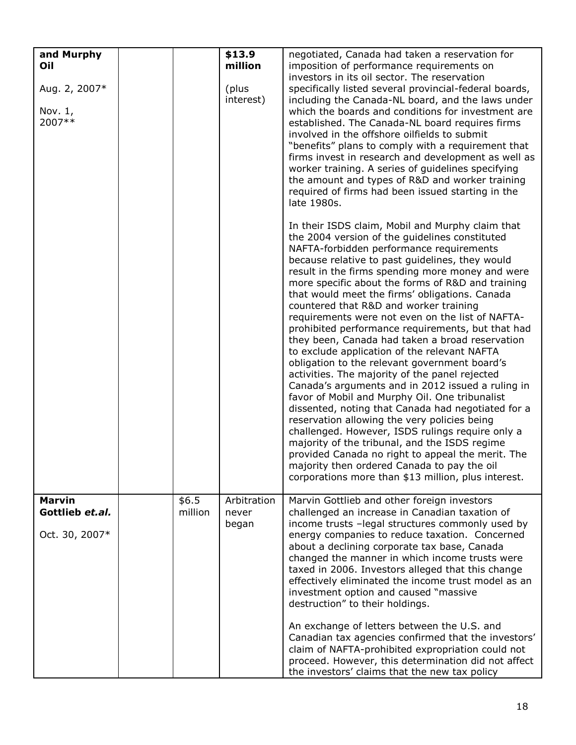| | | | | |
|---|---|---|---|---|
| **and Murphy Oil**<br><br>Aug. 2, 2007*<br><br>Nov. 1, 2007** | | | **$13.9 million**<br><br>(plus interest) | negotiated, Canada had taken a reservation for imposition of performance requirements on investors in its oil sector. The reservation specifically listed several provincial-federal boards, including the Canada-NL board, and the laws under which the boards and conditions for investment are established. The Canada-NL board requires firms involved in the offshore oilfields to submit "benefits" plans to comply with a requirement that firms invest in research and development as well as worker training. A series of guidelines specifying the amount and types of R&D and worker training required of firms had been issued starting in the late 1980s.<br><br>In their ISDS claim, Mobil and Murphy claim that the 2004 version of the guidelines constituted NAFTA-forbidden performance requirements because relative to past guidelines, they would result in the firms spending more money and were more specific about the forms of R&D and training that would meet the firms' obligations. Canada countered that R&D and worker training requirements were not even on the list of NAFTA-prohibited performance requirements, but that had they been, Canada had taken a broad reservation to exclude application of the relevant NAFTA obligation to the relevant government board's activities. The majority of the panel rejected Canada's arguments and in 2012 issued a ruling in favor of Mobil and Murphy Oil. One tribunalist dissented, noting that Canada had negotiated for a reservation allowing the very policies being challenged. However, ISDS rulings require only a majority of the tribunal, and the ISDS regime provided Canada no right to appeal the merit. The majority then ordered Canada to pay the oil corporations more than $13 million, plus interest. |
| **Marvin Gottlieb *et.al.***<br><br>Oct. 30, 2007* | | $6.5 million | Arbitration never began | Marvin Gottlieb and other foreign investors challenged an increase in Canadian taxation of income trusts –legal structures commonly used by energy companies to reduce taxation. Concerned about a declining corporate tax base, Canada changed the manner in which income trusts were taxed in 2006. Investors alleged that this change effectively eliminated the income trust model as an investment option and caused "massive destruction" to their holdings.<br><br>An exchange of letters between the U.S. and Canadian tax agencies confirmed that the investors' claim of NAFTA-prohibited expropriation could not proceed. However, this determination did not affect the investors' claims that the new tax policy |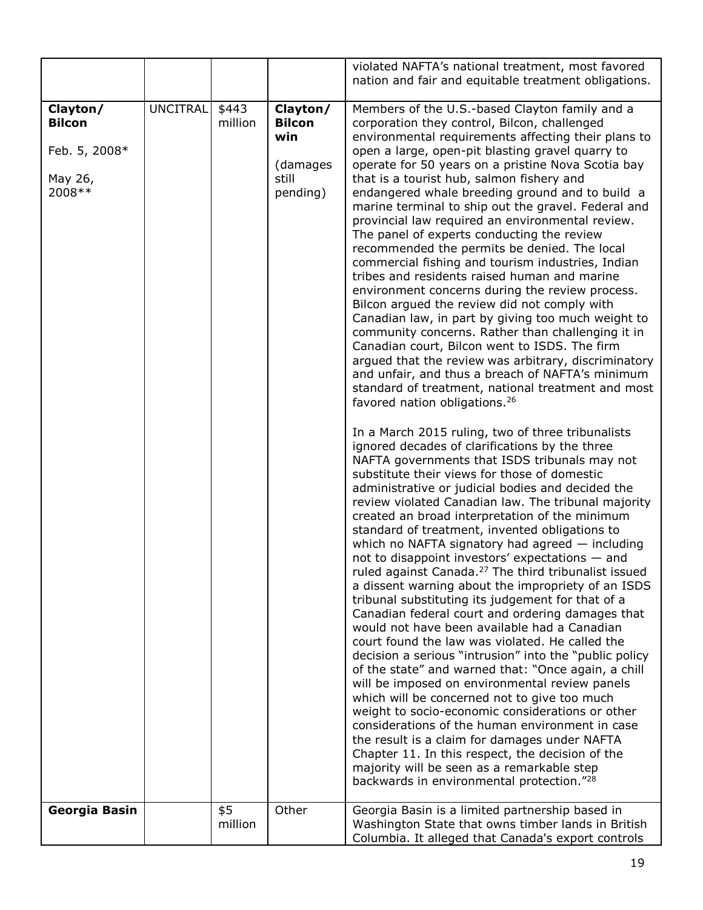| | | | | |
|---|---|---|---|---|
| | | | | violated NAFTA's national treatment, most favored nation and fair and equitable treatment obligations. |
| **Clayton/ Bilcon**<br><br>Feb. 5, 2008*<br><br>May 26, 2008** | UNCITRAL | $443 million | **Clayton/ Bilcon win**<br><br>(damages still pending) | Members of the U.S.-based Clayton family and a corporation they control, Bilcon, challenged environmental requirements affecting their plans to open a large, open-pit blasting gravel quarry to operate for 50 years on a pristine Nova Scotia bay that is a tourist hub, salmon fishery and endangered whale breeding ground and to build a marine terminal to ship out the gravel. Federal and provincial law required an environmental review. The panel of experts conducting the review recommended the permits be denied. The local commercial fishing and tourism industries, Indian tribes and residents raised human and marine environment concerns during the review process. Bilcon argued the review did not comply with Canadian law, in part by giving too much weight to community concerns. Rather than challenging it in Canadian court, Bilcon went to ISDS. The firm argued that the review was arbitrary, discriminatory and unfair, and thus a breach of NAFTA's minimum standard of treatment, national treatment and most favored nation obligations.[26]<br><br>In a March 2015 ruling, two of three tribunalists ignored decades of clarifications by the three NAFTA governments that ISDS tribunals may not substitute their views for those of domestic administrative or judicial bodies and decided the review violated Canadian law. The tribunal majority created an broad interpretation of the minimum standard of treatment, invented obligations to which no NAFTA signatory had agreed — including not to disappoint investors' expectations — and ruled against Canada.[27] The third tribunalist issued a dissent warning about the impropriety of an ISDS tribunal substituting its judgement for that of a Canadian federal court and ordering damages that would not have been available had a Canadian court found the law was violated. He called the decision a serious "intrusion" into the "public policy of the state" and warned that: "Once again, a chill will be imposed on environmental review panels which will be concerned not to give too much weight to socio-economic considerations or other considerations of the human environment in case the result is a claim for damages under NAFTA Chapter 11. In this respect, the decision of the majority will be seen as a remarkable step backwards in environmental protection."[28] |
| **Georgia Basin** | | $5 million | Other | Georgia Basin is a limited partnership based in Washington State that owns timber lands in British Columbia. It alleged that Canada's export controls |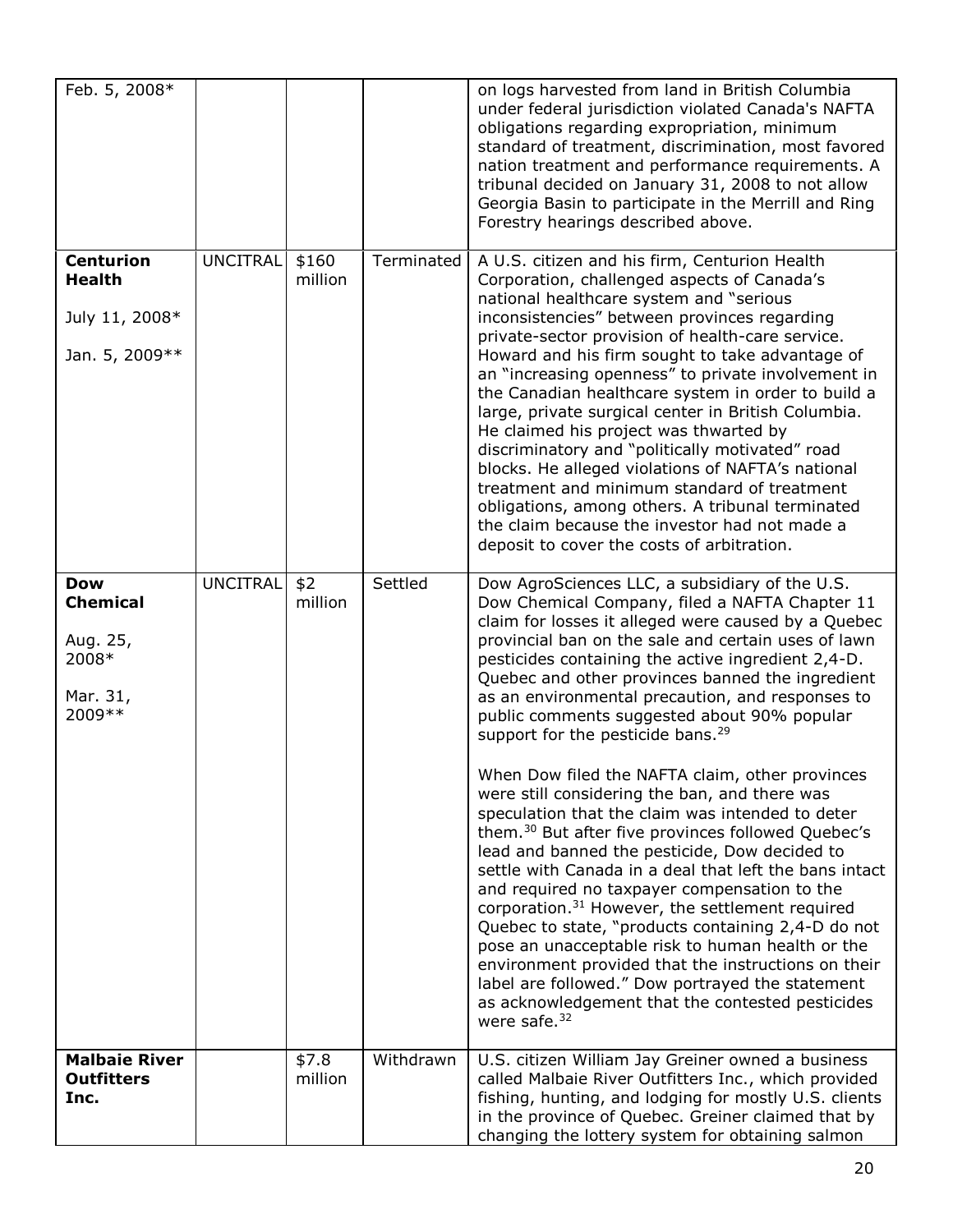| | | | | |
|---|---|---|---|---|
| Feb. 5, 2008* | | | | on logs harvested from land in British Columbia under federal jurisdiction violated Canada's NAFTA obligations regarding expropriation, minimum standard of treatment, discrimination, most favored nation treatment and performance requirements. A tribunal decided on January 31, 2008 to not allow Georgia Basin to participate in the Merrill and Ring Forestry hearings described above. |
| **Centurion Health**<br><br>July 11, 2008*<br><br>Jan. 5, 2009** | UNCITRAL | $160 million | Terminated | A U.S. citizen and his firm, Centurion Health Corporation, challenged aspects of Canada's national healthcare system and "serious inconsistencies" between provinces regarding private-sector provision of health-care service. Howard and his firm sought to take advantage of an "increasing openness" to private involvement in the Canadian healthcare system in order to build a large, private surgical center in British Columbia. He claimed his project was thwarted by discriminatory and "politically motivated" road blocks. He alleged violations of NAFTA's national treatment and minimum standard of treatment obligations, among others. A tribunal terminated the claim because the investor had not made a deposit to cover the costs of arbitration. |
| **Dow Chemical**<br><br>Aug. 25, 2008*<br><br>Mar. 31, 2009** | UNCITRAL | $2 million | Settled | Dow AgroSciences LLC, a subsidiary of the U.S. Dow Chemical Company, filed a NAFTA Chapter 11 claim for losses it alleged were caused by a Quebec provincial ban on the sale and certain uses of lawn pesticides containing the active ingredient 2,4-D. Quebec and other provinces banned the ingredient as an environmental precaution, and responses to public comments suggested about 90% popular support for the pesticide bans.[29]<br><br>When Dow filed the NAFTA claim, other provinces were still considering the ban, and there was speculation that the claim was intended to deter them.[30] But after five provinces followed Quebec's lead and banned the pesticide, Dow decided to settle with Canada in a deal that left the bans intact and required no taxpayer compensation to the corporation.[31] However, the settlement required Quebec to state, "products containing 2,4-D do not pose an unacceptable risk to human health or the environment provided that the instructions on their label are followed." Dow portrayed the statement as acknowledgement that the contested pesticides were safe.[32] |
| **Malbaie River Outfitters Inc.** | | $7.8 million | Withdrawn | U.S. citizen William Jay Greiner owned a business called Malbaie River Outfitters Inc., which provided fishing, hunting, and lodging for mostly U.S. clients in the province of Quebec. Greiner claimed that by changing the lottery system for obtaining salmon |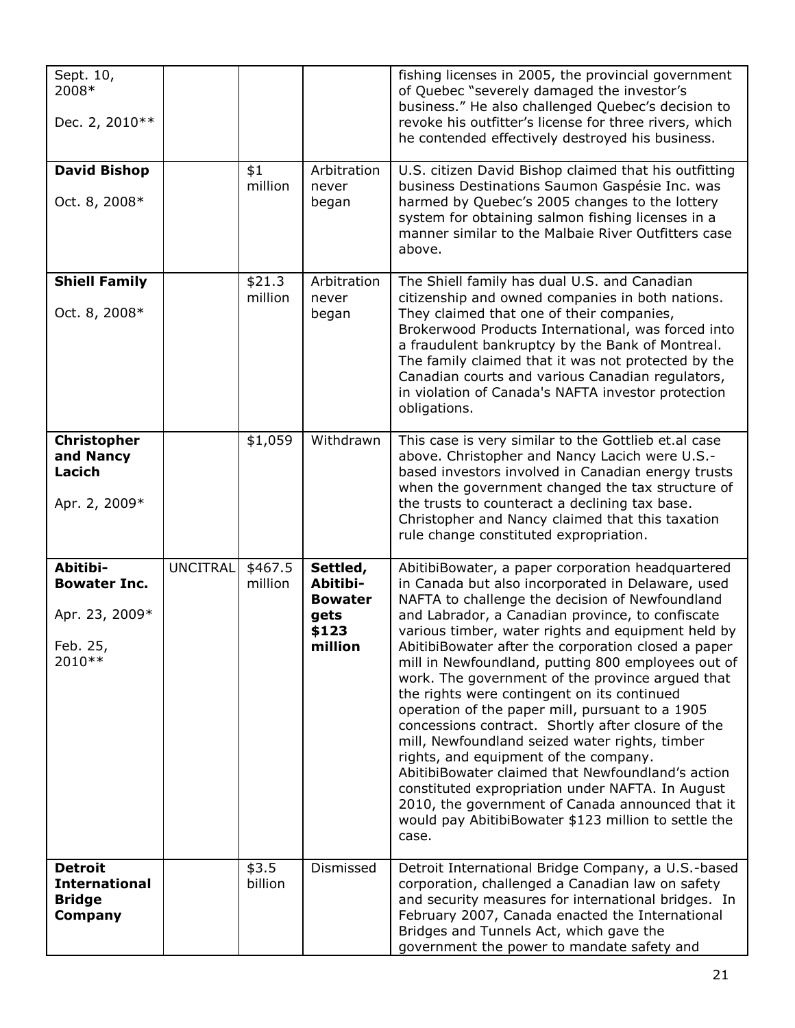| | | | | |
|---|---|---|---|---|
| Sept. 10, 2008*<br><br>Dec. 2, 2010** | | | | fishing licenses in 2005, the provincial government of Quebec "severely damaged the investor's business." He also challenged Quebec's decision to revoke his outfitter's license for three rivers, which he contended effectively destroyed his business. |
| **David Bishop**<br><br>Oct. 8, 2008* | | $1 million | Arbitration never began | U.S. citizen David Bishop claimed that his outfitting business Destinations Saumon Gaspésie Inc. was harmed by Quebec's 2005 changes to the lottery system for obtaining salmon fishing licenses in a manner similar to the Malbaie River Outfitters case above. |
| **Shiell Family**<br><br>Oct. 8, 2008* | | $21.3 million | Arbitration never began | The Shiell family has dual U.S. and Canadian citizenship and owned companies in both nations. They claimed that one of their companies, Brokerwood Products International, was forced into a fraudulent bankruptcy by the Bank of Montreal. The family claimed that it was not protected by the Canadian courts and various Canadian regulators, in violation of Canada's NAFTA investor protection obligations. |
| **Christopher and Nancy Lacich**<br><br>Apr. 2, 2009* | | $1,059 | Withdrawn | This case is very similar to the Gottlieb et.al case above. Christopher and Nancy Lacich were U.S.-based investors involved in Canadian energy trusts when the government changed the tax structure of the trusts to counteract a declining tax base. Christopher and Nancy claimed that this taxation rule change constituted expropriation. |
| **Abitibi-Bowater Inc.**<br><br>Apr. 23, 2009*<br><br>Feb. 25, 2010** | UNCITRAL | $467.5 million | **Settled, Abitibi-Bowater gets $123 million** | AbitibiBowater, a paper corporation headquartered in Canada but also incorporated in Delaware, used NAFTA to challenge the decision of Newfoundland and Labrador, a Canadian province, to confiscate various timber, water rights and equipment held by AbitibiBowater after the corporation closed a paper mill in Newfoundland, putting 800 employees out of work. The government of the province argued that the rights were contingent on its continued operation of the paper mill, pursuant to a 1905 concessions contract. Shortly after closure of the mill, Newfoundland seized water rights, timber rights, and equipment of the company. AbitibiBowater claimed that Newfoundland's action constituted expropriation under NAFTA. In August 2010, the government of Canada announced that it would pay AbitibiBowater $123 million to settle the case. |
| **Detroit International Bridge Company** | | $3.5 billion | Dismissed | Detroit International Bridge Company, a U.S.-based corporation, challenged a Canadian law on safety and security measures for international bridges. In February 2007, Canada enacted the International Bridges and Tunnels Act, which gave the government the power to mandate safety and |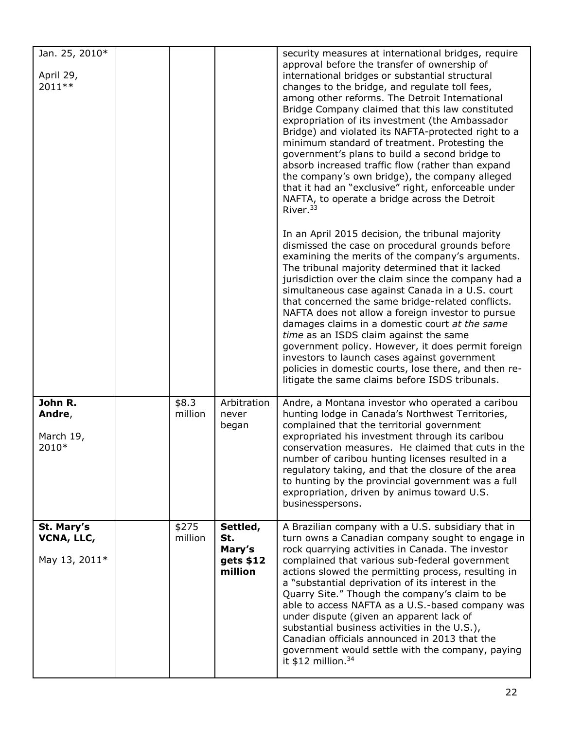| | | | | |
|---|---|---|---|---|
| Jan. 25, 2010*<br><br>April 29, 2011** | | | | security measures at international bridges, require approval before the transfer of ownership of international bridges or substantial structural changes to the bridge, and regulate toll fees, among other reforms. The Detroit International Bridge Company claimed that this law constituted expropriation of its investment (the Ambassador Bridge) and violated its NAFTA-protected right to a minimum standard of treatment. Protesting the government's plans to build a second bridge to absorb increased traffic flow (rather than expand the company's own bridge), the company alleged that it had an "exclusive" right, enforceable under NAFTA, to operate a bridge across the Detroit River.[33]<br><br>In an April 2015 decision, the tribunal majority dismissed the case on procedural grounds before examining the merits of the company's arguments. The tribunal majority determined that it lacked jurisdiction over the claim since the company had a simultaneous case against Canada in a U.S. court that concerned the same bridge-related conflicts. NAFTA does not allow a foreign investor to pursue damages claims in a domestic court *at the same time* as an ISDS claim against the same government policy. However, it does permit foreign investors to launch cases against government policies in domestic courts, lose there, and then re-litigate the same claims before ISDS tribunals. |
| **John R. Andre**,<br><br>March 19, 2010* | | $8.3 million | Arbitration never began | Andre, a Montana investor who operated a caribou hunting lodge in Canada's Northwest Territories, complained that the territorial government expropriated his investment through its caribou conservation measures. He claimed that cuts in the number of caribou hunting licenses resulted in a regulatory taking, and that the closure of the area to hunting by the provincial government was a full expropriation, driven by animus toward U.S. businesspersons. |
| **St. Mary's VCNA, LLC**,<br><br>May 13, 2011* | | $275 million | **Settled, St. Mary's gets $12 million** | A Brazilian company with a U.S. subsidiary that in turn owns a Canadian company sought to engage in rock quarrying activities in Canada. The investor complained that various sub-federal government actions slowed the permitting process, resulting in a "substantial deprivation of its interest in the Quarry Site." Though the company's claim to be able to access NAFTA as a U.S.-based company was under dispute (given an apparent lack of substantial business activities in the U.S.), Canadian officials announced in 2013 that the government would settle with the company, paying it $12 million.[34] |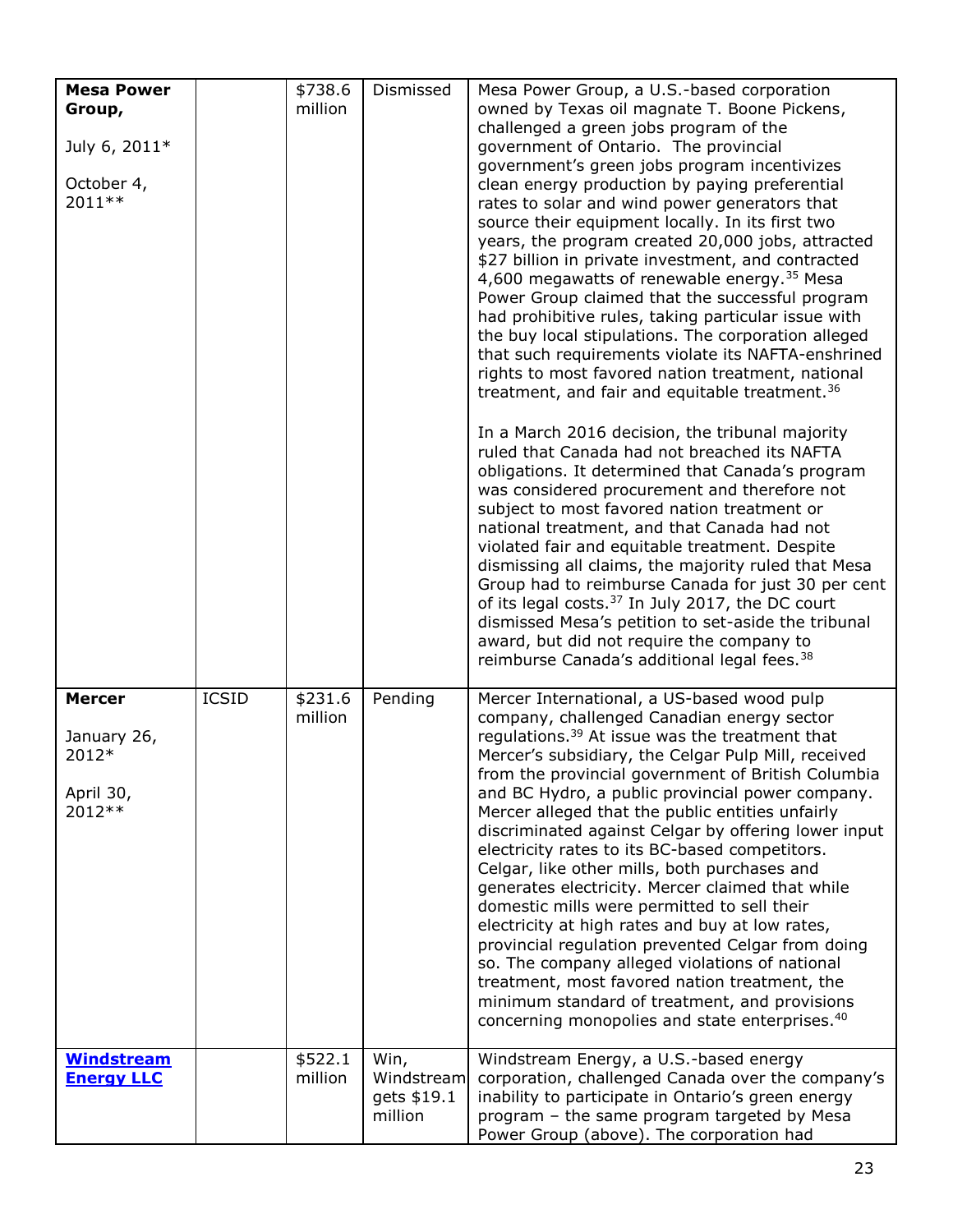| | | | | |
|---|---|---|---|---|
| **Mesa Power Group,**<br><br>July 6, 2011*<br><br>October 4, 2011** | | $738.6 million | Dismissed | Mesa Power Group, a U.S.-based corporation owned by Texas oil magnate T. Boone Pickens, challenged a green jobs program of the government of Ontario. The provincial government's green jobs program incentivizes clean energy production by paying preferential rates to solar and wind power generators that source their equipment locally. In its first two years, the program created 20,000 jobs, attracted $27 billion in private investment, and contracted 4,600 megawatts of renewable energy.[35] Mesa Power Group claimed that the successful program had prohibitive rules, taking particular issue with the buy local stipulations. The corporation alleged that such requirements violate its NAFTA-enshrined rights to most favored nation treatment, national treatment, and fair and equitable treatment.[36]<br><br>In a March 2016 decision, the tribunal majority ruled that Canada had not breached its NAFTA obligations. It determined that Canada's program was considered procurement and therefore not subject to most favored nation treatment or national treatment, and that Canada had not violated fair and equitable treatment. Despite dismissing all claims, the majority ruled that Mesa Group had to reimburse Canada for just 30 per cent of its legal costs.[37] In July 2017, the DC court dismissed Mesa's petition to set-aside the tribunal award, but did not require the company to reimburse Canada's additional legal fees.[38] |
| **Mercer**<br><br>January 26, 2012*<br><br>April 30, 2012** | ICSID | $231.6 million | Pending | Mercer International, a US-based wood pulp company, challenged Canadian energy sector regulations.[39] At issue was the treatment that Mercer's subsidiary, the Celgar Pulp Mill, received from the provincial government of British Columbia and BC Hydro, a public provincial power company. Mercer alleged that the public entities unfairly discriminated against Celgar by offering lower input electricity rates to its BC-based competitors. Celgar, like other mills, both purchases and generates electricity. Mercer claimed that while domestic mills were permitted to sell their electricity at high rates and buy at low rates, provincial regulation prevented Celgar from doing so. The company alleged violations of national treatment, most favored nation treatment, the minimum standard of treatment, and provisions concerning monopolies and state enterprises.[40] |
| **Windstream Energy LLC** | | $522.1 million | Win, Windstream gets $19.1 million | Windstream Energy, a U.S.-based energy corporation, challenged Canada over the company's inability to participate in Ontario's green energy program – the same program targeted by Mesa Power Group (above). The corporation had |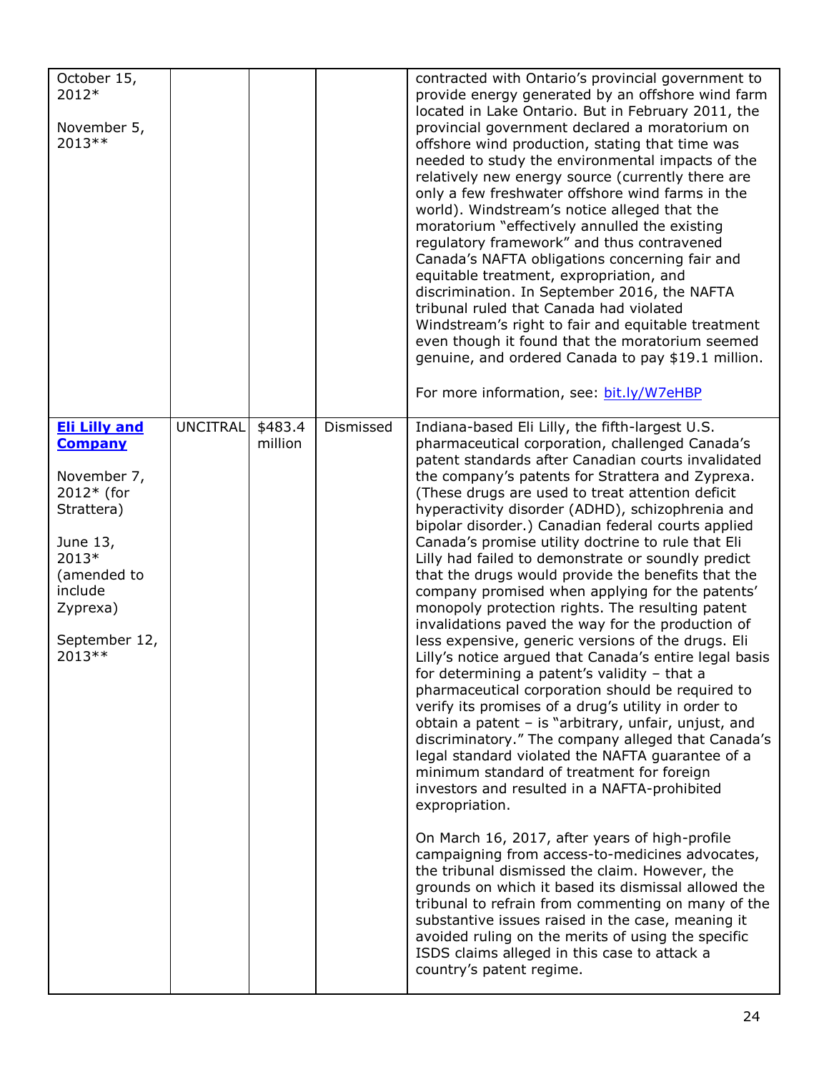| | | | | |
|---|---|---|---|---|
| October 15, 2012*<br><br>November 5, 2013** | | | | contracted with Ontario's provincial government to provide energy generated by an offshore wind farm located in Lake Ontario. But in February 2011, the provincial government declared a moratorium on offshore wind production, stating that time was needed to study the environmental impacts of the relatively new energy source (currently there are only a few freshwater offshore wind farms in the world). Windstream's notice alleged that the moratorium "effectively annulled the existing regulatory framework" and thus contravened Canada's NAFTA obligations concerning fair and equitable treatment, expropriation, and discrimination. In September 2016, the NAFTA tribunal ruled that Canada had violated Windstream's right to fair and equitable treatment even though it found that the moratorium seemed genuine, and ordered Canada to pay $19.1 million.<br><br>For more information, see: bit.ly/W7eHBP |
| **Eli Lilly and Company**<br><br>November 7, 2012* (for Strattera)<br><br>June 13, 2013* (amended to include Zyprexa)<br><br>September 12, 2013** | UNCITRAL | $483.4 million | Dismissed | Indiana-based Eli Lilly, the fifth-largest U.S. pharmaceutical corporation, challenged Canada's patent standards after Canadian courts invalidated the company's patents for Strattera and Zyprexa. (These drugs are used to treat attention deficit hyperactivity disorder (ADHD), schizophrenia and bipolar disorder.) Canadian federal courts applied Canada's promise utility doctrine to rule that Eli Lilly had failed to demonstrate or soundly predict that the drugs would provide the benefits that the company promised when applying for the patents' monopoly protection rights. The resulting patent invalidations paved the way for the production of less expensive, generic versions of the drugs. Eli Lilly's notice argued that Canada's entire legal basis for determining a patent's validity – that a pharmaceutical corporation should be required to verify its promises of a drug's utility in order to obtain a patent – is "arbitrary, unfair, unjust, and discriminatory." The company alleged that Canada's legal standard violated the NAFTA guarantee of a minimum standard of treatment for foreign investors and resulted in a NAFTA-prohibited expropriation.<br><br>On March 16, 2017, after years of high-profile campaigning from access-to-medicines advocates, the tribunal dismissed the claim. However, the grounds on which it based its dismissal allowed the tribunal to refrain from commenting on many of the substantive issues raised in the case, meaning it avoided ruling on the merits of using the specific ISDS claims alleged in this case to attack a country's patent regime. |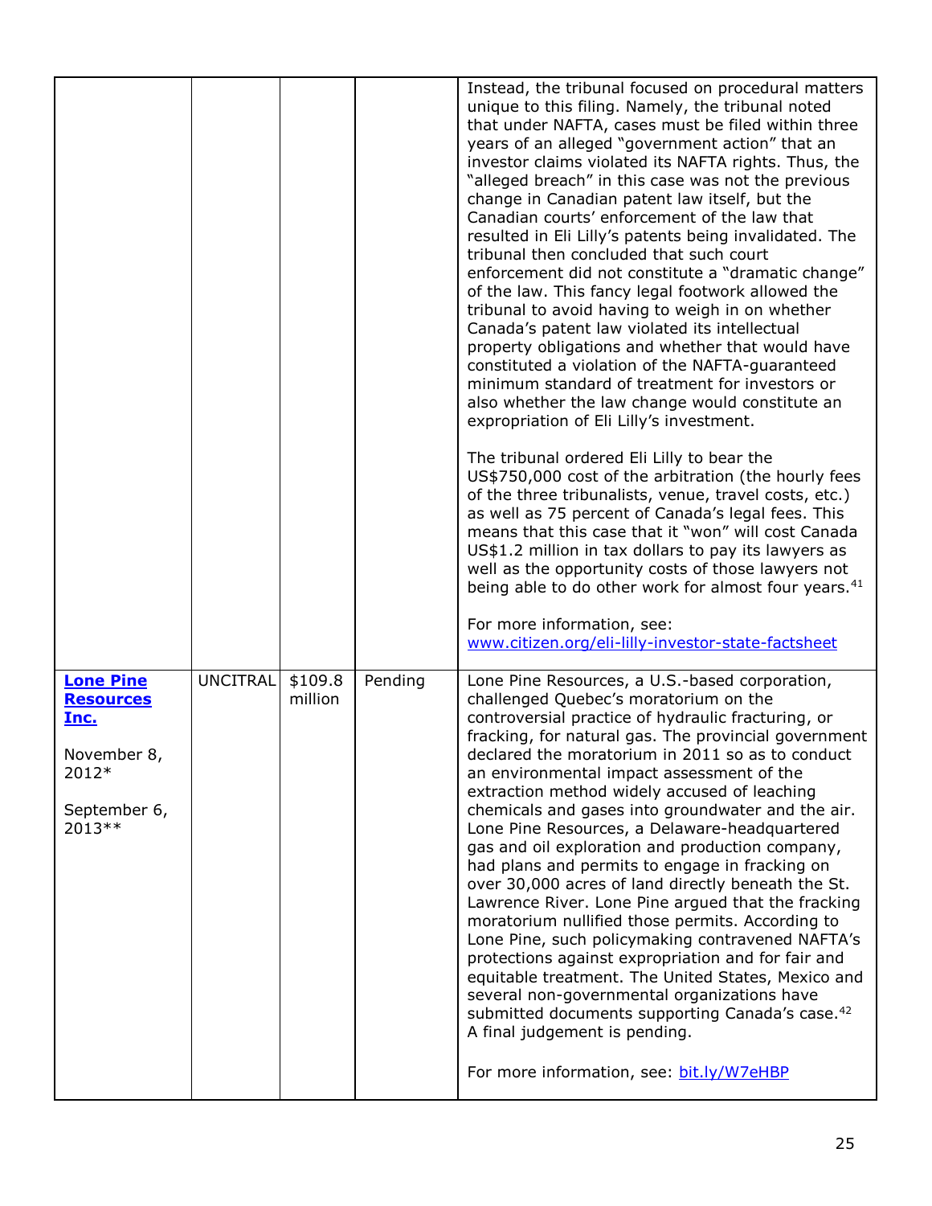| | | | | |
|---|---|---|---|---|
| | | | | Instead, the tribunal focused on procedural matters unique to this filing. Namely, the tribunal noted that under NAFTA, cases must be filed within three years of an alleged "government action" that an investor claims violated its NAFTA rights. Thus, the "alleged breach" in this case was not the previous change in Canadian patent law itself, but the Canadian courts' enforcement of the law that resulted in Eli Lilly's patents being invalidated. The tribunal then concluded that such court enforcement did not constitute a "dramatic change" of the law. This fancy legal footwork allowed the tribunal to avoid having to weigh in on whether Canada's patent law violated its intellectual property obligations and whether that would have constituted a violation of the NAFTA-guaranteed minimum standard of treatment for investors or also whether the law change would constitute an expropriation of Eli Lilly's investment.<br><br>The tribunal ordered Eli Lilly to bear the US$750,000 cost of the arbitration (the hourly fees of the three tribunalists, venue, travel costs, etc.) as well as 75 percent of Canada's legal fees. This means that this case that it "won" will cost Canada US$1.2 million in tax dollars to pay its lawyers as well as the opportunity costs of those lawyers not being able to do other work for almost four years.[41]<br><br>For more information, see: [www.citizen.org/eli-lilly-investor-state-factsheet](www.citizen.org/eli-lilly-investor-state-factsheet) |
| **Lone Pine Resources Inc.**<br><br>November 8, 2012*<br><br>September 6, 2013** | UNCITRAL | $109.8 million | Pending | Lone Pine Resources, a U.S.-based corporation, challenged Quebec's moratorium on the controversial practice of hydraulic fracturing, or fracking, for natural gas. The provincial government declared the moratorium in 2011 so as to conduct an environmental impact assessment of the extraction method widely accused of leaching chemicals and gases into groundwater and the air. Lone Pine Resources, a Delaware-headquartered gas and oil exploration and production company, had plans and permits to engage in fracking on over 30,000 acres of land directly beneath the St. Lawrence River. Lone Pine argued that the fracking moratorium nullified those permits. According to Lone Pine, such policymaking contravened NAFTA's protections against expropriation and for fair and equitable treatment. The United States, Mexico and several non-governmental organizations have submitted documents supporting Canada's case.[42] A final judgement is pending.<br><br>For more information, see: [bit.ly/W7eHBP](bit.ly/W7eHBP) |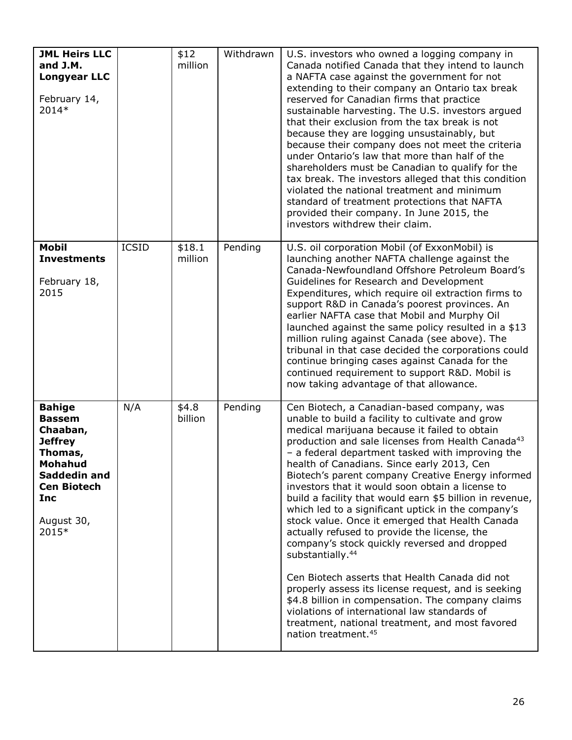| **JML Heirs LLC and J.M. Longyear LLC**<br><br>February 14, 2014* | | $12 million | Withdrawn | U.S. investors who owned a logging company in Canada notified Canada that they intend to launch a NAFTA case against the government for not extending to their company an Ontario tax break reserved for Canadian firms that practice sustainable harvesting. The U.S. investors argued that their exclusion from the tax break is not because they are logging unsustainably, but because their company does not meet the criteria under Ontario's law that more than half of the shareholders must be Canadian to qualify for the tax break. The investors alleged that this condition violated the national treatment and minimum standard of treatment protections that NAFTA provided their company. In June 2015, the investors withdrew their claim. |
|---|---|---|---|---|
| **Mobil Investments**<br><br>February 18, 2015 | ICSID | $18.1 million | Pending | U.S. oil corporation Mobil (of ExxonMobil) is launching another NAFTA challenge against the Canada-Newfoundland Offshore Petroleum Board's Guidelines for Research and Development Expenditures, which require oil extraction firms to support R&D in Canada's poorest provinces. An earlier NAFTA case that Mobil and Murphy Oil launched against the same policy resulted in a $13 million ruling against Canada (see above). The tribunal in that case decided the corporations could continue bringing cases against Canada for the continued requirement to support R&D. Mobil is now taking advantage of that allowance. |
| **Bahige Bassem Chaaban, Jeffrey Thomas, Mohahud Saddedin and Cen Biotech Inc**<br><br>August 30, 2015* | N/A | $4.8 billion | Pending | Cen Biotech, a Canadian-based company, was unable to build a facility to cultivate and grow medical marijuana because it failed to obtain production and sale licenses from Health Canada[43] – a federal department tasked with improving the health of Canadians. Since early 2013, Cen Biotech's parent company Creative Energy informed investors that it would soon obtain a license to build a facility that would earn $5 billion in revenue, which led to a significant uptick in the company's stock value. Once it emerged that Health Canada actually refused to provide the license, the company's stock quickly reversed and dropped substantially.[44]<br><br>Cen Biotech asserts that Health Canada did not properly assess its license request, and is seeking $4.8 billion in compensation. The company claims violations of international law standards of treatment, national treatment, and most favored nation treatment.[45] |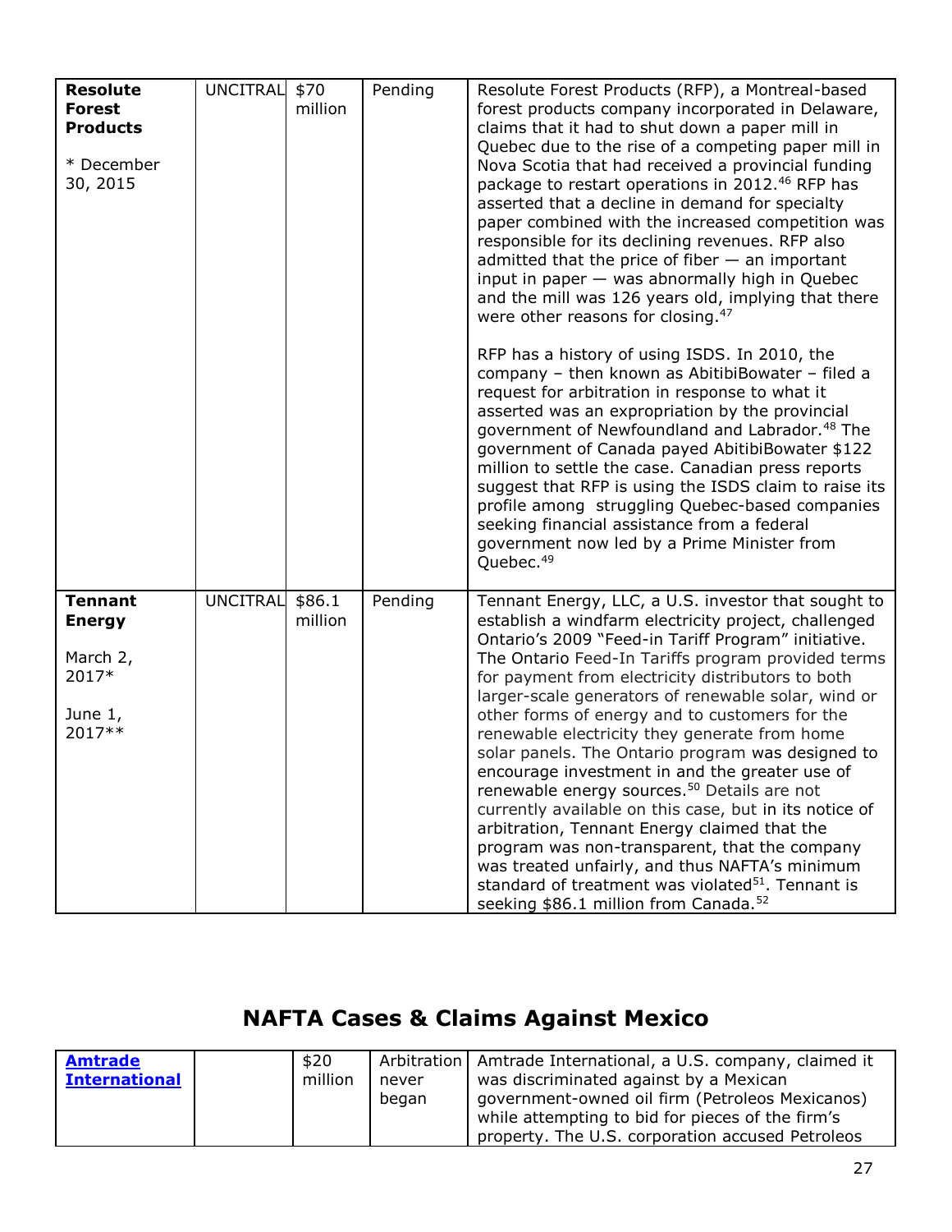| | | | | |
|---|---|---|---|---|
| **Resolute Forest Products**<br><br>* December 30, 2015 | UNCITRAL | $70 million | Pending | Resolute Forest Products (RFP), a Montreal-based forest products company incorporated in Delaware, claims that it had to shut down a paper mill in Quebec due to the rise of a competing paper mill in Nova Scotia that had received a provincial funding package to restart operations in 2012.[46] RFP has asserted that a decline in demand for specialty paper combined with the increased competition was responsible for its declining revenues. RFP also admitted that the price of fiber — an important input in paper — was abnormally high in Quebec and the mill was 126 years old, implying that there were other reasons for closing.[47]<br><br>RFP has a history of using ISDS. In 2010, the company – then known as AbitibiBowater – filed a request for arbitration in response to what it asserted was an expropriation by the provincial government of Newfoundland and Labrador.[48] The government of Canada payed AbitibiBowater $122 million to settle the case. Canadian press reports suggest that RFP is using the ISDS claim to raise its profile among struggling Quebec-based companies seeking financial assistance from a federal government now led by a Prime Minister from Quebec.[49] |
| **Tennant Energy**<br><br>March 2, 2017*<br><br>June 1, 2017** | UNCITRAL | $86.1 million | Pending | Tennant Energy, LLC, a U.S. investor that sought to establish a windfarm electricity project, challenged Ontario's 2009 "Feed-in Tariff Program" initiative. The Ontario Feed-In Tariffs program provided terms for payment from electricity distributors to both larger-scale generators of renewable solar, wind or other forms of energy and to customers for the renewable electricity they generate from home solar panels. The Ontario program was designed to encourage investment in and the greater use of renewable energy sources.[50] Details are not currently available on this case, but in its notice of arbitration, Tennant Energy claimed that the program was non-transparent, that the company was treated unfairly, and thus NAFTA's minimum standard of treatment was violated[51]. Tennant is seeking $86.1 million from Canada.[52] |

## NAFTA Cases & Claims Against Mexico

| | | | | |
|---|---|---|---|---|
| **Amtrade International** | | $20 million | Arbitration never began | Amtrade International, a U.S. company, claimed it was discriminated against by a Mexican government-owned oil firm (Petroleos Mexicanos) while attempting to bid for pieces of the firm's property. The U.S. corporation accused Petroleos |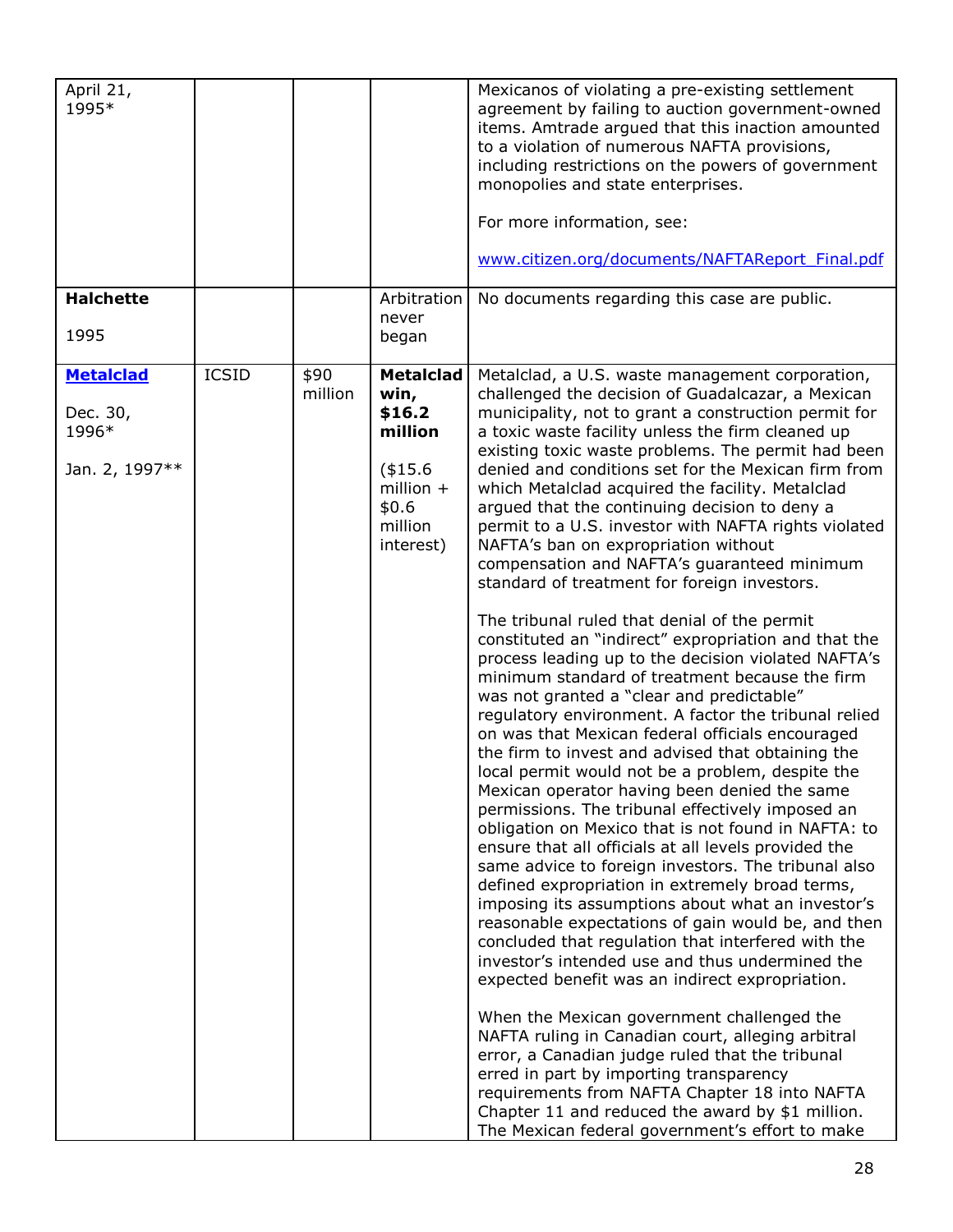| | | | | |
|---|---|---|---|---|
| April 21, 1995* | | | | Mexicanos of violating a pre-existing settlement agreement by failing to auction government-owned items. Amtrade argued that this inaction amounted to a violation of numerous NAFTA provisions, including restrictions on the powers of government monopolies and state enterprises.<br><br>For more information, see:<br><br>[www.citizen.org/documents/NAFTAReport_Final.pdf](www.citizen.org/documents/NAFTAReport_Final.pdf) |
| **Halchette**<br><br>1995 | | | Arbitration never began | No documents regarding this case are public. |
| **[Metalclad](#)**<br><br>Dec. 30, 1996*<br><br>Jan. 2, 1997** | ICSID | $90 million | **Metalclad win, $16.2 million**<br><br>($15.6 million + $0.6 million interest) | Metalclad, a U.S. waste management corporation, challenged the decision of Guadalcazar, a Mexican municipality, not to grant a construction permit for a toxic waste facility unless the firm cleaned up existing toxic waste problems. The permit had been denied and conditions set for the Mexican firm from which Metalclad acquired the facility. Metalclad argued that the continuing decision to deny a permit to a U.S. investor with NAFTA rights violated NAFTA's ban on expropriation without compensation and NAFTA's guaranteed minimum standard of treatment for foreign investors.<br><br>The tribunal ruled that denial of the permit constituted an "indirect" expropriation and that the process leading up to the decision violated NAFTA's minimum standard of treatment because the firm was not granted a "clear and predictable" regulatory environment. A factor the tribunal relied on was that Mexican federal officials encouraged the firm to invest and advised that obtaining the local permit would not be a problem, despite the Mexican operator having been denied the same permissions. The tribunal effectively imposed an obligation on Mexico that is not found in NAFTA: to ensure that all officials at all levels provided the same advice to foreign investors. The tribunal also defined expropriation in extremely broad terms, imposing its assumptions about what an investor's reasonable expectations of gain would be, and then concluded that regulation that interfered with the investor's intended use and thus undermined the expected benefit was an indirect expropriation.<br><br>When the Mexican government challenged the NAFTA ruling in Canadian court, alleging arbitral error, a Canadian judge ruled that the tribunal erred in part by importing transparency requirements from NAFTA Chapter 18 into NAFTA Chapter 11 and reduced the award by $1 million. The Mexican federal government's effort to make |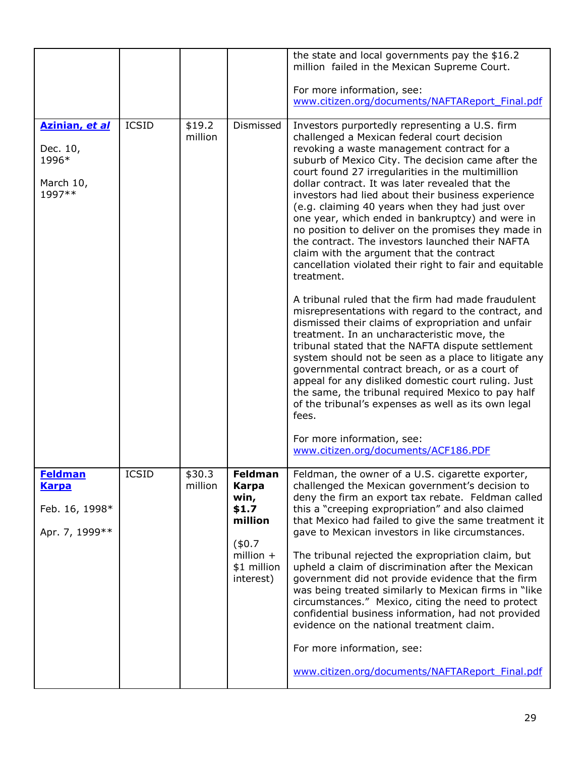| | | | | |
|---|---|---|---|---|
| | | | | the state and local governments pay the $16.2 million failed in the Mexican Supreme Court.<br><br>For more information, see: www.citizen.org/documents/NAFTAReport_Final.pdf |
| **Azinian, *et al***<br><br>Dec. 10, 1996*<br><br>March 10, 1997** | ICSID | $19.2 million | Dismissed | Investors purportedly representing a U.S. firm challenged a Mexican federal court decision revoking a waste management contract for a suburb of Mexico City. The decision came after the court found 27 irregularities in the multimillion dollar contract. It was later revealed that the investors had lied about their business experience (e.g. claiming 40 years when they had just over one year, which ended in bankruptcy) and were in no position to deliver on the promises they made in the contract. The investors launched their NAFTA claim with the argument that the contract cancellation violated their right to fair and equitable treatment.<br><br>A tribunal ruled that the firm had made fraudulent misrepresentations with regard to the contract, and dismissed their claims of expropriation and unfair treatment. In an uncharacteristic move, the tribunal stated that the NAFTA dispute settlement system should not be seen as a place to litigate any governmental contract breach, or as a court of appeal for any disliked domestic court ruling. Just the same, the tribunal required Mexico to pay half of the tribunal's expenses as well as its own legal fees.<br><br>For more information, see: www.citizen.org/documents/ACF186.PDF |
| **Feldman Karpa**<br><br>Feb. 16, 1998*<br><br>Apr. 7, 1999** | ICSID | $30.3 million | **Feldman Karpa win, $1.7 million**<br><br>($0.7 million + $1 million interest) | Feldman, the owner of a U.S. cigarette exporter, challenged the Mexican government's decision to deny the firm an export tax rebate. Feldman called this a "creeping expropriation" and also claimed that Mexico had failed to give the same treatment it gave to Mexican investors in like circumstances.<br><br>The tribunal rejected the expropriation claim, but upheld a claim of discrimination after the Mexican government did not provide evidence that the firm was being treated similarly to Mexican firms in "like circumstances." Mexico, citing the need to protect confidential business information, had not provided evidence on the national treatment claim.<br><br>For more information, see:<br><br>www.citizen.org/documents/NAFTAReport_Final.pdf |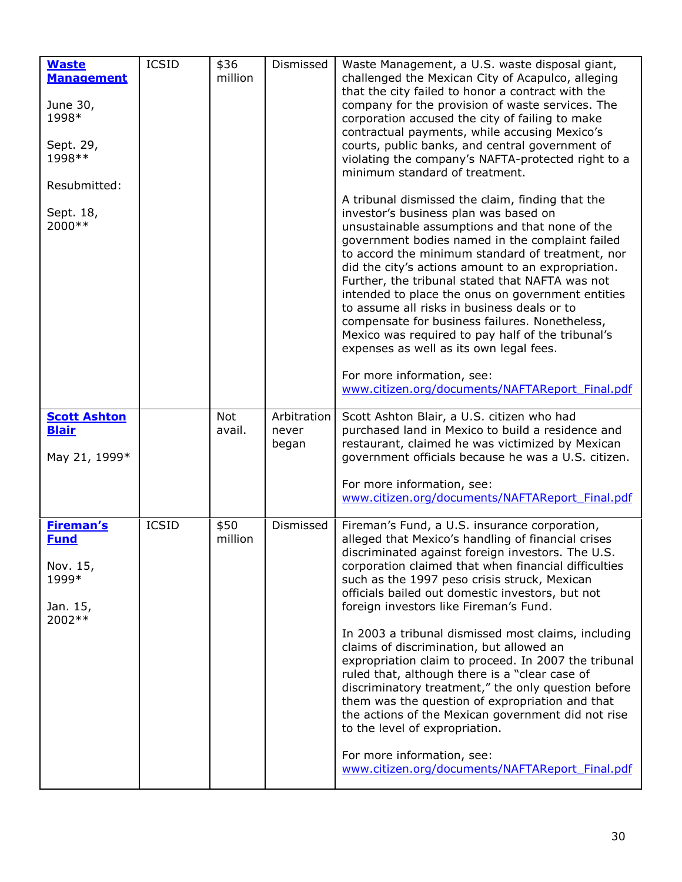| | | | | |
|---|---|---|---|---|
| **Waste Management**<br><br>June 30, 1998*<br><br>Sept. 29, 1998**<br><br>Resubmitted:<br><br>Sept. 18, 2000** | ICSID | $36 million | Dismissed | Waste Management, a U.S. waste disposal giant, challenged the Mexican City of Acapulco, alleging that the city failed to honor a contract with the company for the provision of waste services. The corporation accused the city of failing to make contractual payments, while accusing Mexico's courts, public banks, and central government of violating the company's NAFTA-protected right to a minimum standard of treatment.<br><br>A tribunal dismissed the claim, finding that the investor's business plan was based on unsustainable assumptions and that none of the government bodies named in the complaint failed to accord the minimum standard of treatment, nor did the city's actions amount to an expropriation. Further, the tribunal stated that NAFTA was not intended to place the onus on government entities to assume all risks in business deals or to compensate for business failures. Nonetheless, Mexico was required to pay half of the tribunal's expenses as well as its own legal fees.<br><br>For more information, see: www.citizen.org/documents/NAFTAReport_Final.pdf |
| **Scott Ashton Blair**<br><br>May 21, 1999* | | Not avail. | Arbitration never began | Scott Ashton Blair, a U.S. citizen who had purchased land in Mexico to build a residence and restaurant, claimed he was victimized by Mexican government officials because he was a U.S. citizen.<br><br>For more information, see: www.citizen.org/documents/NAFTAReport_Final.pdf |
| **Fireman's Fund**<br><br>Nov. 15, 1999*<br><br>Jan. 15, 2002** | ICSID | $50 million | Dismissed | Fireman's Fund, a U.S. insurance corporation, alleged that Mexico's handling of financial crises discriminated against foreign investors. The U.S. corporation claimed that when financial difficulties such as the 1997 peso crisis struck, Mexican officials bailed out domestic investors, but not foreign investors like Fireman's Fund.<br><br>In 2003 a tribunal dismissed most claims, including claims of discrimination, but allowed an expropriation claim to proceed. In 2007 the tribunal ruled that, although there is a "clear case of discriminatory treatment," the only question before them was the question of expropriation and that the actions of the Mexican government did not rise to the level of expropriation.<br><br>For more information, see: www.citizen.org/documents/NAFTAReport_Final.pdf |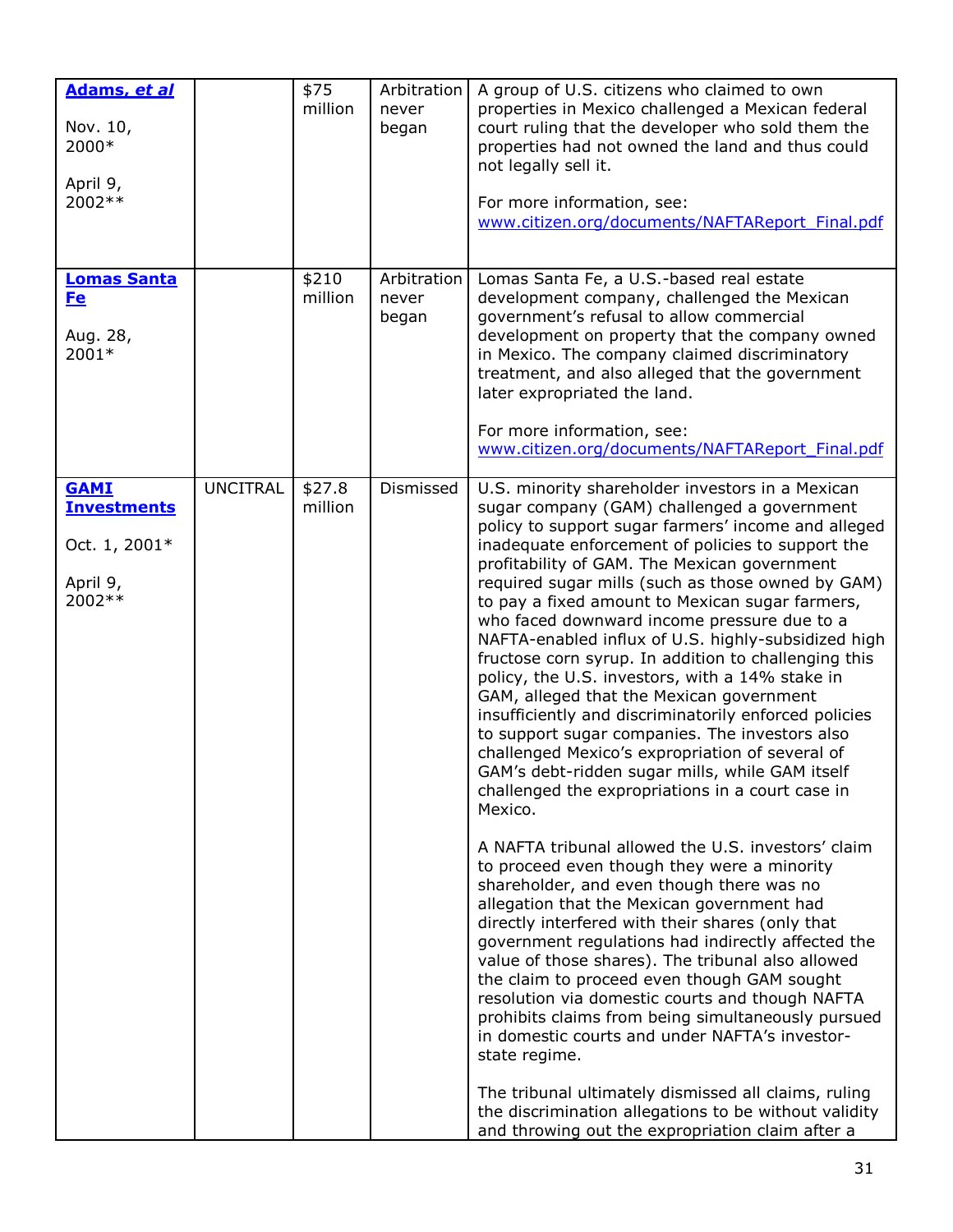| | | | | |
|---|---|---|---|---|
| **Adams, *et al*** <br><br> Nov. 10, 2000* <br><br> April 9, 2002** | | $75 million | Arbitration never began | A group of U.S. citizens who claimed to own properties in Mexico challenged a Mexican federal court ruling that the developer who sold them the properties had not owned the land and thus could not legally sell it. <br><br> For more information, see: www.citizen.org/documents/NAFTAReport_Final.pdf |
| **Lomas Santa Fe** <br><br> Aug. 28, 2001* | | $210 million | Arbitration never began | Lomas Santa Fe, a U.S.-based real estate development company, challenged the Mexican government's refusal to allow commercial development on property that the company owned in Mexico. The company claimed discriminatory treatment, and also alleged that the government later expropriated the land. <br><br> For more information, see: www.citizen.org/documents/NAFTAReport_Final.pdf |
| **GAMI Investments** <br><br> Oct. 1, 2001* <br><br> April 9, 2002** | UNCITRAL | $27.8 million | Dismissed | U.S. minority shareholder investors in a Mexican sugar company (GAM) challenged a government policy to support sugar farmers' income and alleged inadequate enforcement of policies to support the profitability of GAM. The Mexican government required sugar mills (such as those owned by GAM) to pay a fixed amount to Mexican sugar farmers, who faced downward income pressure due to a NAFTA-enabled influx of U.S. highly-subsidized high fructose corn syrup. In addition to challenging this policy, the U.S. investors, with a 14% stake in GAM, alleged that the Mexican government insufficiently and discriminatorily enforced policies to support sugar companies. The investors also challenged Mexico's expropriation of several of GAM's debt-ridden sugar mills, while GAM itself challenged the expropriations in a court case in Mexico. <br><br> A NAFTA tribunal allowed the U.S. investors' claim to proceed even though they were a minority shareholder, and even though there was no allegation that the Mexican government had directly interfered with their shares (only that government regulations had indirectly affected the value of those shares). The tribunal also allowed the claim to proceed even though GAM sought resolution via domestic courts and though NAFTA prohibits claims from being simultaneously pursued in domestic courts and under NAFTA's investor-state regime. <br><br> The tribunal ultimately dismissed all claims, ruling the discrimination allegations to be without validity and throwing out the expropriation claim after a |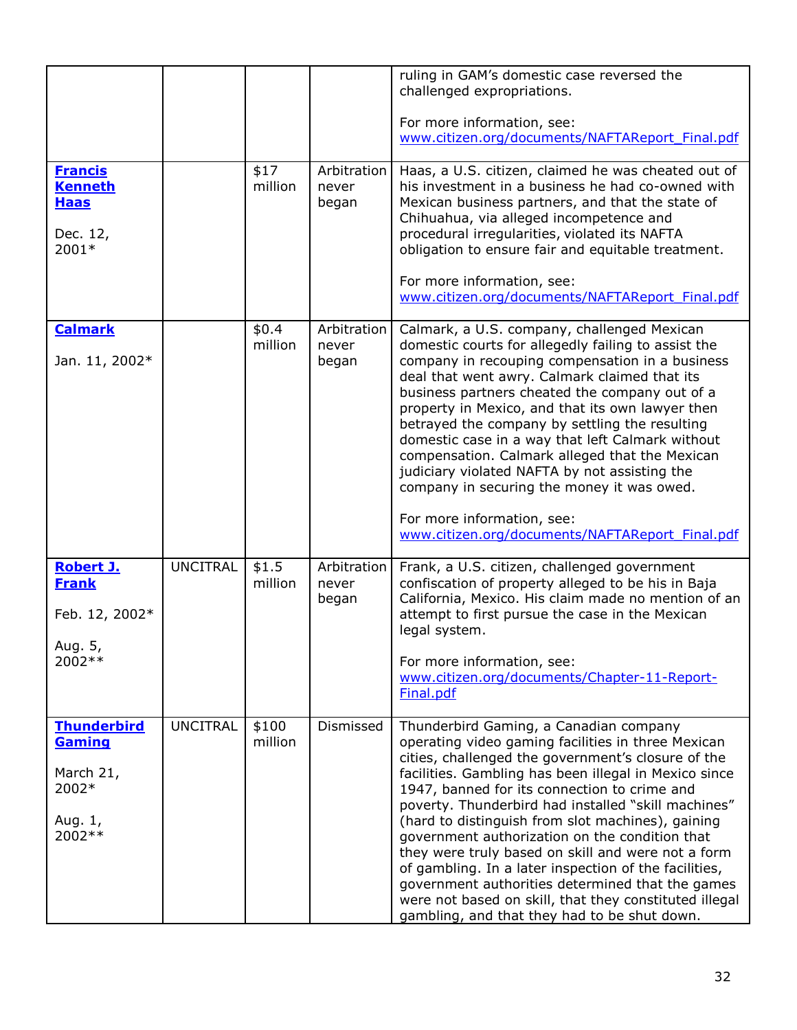| | | | | |
|---|---|---|---|---|
| | | | | ruling in GAM's domestic case reversed the challenged expropriations.<br><br>For more information, see: www.citizen.org/documents/NAFTAReport_Final.pdf |
| **Francis Kenneth Haas**<br><br>Dec. 12, 2001* | | $17 million | Arbitration never began | Haas, a U.S. citizen, claimed he was cheated out of his investment in a business he had co-owned with Mexican business partners, and that the state of Chihuahua, via alleged incompetence and procedural irregularities, violated its NAFTA obligation to ensure fair and equitable treatment.<br><br>For more information, see: www.citizen.org/documents/NAFTAReport_Final.pdf |
| **Calmark**<br><br>Jan. 11, 2002* | | $0.4 million | Arbitration never began | Calmark, a U.S. company, challenged Mexican domestic courts for allegedly failing to assist the company in recouping compensation in a business deal that went awry. Calmark claimed that its business partners cheated the company out of a property in Mexico, and that its own lawyer then betrayed the company by settling the resulting domestic case in a way that left Calmark without compensation. Calmark alleged that the Mexican judiciary violated NAFTA by not assisting the company in securing the money it was owed.<br><br>For more information, see: www.citizen.org/documents/NAFTAReport_Final.pdf |
| **Robert J. Frank**<br><br>Feb. 12, 2002*<br><br>Aug. 5, 2002** | UNCITRAL | $1.5 million | Arbitration never began | Frank, a U.S. citizen, challenged government confiscation of property alleged to be his in Baja California, Mexico. His claim made no mention of an attempt to first pursue the case in the Mexican legal system.<br><br>For more information, see: www.citizen.org/documents/Chapter-11-Report-Final.pdf |
| **Thunderbird Gaming**<br><br>March 21, 2002*<br><br>Aug. 1, 2002** | UNCITRAL | $100 million | Dismissed | Thunderbird Gaming, a Canadian company operating video gaming facilities in three Mexican cities, challenged the government's closure of the facilities. Gambling has been illegal in Mexico since 1947, banned for its connection to crime and poverty. Thunderbird had installed "skill machines" (hard to distinguish from slot machines), gaining government authorization on the condition that they were truly based on skill and were not a form of gambling. In a later inspection of the facilities, government authorities determined that the games were not based on skill, that they constituted illegal gambling, and that they had to be shut down. |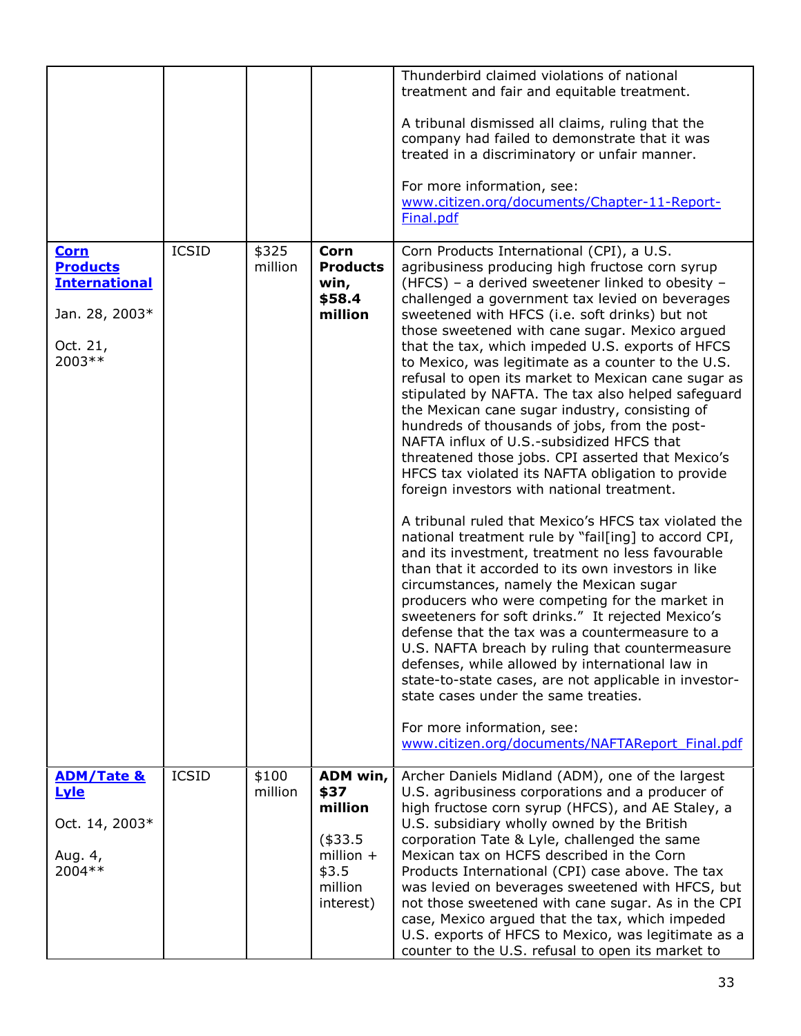| | | | | |
|---|---|---|---|---|
| | | | | Thunderbird claimed violations of national treatment and fair and equitable treatment.<br><br>A tribunal dismissed all claims, ruling that the company had failed to demonstrate that it was treated in a discriminatory or unfair manner.<br><br>For more information, see: [www.citizen.org/documents/Chapter-11-Report-Final.pdf](www.citizen.org/documents/Chapter-11-Report-Final.pdf) |
| **[Corn Products International](#)**<br><br>Jan. 28, 2003*<br><br>Oct. 21, 2003** | ICSID | $325 million | **Corn Products win, $58.4 million** | Corn Products International (CPI), a U.S. agribusiness producing high fructose corn syrup (HFCS) – a derived sweetener linked to obesity – challenged a government tax levied on beverages sweetened with HFCS (i.e. soft drinks) but not those sweetened with cane sugar. Mexico argued that the tax, which impeded U.S. exports of HFCS to Mexico, was legitimate as a counter to the U.S. refusal to open its market to Mexican cane sugar as stipulated by NAFTA. The tax also helped safeguard the Mexican cane sugar industry, consisting of hundreds of thousands of jobs, from the post-NAFTA influx of U.S.-subsidized HFCS that threatened those jobs. CPI asserted that Mexico's HFCS tax violated its NAFTA obligation to provide foreign investors with national treatment.<br><br>A tribunal ruled that Mexico's HFCS tax violated the national treatment rule by "fail[ing] to accord CPI, and its investment, treatment no less favourable than that it accorded to its own investors in like circumstances, namely the Mexican sugar producers who were competing for the market in sweeteners for soft drinks." It rejected Mexico's defense that the tax was a countermeasure to a U.S. NAFTA breach by ruling that countermeasure defenses, while allowed by international law in state-to-state cases, are not applicable in investor-state cases under the same treaties.<br><br>For more information, see: [www.citizen.org/documents/NAFTAReport_Final.pdf](www.citizen.org/documents/NAFTAReport_Final.pdf) |
| **[ADM/Tate & Lyle](#)**<br><br>Oct. 14, 2003*<br><br>Aug. 4, 2004** | ICSID | $100 million | **ADM win, $37 million**<br><br>($33.5 million + $3.5 million interest) | Archer Daniels Midland (ADM), one of the largest U.S. agribusiness corporations and a producer of high fructose corn syrup (HFCS), and AE Staley, a U.S. subsidiary wholly owned by the British corporation Tate & Lyle, challenged the same Mexican tax on HCFS described in the Corn Products International (CPI) case above. The tax was levied on beverages sweetened with HFCS, but not those sweetened with cane sugar. As in the CPI case, Mexico argued that the tax, which impeded U.S. exports of HFCS to Mexico, was legitimate as a counter to the U.S. refusal to open its market to |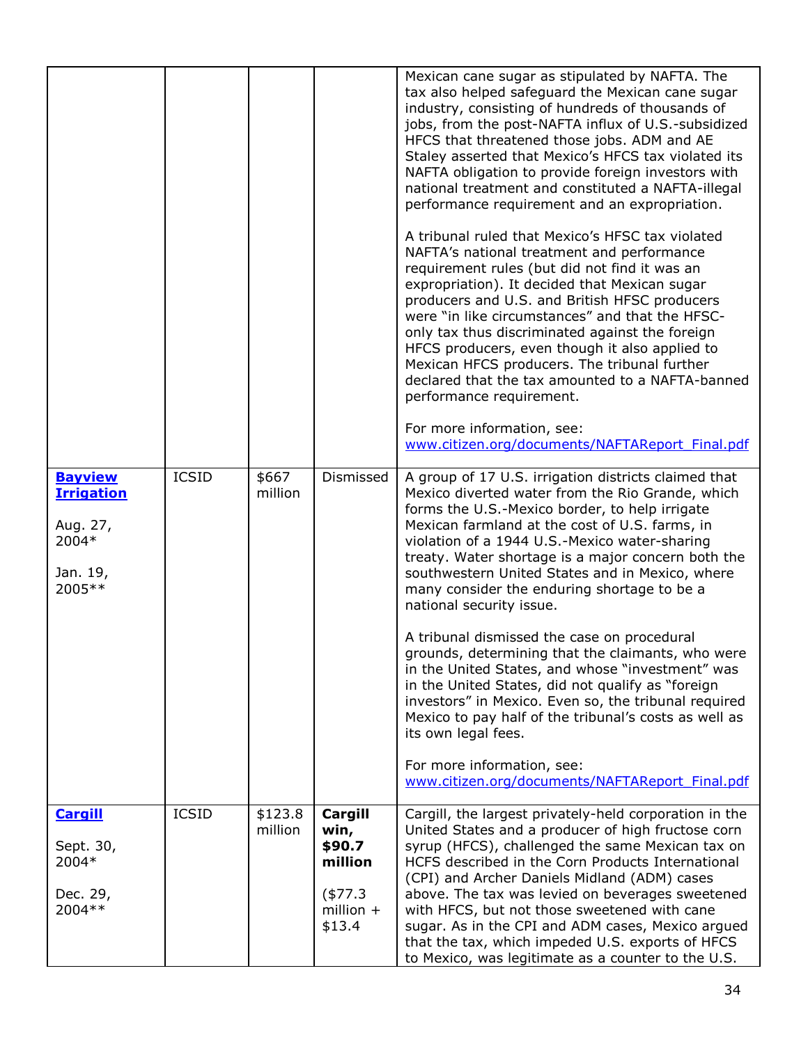| | | | | |
|---|---|---|---|---|
| | | | | Mexican cane sugar as stipulated by NAFTA. The tax also helped safeguard the Mexican cane sugar industry, consisting of hundreds of thousands of jobs, from the post-NAFTA influx of U.S.-subsidized HFCS that threatened those jobs. ADM and AE Staley asserted that Mexico's HFCS tax violated its NAFTA obligation to provide foreign investors with national treatment and constituted a NAFTA-illegal performance requirement and an expropriation.<br><br>A tribunal ruled that Mexico's HFSC tax violated NAFTA's national treatment and performance requirement rules (but did not find it was an expropriation). It decided that Mexican sugar producers and U.S. and British HFSC producers were "in like circumstances" and that the HFSC-only tax thus discriminated against the foreign HFCS producers, even though it also applied to Mexican HFCS producers. The tribunal further declared that the tax amounted to a NAFTA-banned performance requirement.<br><br>For more information, see: www.citizen.org/documents/NAFTAReport_Final.pdf |
| **Bayview Irrigation**<br><br>Aug. 27, 2004*<br><br>Jan. 19, 2005** | ICSID | $667 million | Dismissed | A group of 17 U.S. irrigation districts claimed that Mexico diverted water from the Rio Grande, which forms the U.S.-Mexico border, to help irrigate Mexican farmland at the cost of U.S. farms, in violation of a 1944 U.S.-Mexico water-sharing treaty. Water shortage is a major concern both the southwestern United States and in Mexico, where many consider the enduring shortage to be a national security issue.<br><br>A tribunal dismissed the case on procedural grounds, determining that the claimants, who were in the United States, and whose "investment" was in the United States, did not qualify as "foreign investors" in Mexico. Even so, the tribunal required Mexico to pay half of the tribunal's costs as well as its own legal fees.<br><br>For more information, see: www.citizen.org/documents/NAFTAReport_Final.pdf |
| **Cargill**<br><br>Sept. 30, 2004*<br><br>Dec. 29, 2004** | ICSID | $123.8 million | **Cargill win, $90.7 million**<br><br>($77.3 million + $13.4 | Cargill, the largest privately-held corporation in the United States and a producer of high fructose corn syrup (HFCS), challenged the same Mexican tax on HCFS described in the Corn Products International (CPI) and Archer Daniels Midland (ADM) cases above. The tax was levied on beverages sweetened with HFCS, but not those sweetened with cane sugar. As in the CPI and ADM cases, Mexico argued that the tax, which impeded U.S. exports of HFCS to Mexico, was legitimate as a counter to the U.S. |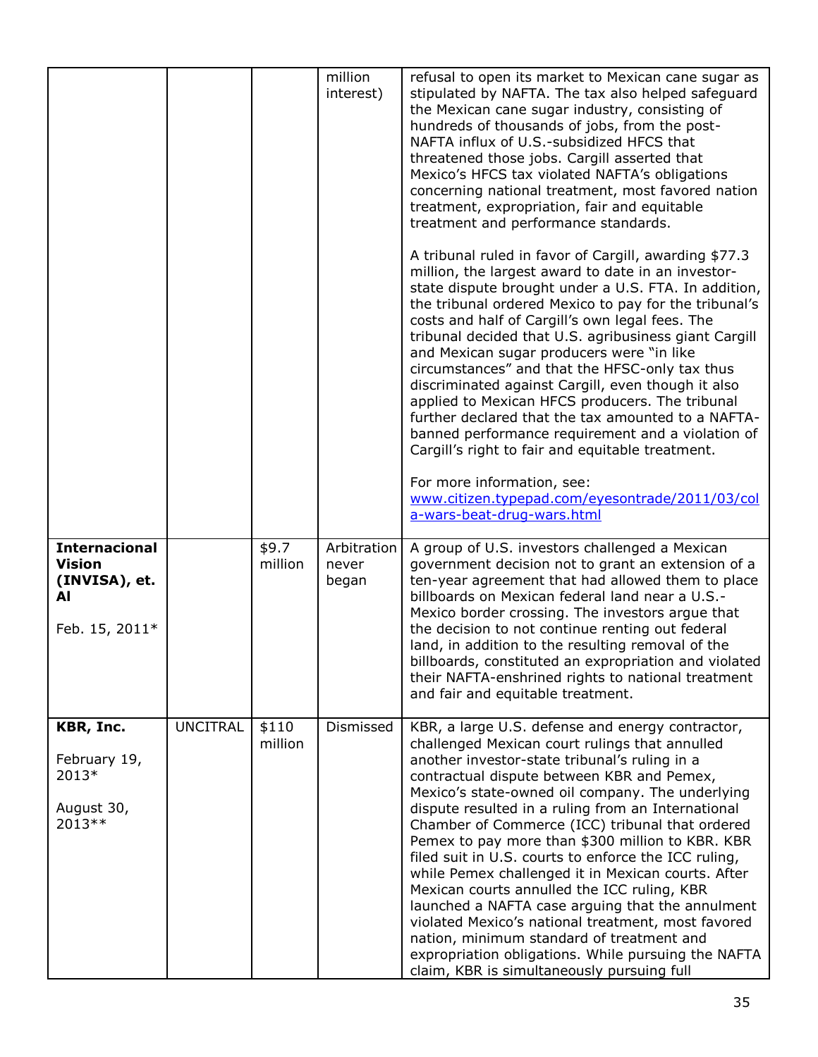| | | | million interest) | refusal to open its market to Mexican cane sugar as stipulated by NAFTA. The tax also helped safeguard the Mexican cane sugar industry, consisting of hundreds of thousands of jobs, from the post-NAFTA influx of U.S.-subsidized HFCS that threatened those jobs. Cargill asserted that Mexico's HFCS tax violated NAFTA's obligations concerning national treatment, most favored nation treatment, expropriation, fair and equitable treatment and performance standards.<br><br>A tribunal ruled in favor of Cargill, awarding $77.3 million, the largest award to date in an investor-state dispute brought under a U.S. FTA. In addition, the tribunal ordered Mexico to pay for the tribunal's costs and half of Cargill's own legal fees. The tribunal decided that U.S. agribusiness giant Cargill and Mexican sugar producers were "in like circumstances" and that the HFSC-only tax thus discriminated against Cargill, even though it also applied to Mexican HFCS producers. The tribunal further declared that the tax amounted to a NAFTA-banned performance requirement and a violation of Cargill's right to fair and equitable treatment.<br><br>For more information, see: www.citizen.typepad.com/eyesontrade/2011/03/cola-wars-beat-drug-wars.html |
|---|---|---|---|---|
| **Internacional Vision (INVISA), et. Al**<br><br>Feb. 15, 2011* | | $9.7 million | Arbitration never began | A group of U.S. investors challenged a Mexican government decision not to grant an extension of a ten-year agreement that had allowed them to place billboards on Mexican federal land near a U.S.-Mexico border crossing. The investors argue that the decision to not continue renting out federal land, in addition to the resulting removal of the billboards, constituted an expropriation and violated their NAFTA-enshrined rights to national treatment and fair and equitable treatment. |
| **KBR, Inc.**<br><br>February 19, 2013*<br><br>August 30, 2013** | UNCITRAL | $110 million | Dismissed | KBR, a large U.S. defense and energy contractor, challenged Mexican court rulings that annulled another investor-state tribunal's ruling in a contractual dispute between KBR and Pemex, Mexico's state-owned oil company. The underlying dispute resulted in a ruling from an International Chamber of Commerce (ICC) tribunal that ordered Pemex to pay more than $300 million to KBR. KBR filed suit in U.S. courts to enforce the ICC ruling, while Pemex challenged it in Mexican courts. After Mexican courts annulled the ICC ruling, KBR launched a NAFTA case arguing that the annulment violated Mexico's national treatment, most favored nation, minimum standard of treatment and expropriation obligations. While pursuing the NAFTA claim, KBR is simultaneously pursuing full |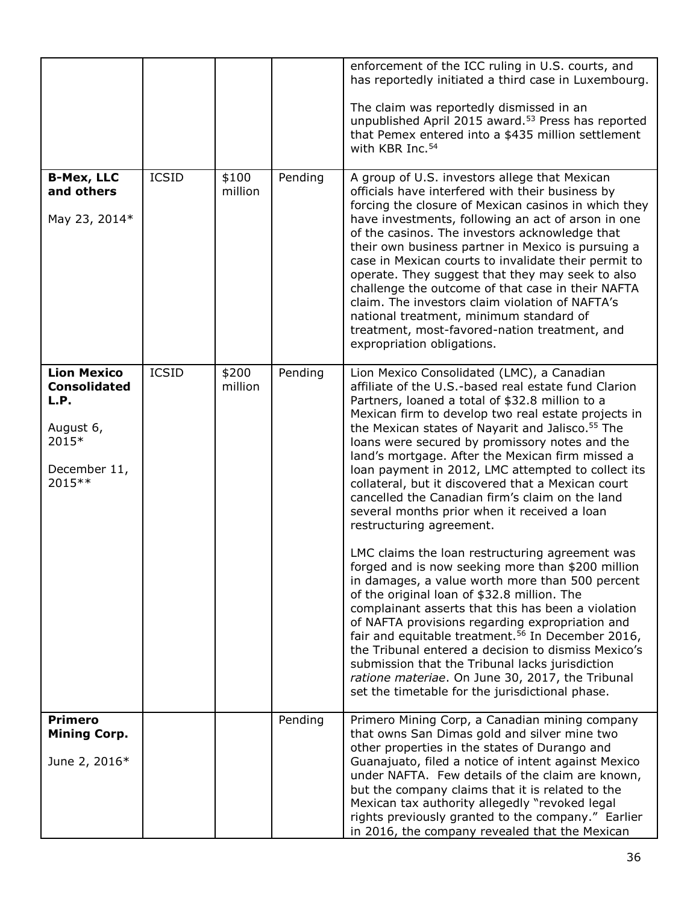| | | | | |
|---|---|---|---|---|
| | | | | enforcement of the ICC ruling in U.S. courts, and has reportedly initiated a third case in Luxembourg.<br><br>The claim was reportedly dismissed in an unpublished April 2015 award.[53] Press has reported that Pemex entered into a $435 million settlement with KBR Inc.[54] |
| **B-Mex, LLC and others**<br><br>May 23, 2014* | ICSID | $100 million | Pending | A group of U.S. investors allege that Mexican officials have interfered with their business by forcing the closure of Mexican casinos in which they have investments, following an act of arson in one of the casinos. The investors acknowledge that their own business partner in Mexico is pursuing a case in Mexican courts to invalidate their permit to operate. They suggest that they may seek to also challenge the outcome of that case in their NAFTA claim. The investors claim violation of NAFTA's national treatment, minimum standard of treatment, most-favored-nation treatment, and expropriation obligations. |
| **Lion Mexico Consolidated L.P.**<br><br>August 6, 2015*<br><br>December 11, 2015** | ICSID | $200 million | Pending | Lion Mexico Consolidated (LMC), a Canadian affiliate of the U.S.-based real estate fund Clarion Partners, loaned a total of $32.8 million to a Mexican firm to develop two real estate projects in the Mexican states of Nayarit and Jalisco.[55] The loans were secured by promissory notes and the land's mortgage. After the Mexican firm missed a loan payment in 2012, LMC attempted to collect its collateral, but it discovered that a Mexican court cancelled the Canadian firm's claim on the land several months prior when it received a loan restructuring agreement.<br><br>LMC claims the loan restructuring agreement was forged and is now seeking more than $200 million in damages, a value worth more than 500 percent of the original loan of $32.8 million. The complainant asserts that this has been a violation of NAFTA provisions regarding expropriation and fair and equitable treatment.[56] In December 2016, the Tribunal entered a decision to dismiss Mexico's submission that the Tribunal lacks jurisdiction *ratione materiae*. On June 30, 2017, the Tribunal set the timetable for the jurisdictional phase. |
| **Primero Mining Corp.**<br><br>June 2, 2016* | | | Pending | Primero Mining Corp, a Canadian mining company that owns San Dimas gold and silver mine two other properties in the states of Durango and Guanajuato, filed a notice of intent against Mexico under NAFTA. Few details of the claim are known, but the company claims that it is related to the Mexican tax authority allegedly "revoked legal rights previously granted to the company." Earlier in 2016, the company revealed that the Mexican |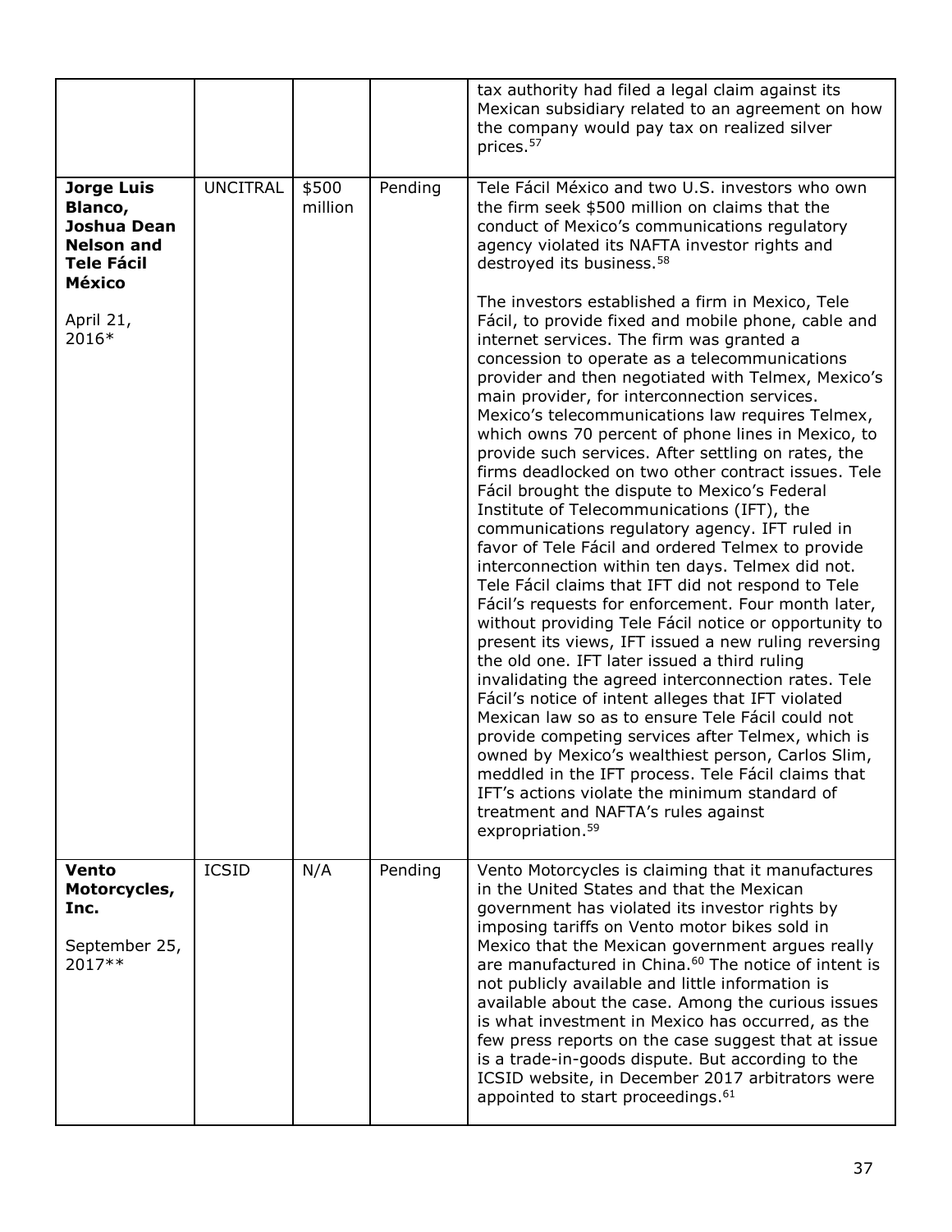| | | | | |
|---|---|---|---|---|
| | | | | tax authority had filed a legal claim against its Mexican subsidiary related to an agreement on how the company would pay tax on realized silver prices.[57] |
| **Jorge Luis Blanco, Joshua Dean Nelson and Tele Fácil México**<br><br>April 21, 2016* | UNCITRAL | $500 million | Pending | Tele Fácil México and two U.S. investors who own the firm seek $500 million on claims that the conduct of Mexico's communications regulatory agency violated its NAFTA investor rights and destroyed its business.[58]<br><br>The investors established a firm in Mexico, Tele Fácil, to provide fixed and mobile phone, cable and internet services. The firm was granted a concession to operate as a telecommunications provider and then negotiated with Telmex, Mexico's main provider, for interconnection services. Mexico's telecommunications law requires Telmex, which owns 70 percent of phone lines in Mexico, to provide such services. After settling on rates, the firms deadlocked on two other contract issues. Tele Fácil brought the dispute to Mexico's Federal Institute of Telecommunications (IFT), the communications regulatory agency. IFT ruled in favor of Tele Fácil and ordered Telmex to provide interconnection within ten days. Telmex did not. Tele Fácil claims that IFT did not respond to Tele Fácil's requests for enforcement. Four month later, without providing Tele Fácil notice or opportunity to present its views, IFT issued a new ruling reversing the old one. IFT later issued a third ruling invalidating the agreed interconnection rates. Tele Fácil's notice of intent alleges that IFT violated Mexican law so as to ensure Tele Fácil could not provide competing services after Telmex, which is owned by Mexico's wealthiest person, Carlos Slim, meddled in the IFT process. Tele Fácil claims that IFT's actions violate the minimum standard of treatment and NAFTA's rules against expropriation.[59] |
| **Vento Motorcycles, Inc.**<br><br>September 25, 2017** | ICSID | N/A | Pending | Vento Motorcycles is claiming that it manufactures in the United States and that the Mexican government has violated its investor rights by imposing tariffs on Vento motor bikes sold in Mexico that the Mexican government argues really are manufactured in China.[60] The notice of intent is not publicly available and little information is available about the case. Among the curious issues is what investment in Mexico has occurred, as the few press reports on the case suggest that at issue is a trade-in-goods dispute. But according to the ICSID website, in December 2017 arbitrators were appointed to start proceedings.[61] |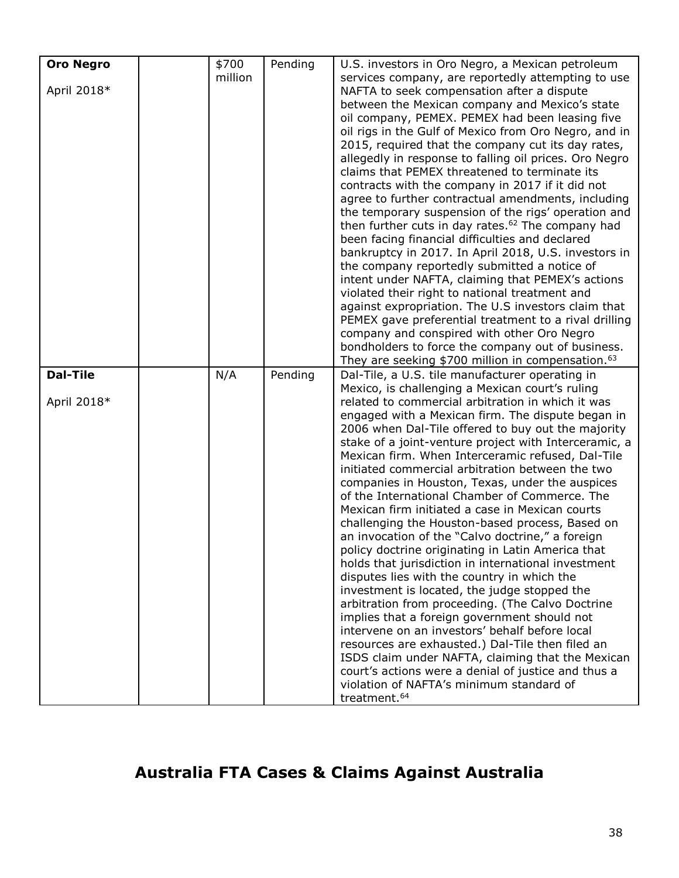| | | | | |
|---|---|---|---|---|
| **Oro Negro**<br><br>April 2018* | | $700 million | Pending | U.S. investors in Oro Negro, a Mexican petroleum services company, are reportedly attempting to use NAFTA to seek compensation after a dispute between the Mexican company and Mexico's state oil company, PEMEX. PEMEX had been leasing five oil rigs in the Gulf of Mexico from Oro Negro, and in 2015, required that the company cut its day rates, allegedly in response to falling oil prices. Oro Negro claims that PEMEX threatened to terminate its contracts with the company in 2017 if it did not agree to further contractual amendments, including the temporary suspension of the rigs' operation and then further cuts in day rates.[62] The company had been facing financial difficulties and declared bankruptcy in 2017. In April 2018, U.S. investors in the company reportedly submitted a notice of intent under NAFTA, claiming that PEMEX's actions violated their right to national treatment and against expropriation. The U.S investors claim that PEMEX gave preferential treatment to a rival drilling company and conspired with other Oro Negro bondholders to force the company out of business. They are seeking $700 million in compensation.[63] |
| **Dal-Tile**<br><br>April 2018* | | N/A | Pending | Dal-Tile, a U.S. tile manufacturer operating in Mexico, is challenging a Mexican court's ruling related to commercial arbitration in which it was engaged with a Mexican firm. The dispute began in 2006 when Dal-Tile offered to buy out the majority stake of a joint-venture project with Interceramic, a Mexican firm. When Interceramic refused, Dal-Tile initiated commercial arbitration between the two companies in Houston, Texas, under the auspices of the International Chamber of Commerce. The Mexican firm initiated a case in Mexican courts challenging the Houston-based process, Based on an invocation of the "Calvo doctrine," a foreign policy doctrine originating in Latin America that holds that jurisdiction in international investment disputes lies with the country in which the investment is located, the judge stopped the arbitration from proceeding. (The Calvo Doctrine implies that a foreign government should not intervene on an investors' behalf before local resources are exhausted.) Dal-Tile then filed an ISDS claim under NAFTA, claiming that the Mexican court's actions were a denial of justice and thus a violation of NAFTA's minimum standard of treatment.[64] |

## Australia FTA Cases & Claims Against Australia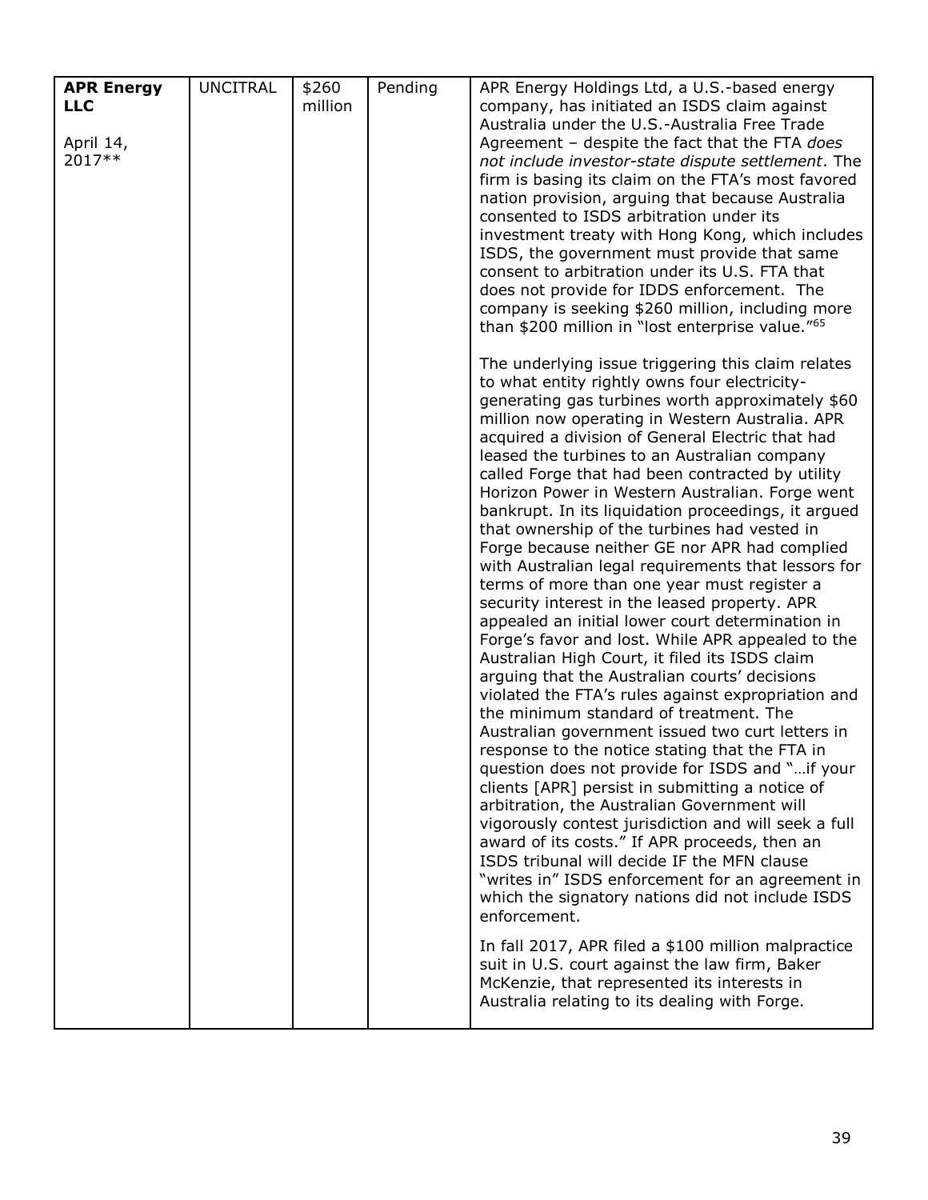| **APR Energy LLC**<br><br>April 14, 2017** | UNCITRAL | $260 million | Pending | APR Energy Holdings Ltd, a U.S.-based energy company, has initiated an ISDS claim against Australia under the U.S.-Australia Free Trade Agreement – despite the fact that the FTA *does not include investor-state dispute settlement*. The firm is basing its claim on the FTA's most favored nation provision, arguing that because Australia consented to ISDS arbitration under its investment treaty with Hong Kong, which includes ISDS, the government must provide that same consent to arbitration under its U.S. FTA that does not provide for IDDS enforcement. The company is seeking $260 million, including more than $200 million in "lost enterprise value."[65]<br><br>The underlying issue triggering this claim relates to what entity rightly owns four electricity-generating gas turbines worth approximately $60 million now operating in Western Australia. APR acquired a division of General Electric that had leased the turbines to an Australian company called Forge that had been contracted by utility Horizon Power in Western Australian. Forge went bankrupt. In its liquidation proceedings, it argued that ownership of the turbines had vested in Forge because neither GE nor APR had complied with Australian legal requirements that lessors for terms of more than one year must register a security interest in the leased property. APR appealed an initial lower court determination in Forge's favor and lost. While APR appealed to the Australian High Court, it filed its ISDS claim arguing that the Australian courts' decisions violated the FTA's rules against expropriation and the minimum standard of treatment. The Australian government issued two curt letters in response to the notice stating that the FTA in question does not provide for ISDS and "…if your clients [APR] persist in submitting a notice of arbitration, the Australian Government will vigorously contest jurisdiction and will seek a full award of its costs." If APR proceeds, then an ISDS tribunal will decide IF the MFN clause "writes in" ISDS enforcement for an agreement in which the signatory nations did not include ISDS enforcement.<br><br>In fall 2017, APR filed a $100 million malpractice suit in U.S. court against the law firm, Baker McKenzie, that represented its interests in Australia relating to its dealing with Forge. |
|---|---|---|---|---|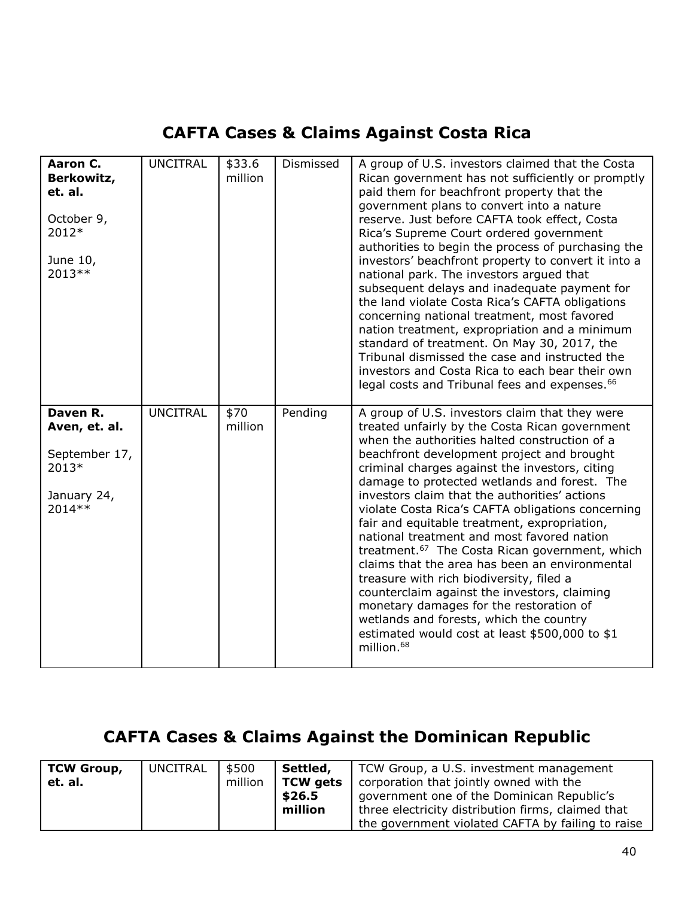## CAFTA Cases & Claims Against Costa Rica

| | | | | |
|---|---|---|---|---|
| **Aaron C. Berkowitz, et. al.**<br><br>October 9, 2012*<br><br>June 10, 2013** | UNCITRAL | $33.6 million | Dismissed | A group of U.S. investors claimed that the Costa Rican government has not sufficiently or promptly paid them for beachfront property that the government plans to convert into a nature reserve. Just before CAFTA took effect, Costa Rica's Supreme Court ordered government authorities to begin the process of purchasing the investors' beachfront property to convert it into a national park. The investors argued that subsequent delays and inadequate payment for the land violate Costa Rica's CAFTA obligations concerning national treatment, most favored nation treatment, expropriation and a minimum standard of treatment. On May 30, 2017, the Tribunal dismissed the case and instructed the investors and Costa Rica to each bear their own legal costs and Tribunal fees and expenses.[66] |
| **Daven R. Aven, et. al.**<br><br>September 17, 2013*<br><br>January 24, 2014** | UNCITRAL | $70 million | Pending | A group of U.S. investors claim that they were treated unfairly by the Costa Rican government when the authorities halted construction of a beachfront development project and brought criminal charges against the investors, citing damage to protected wetlands and forest. The investors claim that the authorities' actions violate Costa Rica's CAFTA obligations concerning fair and equitable treatment, expropriation, national treatment and most favored nation treatment.[67] The Costa Rican government, which claims that the area has been an environmental treasure with rich biodiversity, filed a counterclaim against the investors, claiming monetary damages for the restoration of wetlands and forests, which the country estimated would cost at least $500,000 to $1 million.[68] |

## CAFTA Cases & Claims Against the Dominican Republic

| | | | | |
|---|---|---|---|---|
| **TCW Group, et. al.** | UNCITRAL | $500 million | **Settled, TCW gets $26.5 million** | TCW Group, a U.S. investment management corporation that jointly owned with the government one of the Dominican Republic's three electricity distribution firms, claimed that the government violated CAFTA by failing to raise |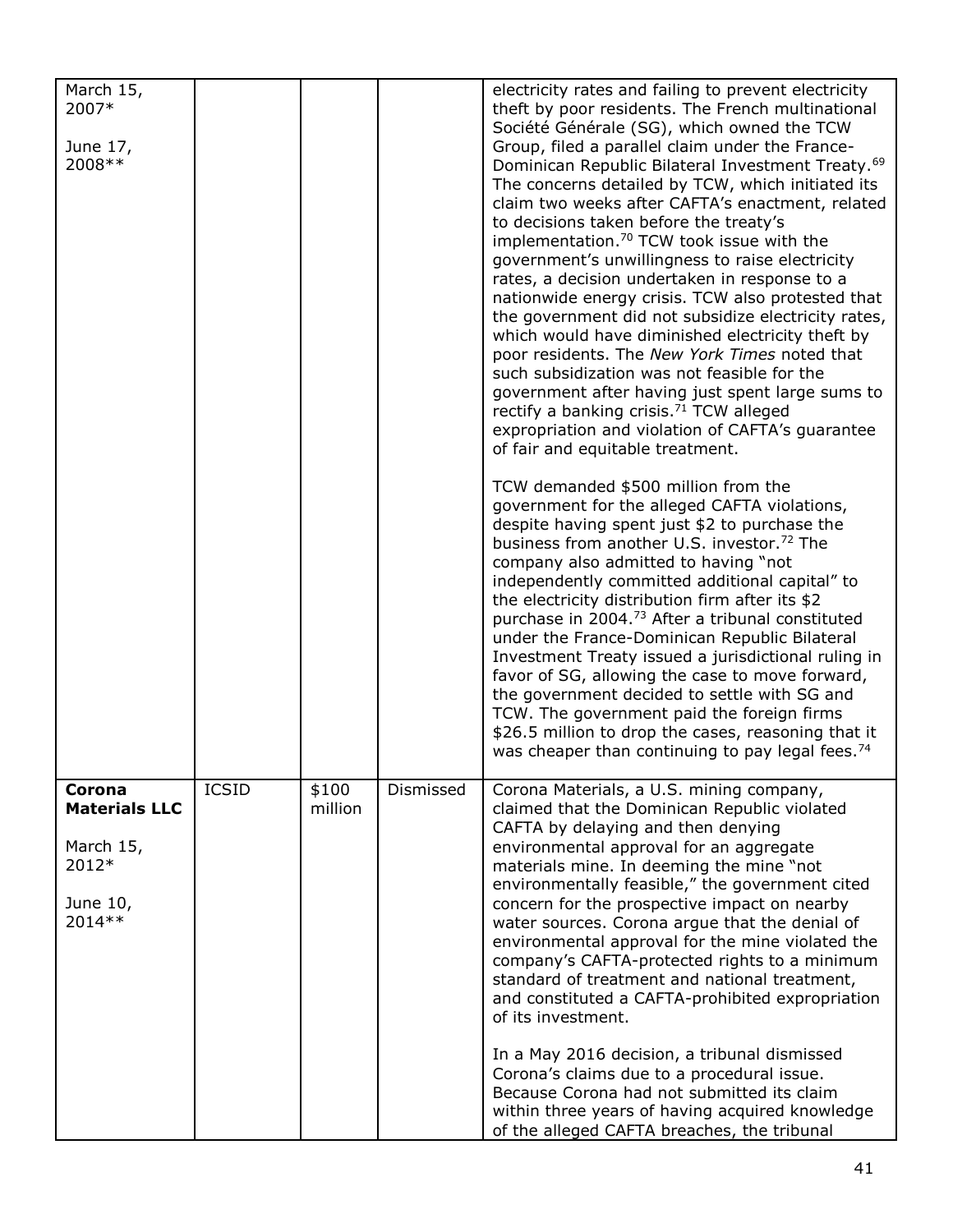| | | | | |
|---|---|---|---|---|
| March 15, 2007*<br><br>June 17, 2008** | | | | electricity rates and failing to prevent electricity theft by poor residents. The French multinational Société Générale (SG), which owned the TCW Group, filed a parallel claim under the France-Dominican Republic Bilateral Investment Treaty.[69] The concerns detailed by TCW, which initiated its claim two weeks after CAFTA's enactment, related to decisions taken before the treaty's implementation.[70] TCW took issue with the government's unwillingness to raise electricity rates, a decision undertaken in response to a nationwide energy crisis. TCW also protested that the government did not subsidize electricity rates, which would have diminished electricity theft by poor residents. The *New York Times* noted that such subsidization was not feasible for the government after having just spent large sums to rectify a banking crisis.[71] TCW alleged expropriation and violation of CAFTA's guarantee of fair and equitable treatment.<br><br>TCW demanded $500 million from the government for the alleged CAFTA violations, despite having spent just $2 to purchase the business from another U.S. investor.[72] The company also admitted to having "not independently committed additional capital" to the electricity distribution firm after its $2 purchase in 2004.[73] After a tribunal constituted under the France-Dominican Republic Bilateral Investment Treaty issued a jurisdictional ruling in favor of SG, allowing the case to move forward, the government decided to settle with SG and TCW. The government paid the foreign firms $26.5 million to drop the cases, reasoning that it was cheaper than continuing to pay legal fees.[74] |
| **Corona Materials LLC**<br><br>March 15, 2012*<br><br>June 10, 2014** | ICSID | $100 million | Dismissed | Corona Materials, a U.S. mining company, claimed that the Dominican Republic violated CAFTA by delaying and then denying environmental approval for an aggregate materials mine. In deeming the mine "not environmentally feasible," the government cited concern for the prospective impact on nearby water sources. Corona argue that the denial of environmental approval for the mine violated the company's CAFTA-protected rights to a minimum standard of treatment and national treatment, and constituted a CAFTA-prohibited expropriation of its investment.<br><br>In a May 2016 decision, a tribunal dismissed Corona's claims due to a procedural issue. Because Corona had not submitted its claim within three years of having acquired knowledge of the alleged CAFTA breaches, the tribunal |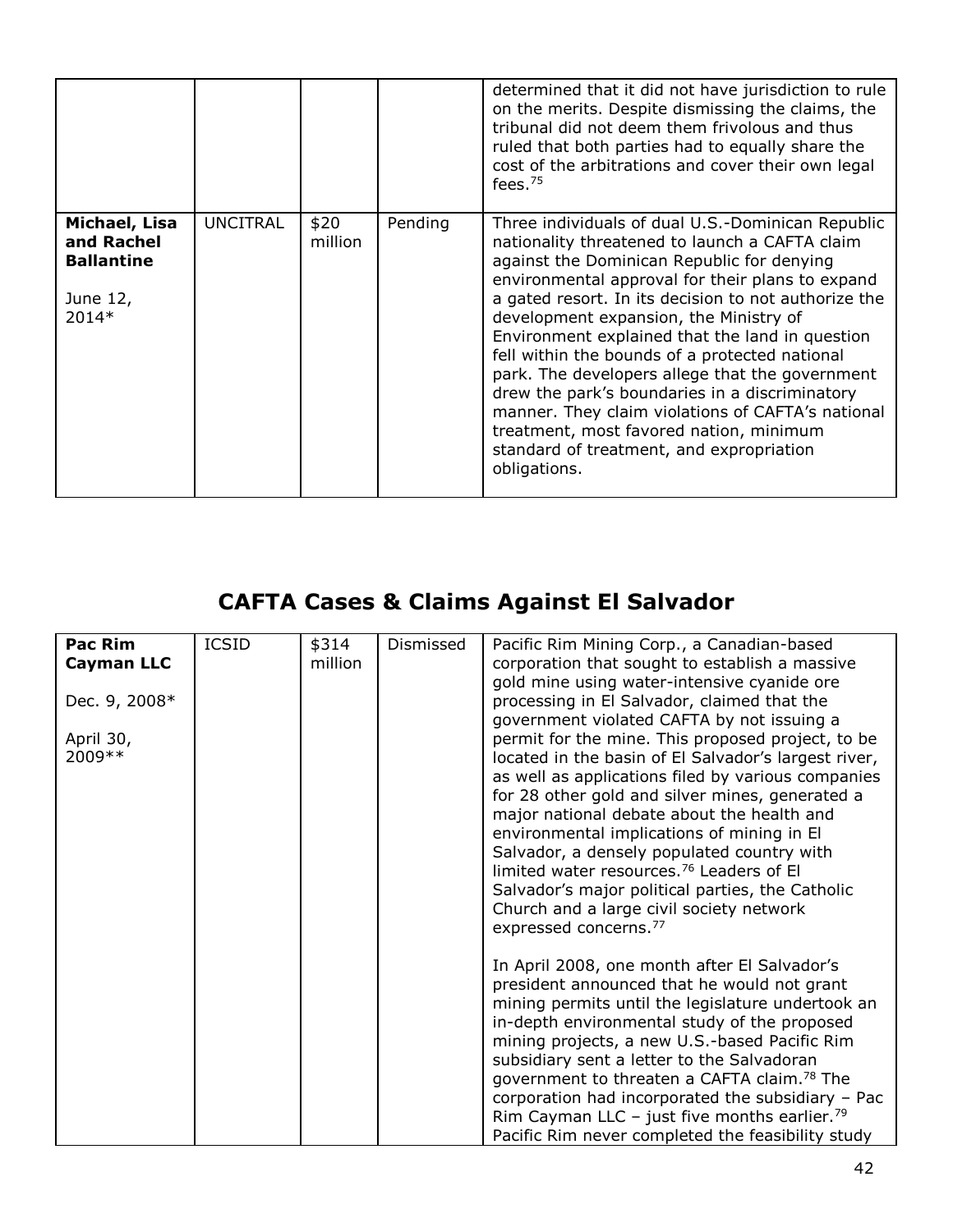| | | | | |
|---|---|---|---|---|
| | | | | determined that it did not have jurisdiction to rule on the merits. Despite dismissing the claims, the tribunal did not deem them frivolous and thus ruled that both parties had to equally share the cost of the arbitrations and cover their own legal fees.[75] |
| **Michael, Lisa and Rachel Ballantine**<br><br>June 12, 2014* | UNCITRAL | $20 million | Pending | Three individuals of dual U.S.-Dominican Republic nationality threatened to launch a CAFTA claim against the Dominican Republic for denying environmental approval for their plans to expand a gated resort. In its decision to not authorize the development expansion, the Ministry of Environment explained that the land in question fell within the bounds of a protected national park. The developers allege that the government drew the park's boundaries in a discriminatory manner. They claim violations of CAFTA's national treatment, most favored nation, minimum standard of treatment, and expropriation obligations. |

## CAFTA Cases & Claims Against El Salvador

| | | | | |
|---|---|---|---|---|
| **Pac Rim Cayman LLC**<br><br>Dec. 9, 2008*<br><br>April 30, 2009** | ICSID | $314 million | Dismissed | Pacific Rim Mining Corp., a Canadian-based corporation that sought to establish a massive gold mine using water-intensive cyanide ore processing in El Salvador, claimed that the government violated CAFTA by not issuing a permit for the mine. This proposed project, to be located in the basin of El Salvador's largest river, as well as applications filed by various companies for 28 other gold and silver mines, generated a major national debate about the health and environmental implications of mining in El Salvador, a densely populated country with limited water resources.[76] Leaders of El Salvador's major political parties, the Catholic Church and a large civil society network expressed concerns.[77]<br><br>In April 2008, one month after El Salvador's president announced that he would not grant mining permits until the legislature undertook an in-depth environmental study of the proposed mining projects, a new U.S.-based Pacific Rim subsidiary sent a letter to the Salvadoran government to threaten a CAFTA claim.[78] The corporation had incorporated the subsidiary – Pac Rim Cayman LLC – just five months earlier.[79] Pacific Rim never completed the feasibility study |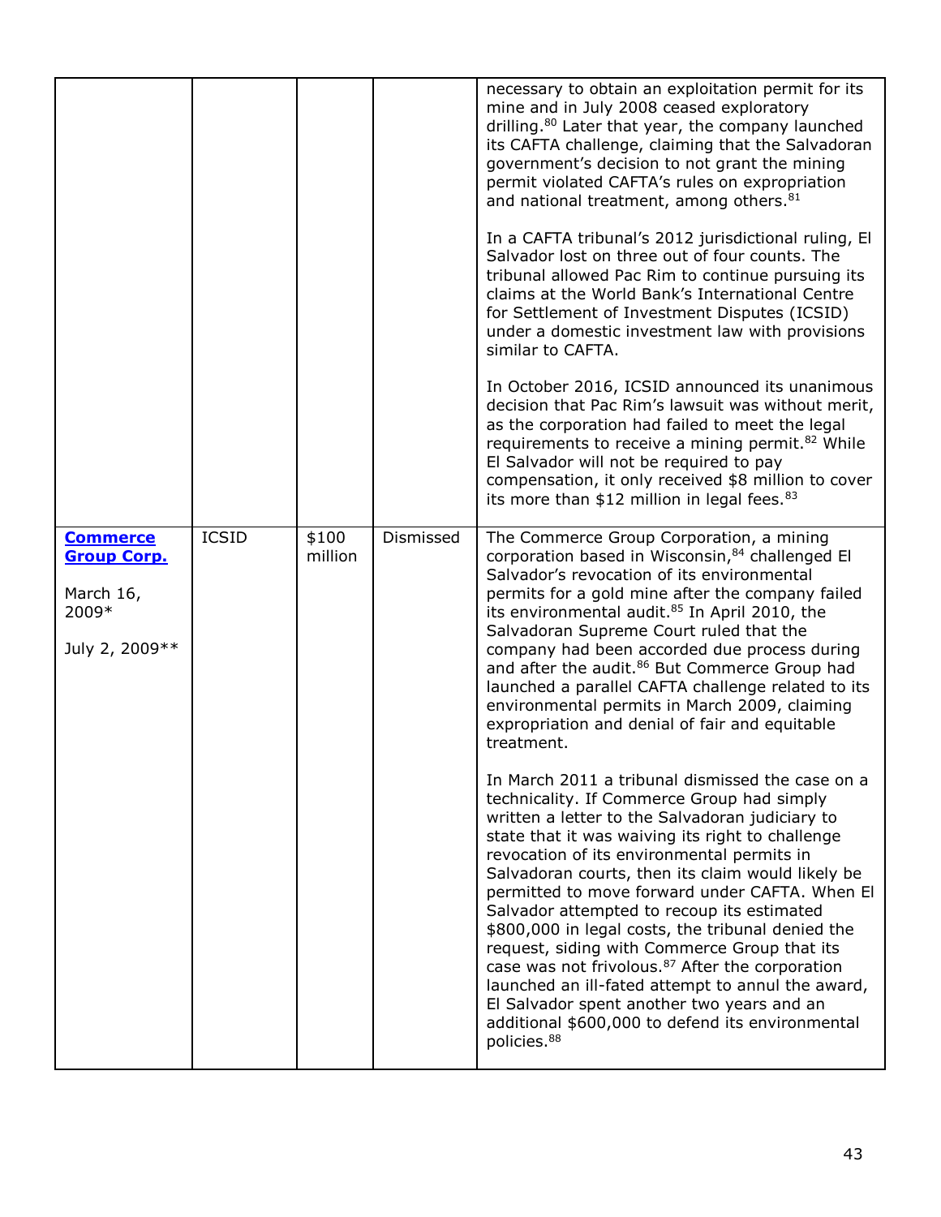| | | | | |
|---|---|---|---|---|
| | | | | necessary to obtain an exploitation permit for its mine and in July 2008 ceased exploratory drilling.[80] Later that year, the company launched its CAFTA challenge, claiming that the Salvadoran government's decision to not grant the mining permit violated CAFTA's rules on expropriation and national treatment, among others.[81]<br><br>In a CAFTA tribunal's 2012 jurisdictional ruling, El Salvador lost on three out of four counts. The tribunal allowed Pac Rim to continue pursuing its claims at the World Bank's International Centre for Settlement of Investment Disputes (ICSID) under a domestic investment law with provisions similar to CAFTA.<br><br>In October 2016, ICSID announced its unanimous decision that Pac Rim's lawsuit was without merit, as the corporation had failed to meet the legal requirements to receive a mining permit.[82] While El Salvador will not be required to pay compensation, it only received $8 million to cover its more than $12 million in legal fees.[83] |
| **Commerce Group Corp.**<br><br>March 16, 2009*<br><br>July 2, 2009** | ICSID | $100 million | Dismissed | The Commerce Group Corporation, a mining corporation based in Wisconsin,[84] challenged El Salvador's revocation of its environmental permits for a gold mine after the company failed its environmental audit.[85] In April 2010, the Salvadoran Supreme Court ruled that the company had been accorded due process during and after the audit.[86] But Commerce Group had launched a parallel CAFTA challenge related to its environmental permits in March 2009, claiming expropriation and denial of fair and equitable treatment.<br><br>In March 2011 a tribunal dismissed the case on a technicality. If Commerce Group had simply written a letter to the Salvadoran judiciary to state that it was waiving its right to challenge revocation of its environmental permits in Salvadoran courts, then its claim would likely be permitted to move forward under CAFTA. When El Salvador attempted to recoup its estimated $800,000 in legal costs, the tribunal denied the request, siding with Commerce Group that its case was not frivolous.[87] After the corporation launched an ill-fated attempt to annul the award, El Salvador spent another two years and an additional $600,000 to defend its environmental policies.[88] |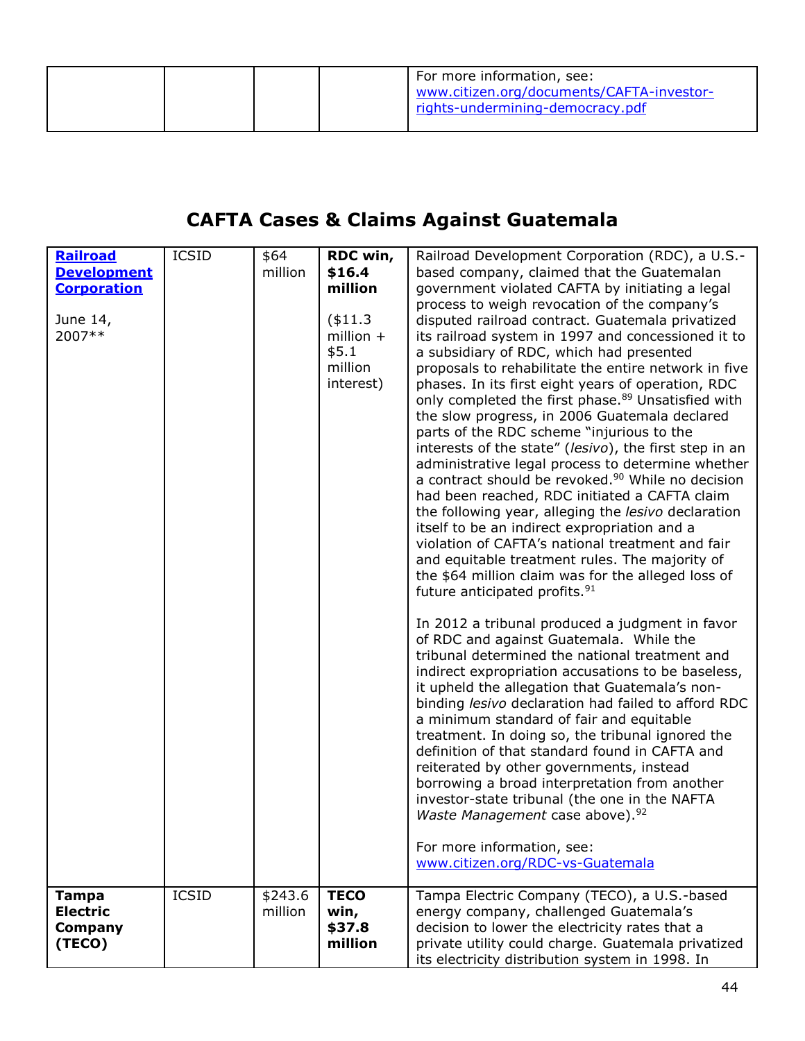| | | | | For more information, see: www.citizen.org/documents/CAFTA-investor-rights-undermining-democracy.pdf |
|---|---|---|---|---|

## CAFTA Cases & Claims Against Guatemala

| | | | | |
|---|---|---|---|---|
| **Railroad Development Corporation**<br><br>June 14, 2007** | ICSID | $64 million | **RDC win, $16.4 million**<br><br>($11.3 million + $5.1 million interest) | Railroad Development Corporation (RDC), a U.S.-based company, claimed that the Guatemalan government violated CAFTA by initiating a legal process to weigh revocation of the company's disputed railroad contract. Guatemala privatized its railroad system in 1997 and concessioned it to a subsidiary of RDC, which had presented proposals to rehabilitate the entire network in five phases. In its first eight years of operation, RDC only completed the first phase.[89] Unsatisfied with the slow progress, in 2006 Guatemala declared parts of the RDC scheme "injurious to the interests of the state" (*lesivo*), the first step in an administrative legal process to determine whether a contract should be revoked.[90] While no decision had been reached, RDC initiated a CAFTA claim the following year, alleging the *lesivo* declaration itself to be an indirect expropriation and a violation of CAFTA's national treatment and fair and equitable treatment rules. The majority of the $64 million claim was for the alleged loss of future anticipated profits.[91]<br><br>In 2012 a tribunal produced a judgment in favor of RDC and against Guatemala. While the tribunal determined the national treatment and indirect expropriation accusations to be baseless, it upheld the allegation that Guatemala's non-binding *lesivo* declaration had failed to afford RDC a minimum standard of fair and equitable treatment. In doing so, the tribunal ignored the definition of that standard found in CAFTA and reiterated by other governments, instead borrowing a broad interpretation from another investor-state tribunal (the one in the NAFTA *Waste Management* case above).[92]<br><br>For more information, see: www.citizen.org/RDC-vs-Guatemala |
| **Tampa Electric Company (TECO)** | ICSID | $243.6 million | **TECO win, $37.8 million** | Tampa Electric Company (TECO), a U.S.-based energy company, challenged Guatemala's decision to lower the electricity rates that a private utility could charge. Guatemala privatized its electricity distribution system in 1998. In |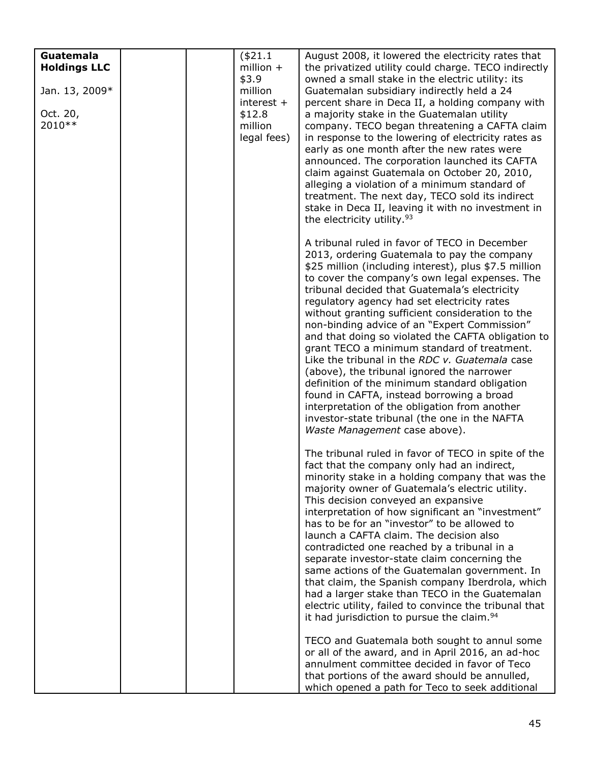| | | | | |
|---|---|---|---|---|
| **Guatemala Holdings LLC**<br><br>Jan. 13, 2009*<br><br>Oct. 20, 2010** | | | ($21.1 million + $3.9 million interest + $12.8 million legal fees) | August 2008, it lowered the electricity rates that the privatized utility could charge. TECO indirectly owned a small stake in the electric utility: its Guatemalan subsidiary indirectly held a 24 percent share in Deca II, a holding company with a majority stake in the Guatemalan utility company. TECO began threatening a CAFTA claim in response to the lowering of electricity rates as early as one month after the new rates were announced. The corporation launched its CAFTA claim against Guatemala on October 20, 2010, alleging a violation of a minimum standard of treatment. The next day, TECO sold its indirect stake in Deca II, leaving it with no investment in the electricity utility.[93]<br><br>A tribunal ruled in favor of TECO in December 2013, ordering Guatemala to pay the company $25 million (including interest), plus $7.5 million to cover the company's own legal expenses. The tribunal decided that Guatemala's electricity regulatory agency had set electricity rates without granting sufficient consideration to the non-binding advice of an "Expert Commission" and that doing so violated the CAFTA obligation to grant TECO a minimum standard of treatment. Like the tribunal in the *RDC v. Guatemala* case (above), the tribunal ignored the narrower definition of the minimum standard obligation found in CAFTA, instead borrowing a broad interpretation of the obligation from another investor-state tribunal (the one in the NAFTA *Waste Management* case above).<br><br>The tribunal ruled in favor of TECO in spite of the fact that the company only had an indirect, minority stake in a holding company that was the majority owner of Guatemala's electric utility. This decision conveyed an expansive interpretation of how significant an "investment" has to be for an "investor" to be allowed to launch a CAFTA claim. The decision also contradicted one reached by a tribunal in a separate investor-state claim concerning the same actions of the Guatemalan government. In that claim, the Spanish company Iberdrola, which had a larger stake than TECO in the Guatemalan electric utility, failed to convince the tribunal that it had jurisdiction to pursue the claim.[94]<br><br>TECO and Guatemala both sought to annul some or all of the award, and in April 2016, an ad-hoc annulment committee decided in favor of Teco that portions of the award should be annulled, which opened a path for Teco to seek additional |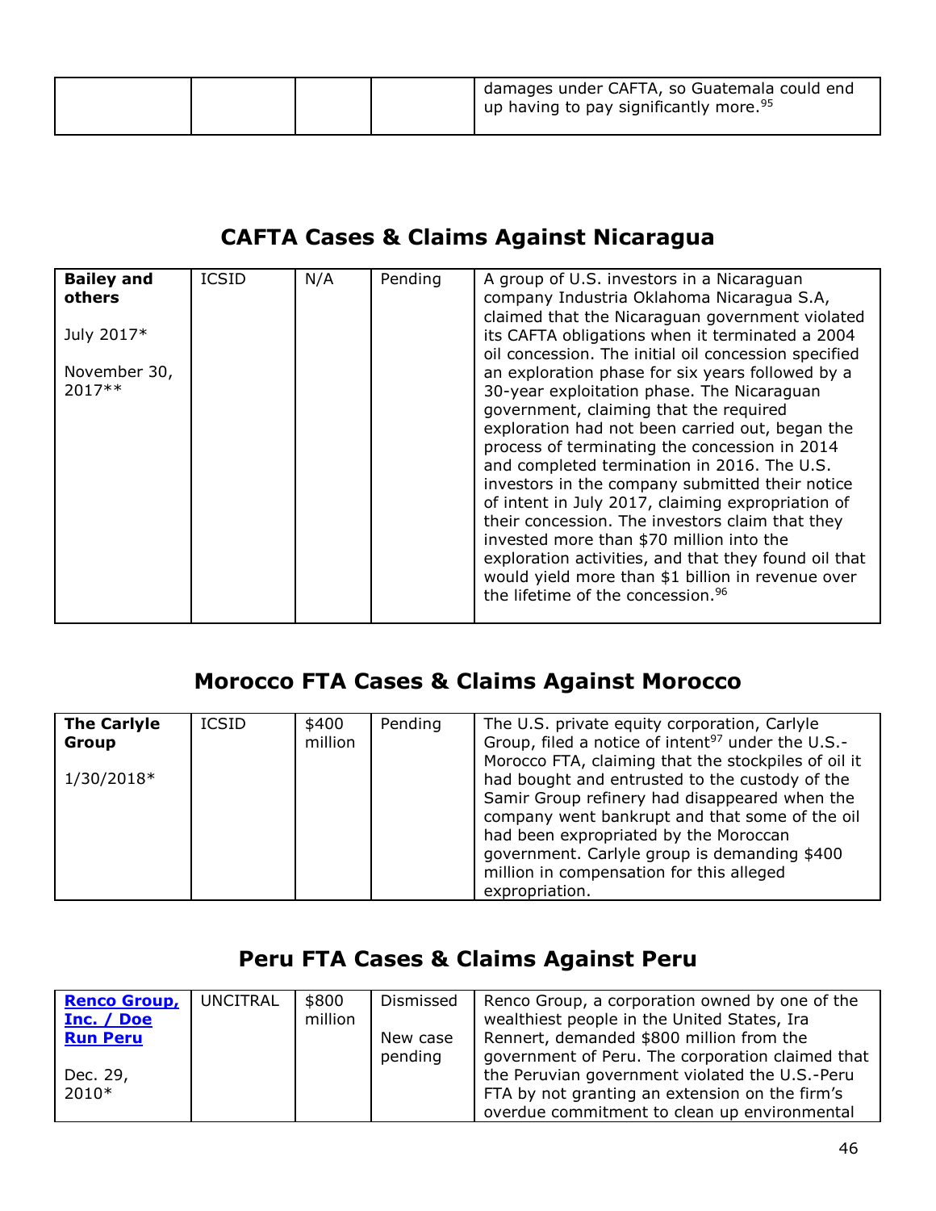| | | | | damages under CAFTA, so Guatemala could end up having to pay significantly more.[95] |
|---|---|---|---|---|

## CAFTA Cases & Claims Against Nicaragua

| **Bailey and others**<br><br>July 2017*<br><br>November 30, 2017** | ICSID | N/A | Pending | A group of U.S. investors in a Nicaraguan company Industria Oklahoma Nicaragua S.A, claimed that the Nicaraguan government violated its CAFTA obligations when it terminated a 2004 oil concession. The initial oil concession specified an exploration phase for six years followed by a 30-year exploitation phase. The Nicaraguan government, claiming that the required exploration had not been carried out, began the process of terminating the concession in 2014 and completed termination in 2016. The U.S. investors in the company submitted their notice of intent in July 2017, claiming expropriation of their concession. The investors claim that they invested more than $70 million into the exploration activities, and that they found oil that would yield more than $1 billion in revenue over the lifetime of the concession.[96] |
|---|---|---|---|---|

## Morocco FTA Cases & Claims Against Morocco

| **The Carlyle Group**<br><br>1/30/2018* | ICSID | $400 million | Pending | The U.S. private equity corporation, Carlyle Group, filed a notice of intent[97] under the U.S.-Morocco FTA, claiming that the stockpiles of oil it had bought and entrusted to the custody of the Samir Group refinery had disappeared when the company went bankrupt and that some of the oil had been expropriated by the Moroccan government. Carlyle group is demanding $400 million in compensation for this alleged expropriation. |
|---|---|---|---|---|

## Peru FTA Cases & Claims Against Peru

| **Renco Group, Inc. / Doe Run Peru**<br><br>Dec. 29, 2010* | UNCITRAL | $800 million | Dismissed<br><br>New case pending | Renco Group, a corporation owned by one of the wealthiest people in the United States, Ira Rennert, demanded $800 million from the government of Peru. The corporation claimed that the Peruvian government violated the U.S.-Peru FTA by not granting an extension on the firm's overdue commitment to clean up environmental |
|---|---|---|---|---|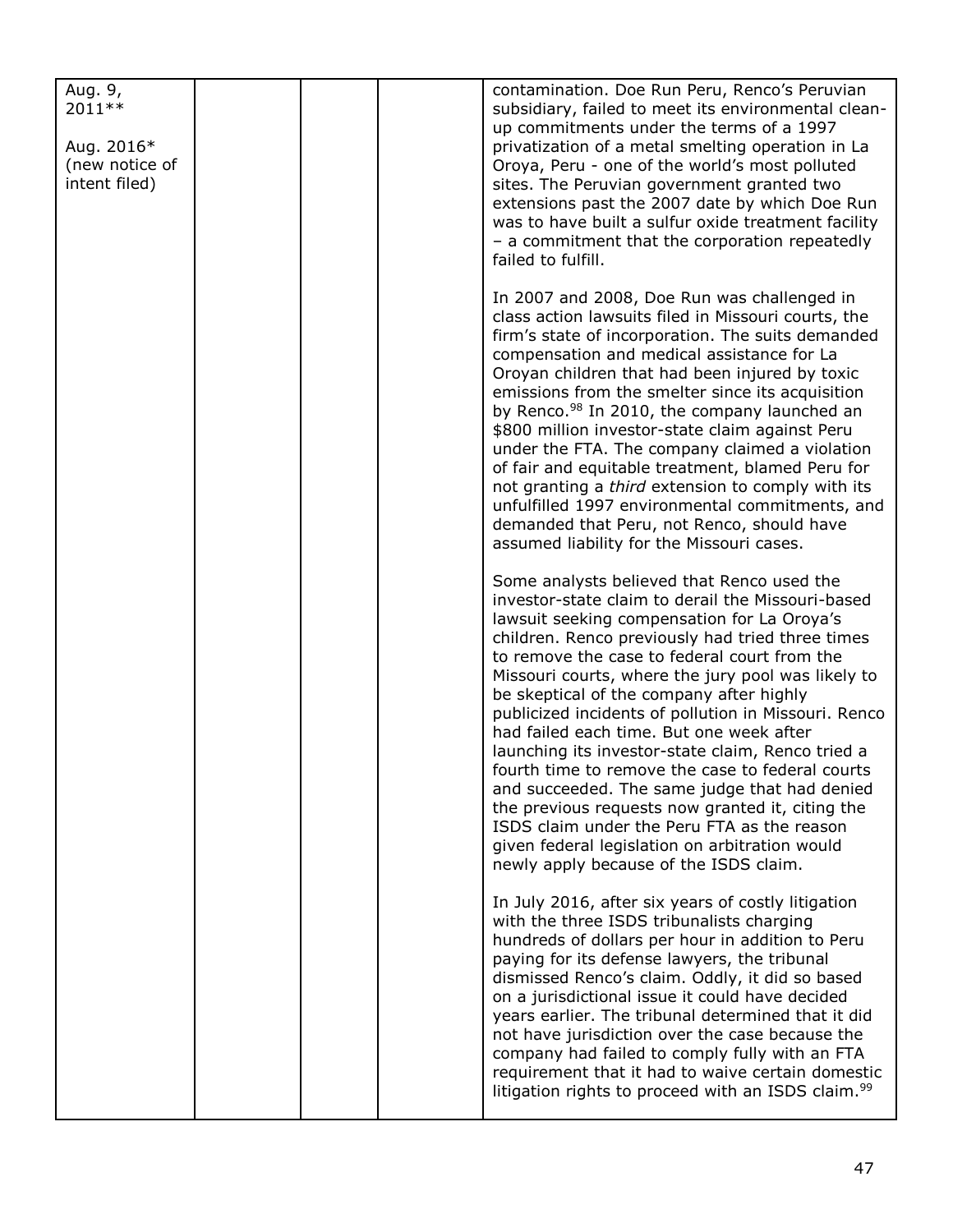| | | | | |
|---|---|---|---|---|
| Aug. 9, 2011**<br><br>Aug. 2016* (new notice of intent filed) | | | | contamination. Doe Run Peru, Renco's Peruvian subsidiary, failed to meet its environmental clean-up commitments under the terms of a 1997 privatization of a metal smelting operation in La Oroya, Peru - one of the world's most polluted sites. The Peruvian government granted two extensions past the 2007 date by which Doe Run was to have built a sulfur oxide treatment facility – a commitment that the corporation repeatedly failed to fulfill.<br><br>In 2007 and 2008, Doe Run was challenged in class action lawsuits filed in Missouri courts, the firm's state of incorporation. The suits demanded compensation and medical assistance for La Oroyan children that had been injured by toxic emissions from the smelter since its acquisition by Renco.[98] In 2010, the company launched an $800 million investor-state claim against Peru under the FTA. The company claimed a violation of fair and equitable treatment, blamed Peru for not granting a *third* extension to comply with its unfulfilled 1997 environmental commitments, and demanded that Peru, not Renco, should have assumed liability for the Missouri cases.<br><br>Some analysts believed that Renco used the investor-state claim to derail the Missouri-based lawsuit seeking compensation for La Oroya's children. Renco previously had tried three times to remove the case to federal court from the Missouri courts, where the jury pool was likely to be skeptical of the company after highly publicized incidents of pollution in Missouri. Renco had failed each time. But one week after launching its investor-state claim, Renco tried a fourth time to remove the case to federal courts and succeeded. The same judge that had denied the previous requests now granted it, citing the ISDS claim under the Peru FTA as the reason given federal legislation on arbitration would newly apply because of the ISDS claim.<br><br>In July 2016, after six years of costly litigation with the three ISDS tribunalists charging hundreds of dollars per hour in addition to Peru paying for its defense lawyers, the tribunal dismissed Renco's claim. Oddly, it did so based on a jurisdictional issue it could have decided years earlier. The tribunal determined that it did not have jurisdiction over the case because the company had failed to comply fully with an FTA requirement that it had to waive certain domestic litigation rights to proceed with an ISDS claim.[99] |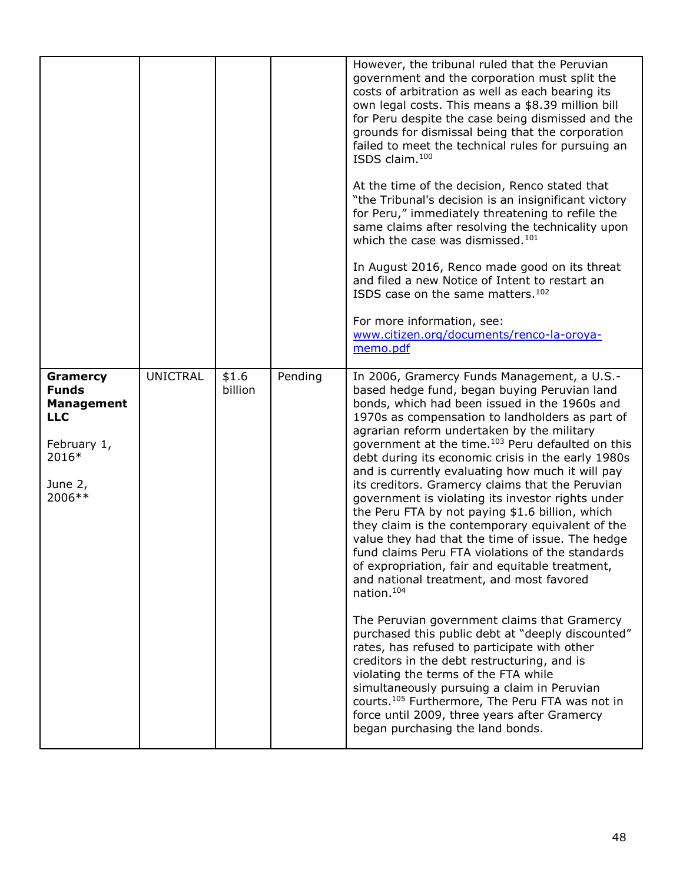| | | | | |
|---|---|---|---|---|
| | | | | However, the tribunal ruled that the Peruvian government and the corporation must split the costs of arbitration as well as each bearing its own legal costs. This means a $8.39 million bill for Peru despite the case being dismissed and the grounds for dismissal being that the corporation failed to meet the technical rules for pursuing an ISDS claim.[100]<br><br>At the time of the decision, Renco stated that "the Tribunal's decision is an insignificant victory for Peru," immediately threatening to refile the same claims after resolving the technicality upon which the case was dismissed.[101]<br><br>In August 2016, Renco made good on its threat and filed a new Notice of Intent to restart an ISDS case on the same matters.[102]<br><br>For more information, see: [www.citizen.org/documents/renco-la-oroya-memo.pdf](www.citizen.org/documents/renco-la-oroya-memo.pdf) |
| **Gramercy Funds Management LLC**<br><br>February 1, 2016*<br><br>June 2, 2006** | UNICTRAL | $1.6 billion | Pending | In 2006, Gramercy Funds Management, a U.S.-based hedge fund, began buying Peruvian land bonds, which had been issued in the 1960s and 1970s as compensation to landholders as part of agrarian reform undertaken by the military government at the time.[103] Peru defaulted on this debt during its economic crisis in the early 1980s and is currently evaluating how much it will pay its creditors. Gramercy claims that the Peruvian government is violating its investor rights under the Peru FTA by not paying $1.6 billion, which they claim is the contemporary equivalent of the value they had that the time of issue. The hedge fund claims Peru FTA violations of the standards of expropriation, fair and equitable treatment, and national treatment, and most favored nation.[104]<br><br>The Peruvian government claims that Gramercy purchased this public debt at "deeply discounted" rates, has refused to participate with other creditors in the debt restructuring, and is violating the terms of the FTA while simultaneously pursuing a claim in Peruvian courts.[105] Furthermore, The Peru FTA was not in force until 2009, three years after Gramercy began purchasing the land bonds. |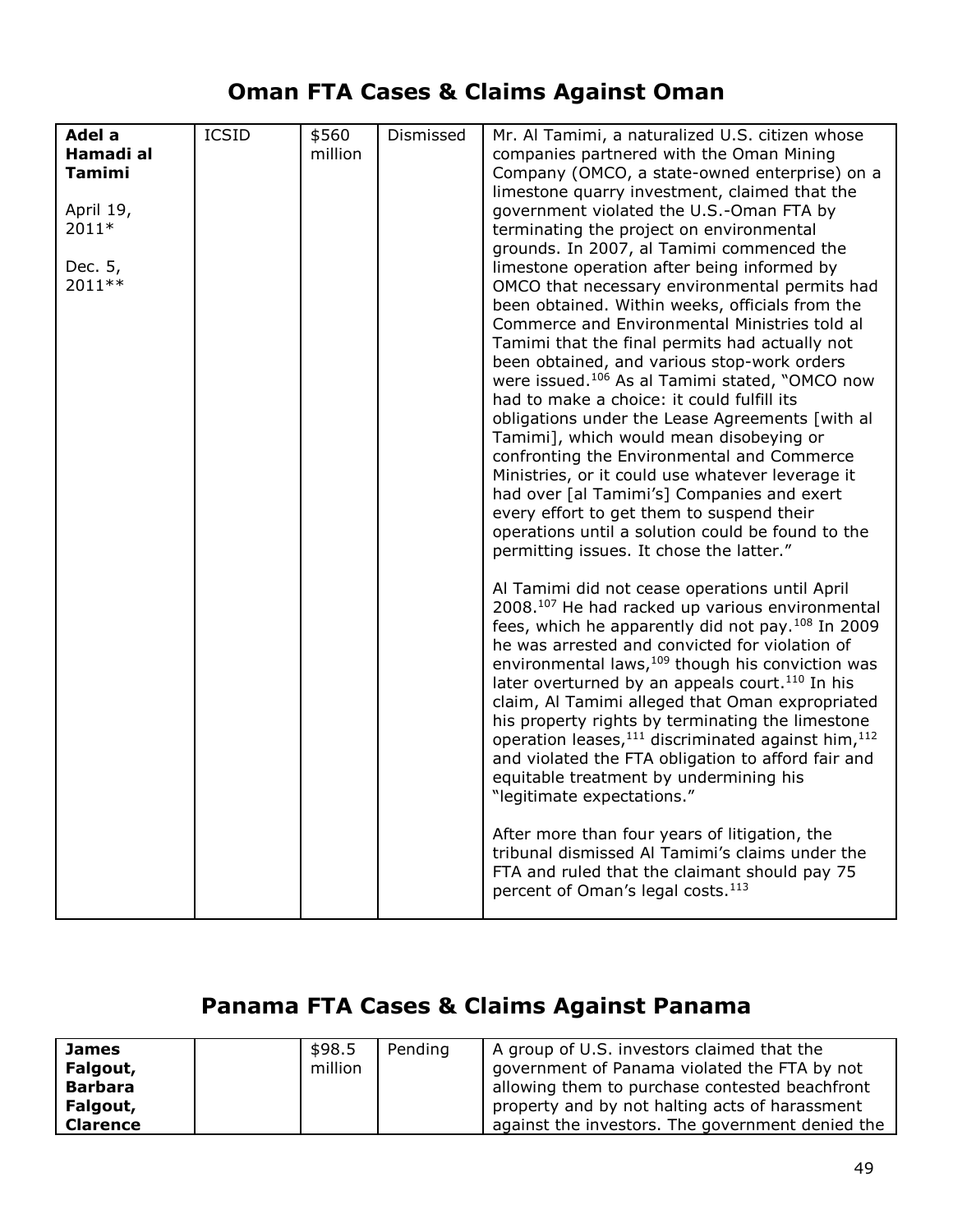## Oman FTA Cases & Claims Against Oman

| | | | | |
|---|---|---|---|---|
| **Adel a Hamadi al Tamimi**<br><br>April 19, 2011*<br><br>Dec. 5, 2011** | ICSID | $560 million | Dismissed | Mr. Al Tamimi, a naturalized U.S. citizen whose companies partnered with the Oman Mining Company (OMCO, a state-owned enterprise) on a limestone quarry investment, claimed that the government violated the U.S.-Oman FTA by terminating the project on environmental grounds. In 2007, al Tamimi commenced the limestone operation after being informed by OMCO that necessary environmental permits had been obtained. Within weeks, officials from the Commerce and Environmental Ministries told al Tamimi that the final permits had actually not been obtained, and various stop-work orders were issued.[106] As al Tamimi stated, "OMCO now had to make a choice: it could fulfill its obligations under the Lease Agreements [with al Tamimi], which would mean disobeying or confronting the Environmental and Commerce Ministries, or it could use whatever leverage it had over [al Tamimi's] Companies and exert every effort to get them to suspend their operations until a solution could be found to the permitting issues. It chose the latter."<br><br>Al Tamimi did not cease operations until April 2008.[107] He had racked up various environmental fees, which he apparently did not pay.[108] In 2009 he was arrested and convicted for violation of environmental laws,[109] though his conviction was later overturned by an appeals court.[110] In his claim, Al Tamimi alleged that Oman expropriated his property rights by terminating the limestone operation leases,[111] discriminated against him,[112] and violated the FTA obligation to afford fair and equitable treatment by undermining his "legitimate expectations."<br><br>After more than four years of litigation, the tribunal dismissed Al Tamimi's claims under the FTA and ruled that the claimant should pay 75 percent of Oman's legal costs.[113] |

## Panama FTA Cases & Claims Against Panama

| | | | | |
|---|---|---|---|---|
| **James Falgout, Barbara Falgout, Clarence** | | $98.5 million | Pending | A group of U.S. investors claimed that the government of Panama violated the FTA by not allowing them to purchase contested beachfront property and by not halting acts of harassment against the investors. The government denied the |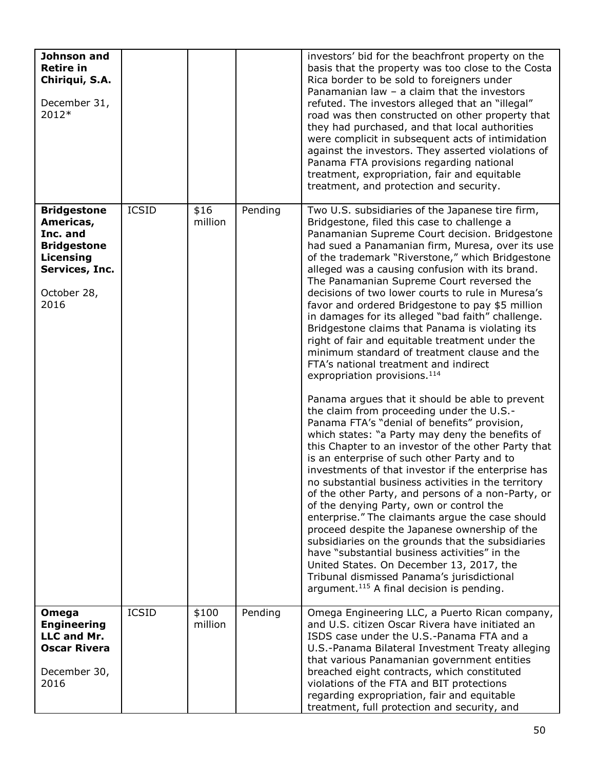| | | | | |
|---|---|---|---|---|
| **Johnson and Retire in Chiriqui, S.A.**<br><br>December 31, 2012* | | | | investors' bid for the beachfront property on the basis that the property was too close to the Costa Rica border to be sold to foreigners under Panamanian law – a claim that the investors refuted. The investors alleged that an "illegal" road was then constructed on other property that they had purchased, and that local authorities were complicit in subsequent acts of intimidation against the investors. They asserted violations of Panama FTA provisions regarding national treatment, expropriation, fair and equitable treatment, and protection and security. |
| **Bridgestone Americas, Inc. and Bridgestone Licensing Services, Inc.**<br><br>October 28, 2016 | ICSID | $16 million | Pending | Two U.S. subsidiaries of the Japanese tire firm, Bridgestone, filed this case to challenge a Panamanian Supreme Court decision. Bridgestone had sued a Panamanian firm, Muresa, over its use of the trademark "Riverstone," which Bridgestone alleged was a causing confusion with its brand. The Panamanian Supreme Court reversed the decisions of two lower courts to rule in Muresa's favor and ordered Bridgestone to pay $5 million in damages for its alleged "bad faith" challenge. Bridgestone claims that Panama is violating its right of fair and equitable treatment under the minimum standard of treatment clause and the FTA's national treatment and indirect expropriation provisions.[114]<br><br>Panama argues that it should be able to prevent the claim from proceeding under the U.S.-Panama FTA's "denial of benefits" provision, which states: "a Party may deny the benefits of this Chapter to an investor of the other Party that is an enterprise of such other Party and to investments of that investor if the enterprise has no substantial business activities in the territory of the other Party, and persons of a non-Party, or of the denying Party, own or control the enterprise." The claimants argue the case should proceed despite the Japanese ownership of the subsidiaries on the grounds that the subsidiaries have "substantial business activities" in the United States. On December 13, 2017, the Tribunal dismissed Panama's jurisdictional argument.[115] A final decision is pending. |
| **Omega Engineering LLC and Mr. Oscar Rivera**<br><br>December 30, 2016 | ICSID | $100 million | Pending | Omega Engineering LLC, a Puerto Rican company, and U.S. citizen Oscar Rivera have initiated an ISDS case under the U.S.-Panama FTA and a U.S.-Panama Bilateral Investment Treaty alleging that various Panamanian government entities breached eight contracts, which constituted violations of the FTA and BIT protections regarding expropriation, fair and equitable treatment, full protection and security, and |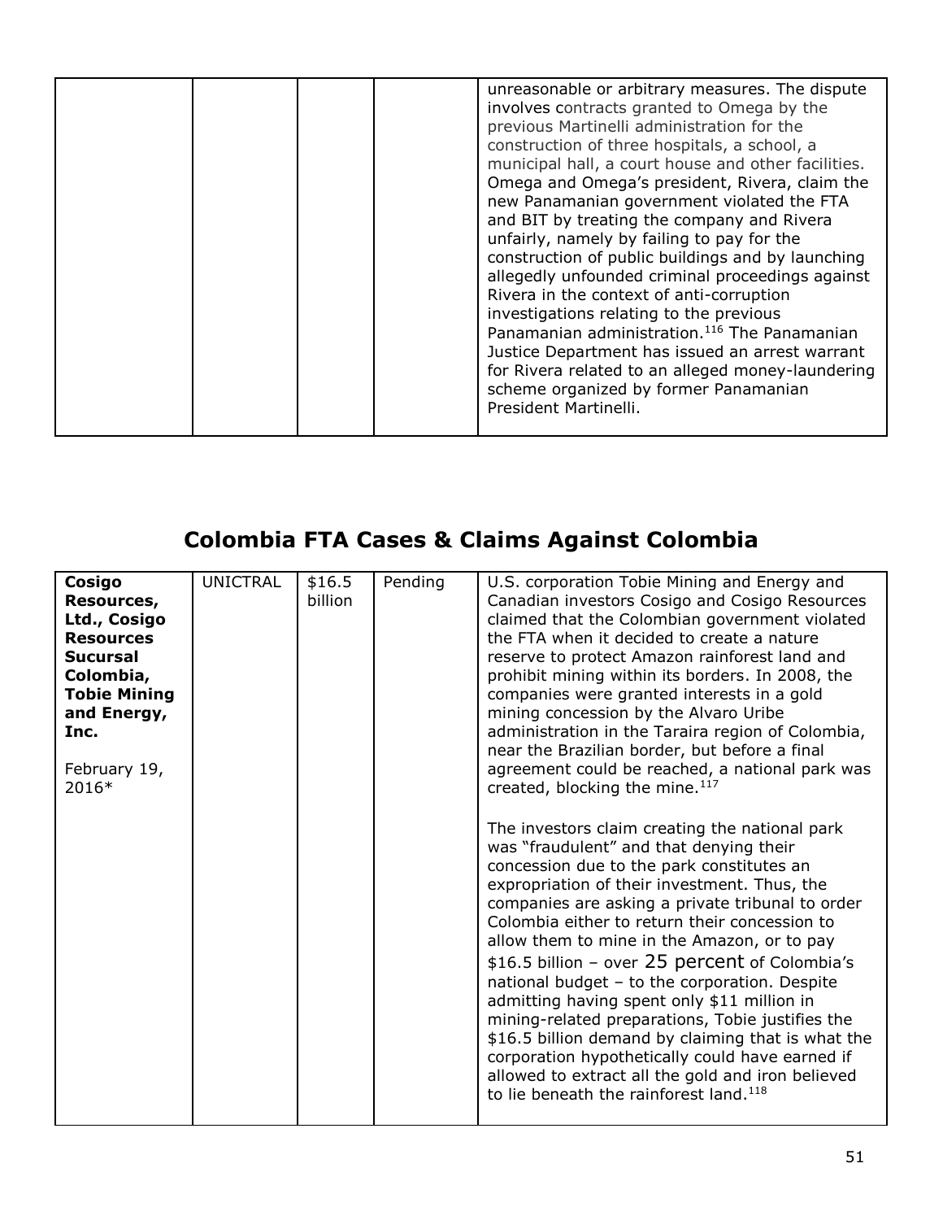| | | | | |
|---|---|---|---|---|
| | | | | unreasonable or arbitrary measures. The dispute involves contracts granted to Omega by the previous Martinelli administration for the construction of three hospitals, a school, a municipal hall, a court house and other facilities. Omega and Omega's president, Rivera, claim the new Panamanian government violated the FTA and BIT by treating the company and Rivera unfairly, namely by failing to pay for the construction of public buildings and by launching allegedly unfounded criminal proceedings against Rivera in the context of anti-corruption investigations relating to the previous Panamanian administration.[116] The Panamanian Justice Department has issued an arrest warrant for Rivera related to an alleged money-laundering scheme organized by former Panamanian President Martinelli. |

## Colombia FTA Cases & Claims Against Colombia

| | | | | |
|---|---|---|---|---|
| **Cosigo Resources, Ltd., Cosigo Resources Sucursal Colombia, Tobie Mining and Energy, Inc.**<br><br>February 19, 2016* | UNICTRAL | $16.5 billion | Pending | U.S. corporation Tobie Mining and Energy and Canadian investors Cosigo and Cosigo Resources claimed that the Colombian government violated the FTA when it decided to create a nature reserve to protect Amazon rainforest land and prohibit mining within its borders. In 2008, the companies were granted interests in a gold mining concession by the Alvaro Uribe administration in the Taraira region of Colombia, near the Brazilian border, but before a final agreement could be reached, a national park was created, blocking the mine.[117]<br><br>The investors claim creating the national park was "fraudulent" and that denying their concession due to the park constitutes an expropriation of their investment. Thus, the companies are asking a private tribunal to order Colombia either to return their concession to allow them to mine in the Amazon, or to pay $16.5 billion – over 25 percent of Colombia's national budget – to the corporation. Despite admitting having spent only $11 million in mining-related preparations, Tobie justifies the $16.5 billion demand by claiming that is what the corporation hypothetically could have earned if allowed to extract all the gold and iron believed to lie beneath the rainforest land.[118] |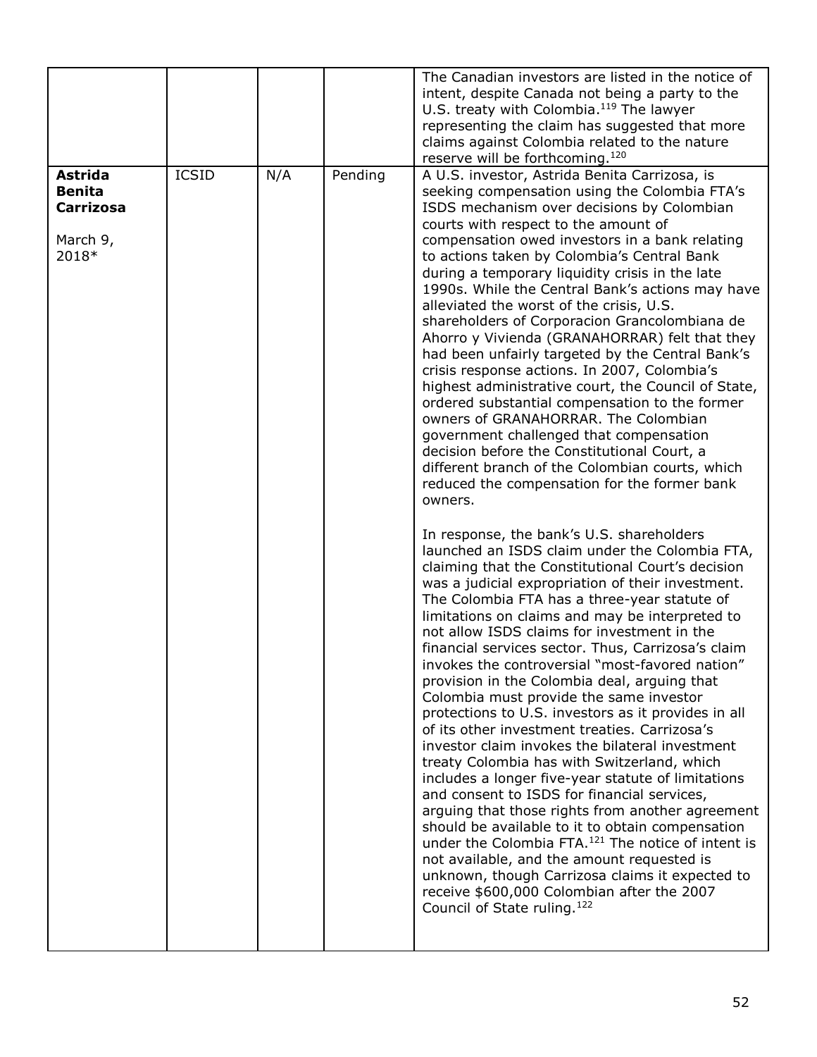| | | | | |
|---|---|---|---|---|
| | | | | The Canadian investors are listed in the notice of intent, despite Canada not being a party to the U.S. treaty with Colombia.[119] The lawyer representing the claim has suggested that more claims against Colombia related to the nature reserve will be forthcoming.[120] |
| **Astrida Benita Carrizosa**<br><br>March 9, 2018* | ICSID | N/A | Pending | A U.S. investor, Astrida Benita Carrizosa, is seeking compensation using the Colombia FTA's ISDS mechanism over decisions by Colombian courts with respect to the amount of compensation owed investors in a bank relating to actions taken by Colombia's Central Bank during a temporary liquidity crisis in the late 1990s. While the Central Bank's actions may have alleviated the worst of the crisis, U.S. shareholders of Corporacion Grancolombiana de Ahorro y Vivienda (GRANAHORRAR) felt that they had been unfairly targeted by the Central Bank's crisis response actions. In 2007, Colombia's highest administrative court, the Council of State, ordered substantial compensation to the former owners of GRANAHORRAR. The Colombian government challenged that compensation decision before the Constitutional Court, a different branch of the Colombian courts, which reduced the compensation for the former bank owners.<br><br>In response, the bank's U.S. shareholders launched an ISDS claim under the Colombia FTA, claiming that the Constitutional Court's decision was a judicial expropriation of their investment. The Colombia FTA has a three-year statute of limitations on claims and may be interpreted to not allow ISDS claims for investment in the financial services sector. Thus, Carrizosa's claim invokes the controversial "most-favored nation" provision in the Colombia deal, arguing that Colombia must provide the same investor protections to U.S. investors as it provides in all of its other investment treaties. Carrizosa's investor claim invokes the bilateral investment treaty Colombia has with Switzerland, which includes a longer five-year statute of limitations and consent to ISDS for financial services, arguing that those rights from another agreement should be available to it to obtain compensation under the Colombia FTA.[121] The notice of intent is not available, and the amount requested is unknown, though Carrizosa claims it expected to receive $600,000 Colombian after the 2007 Council of State ruling.[122] |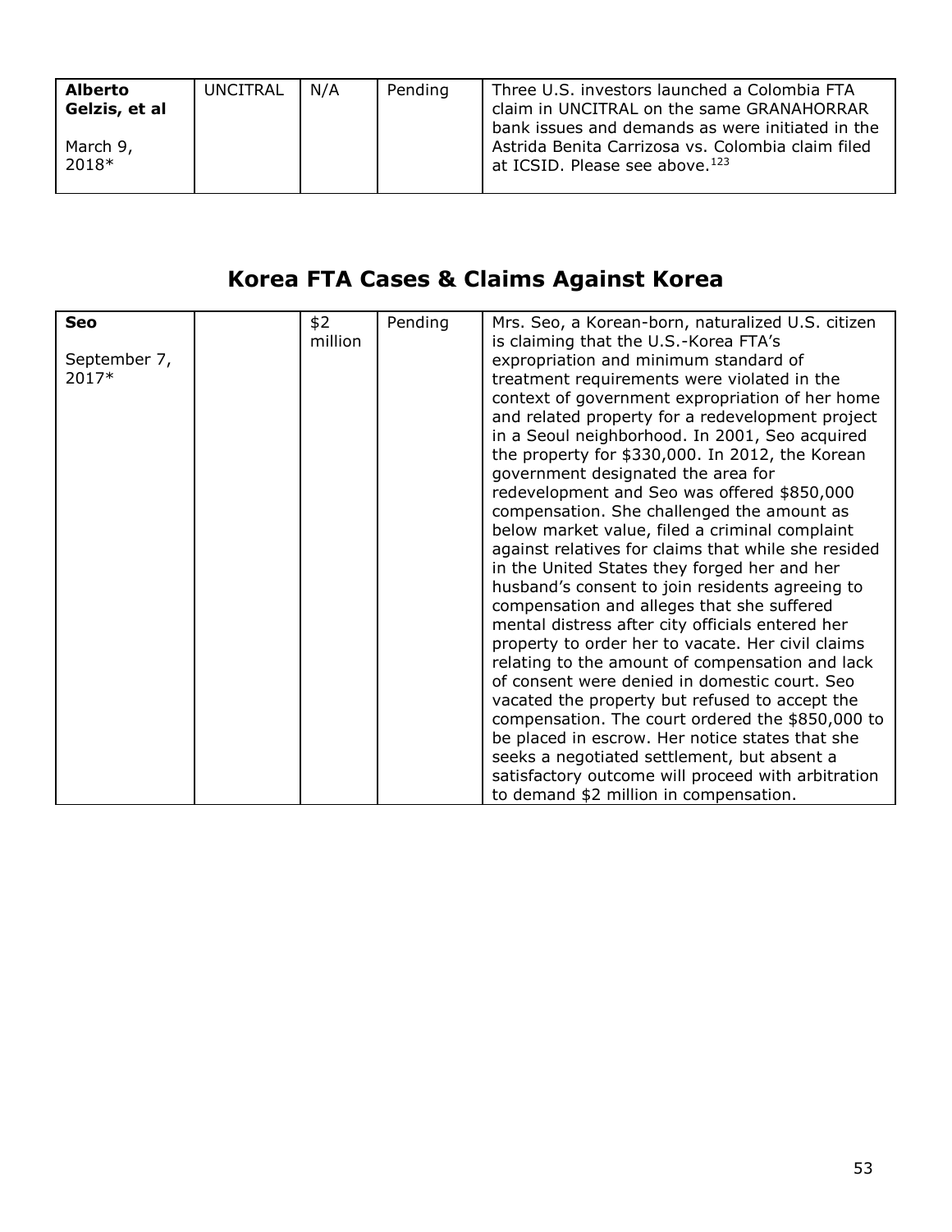| **Alberto Gelzis, et al** March 9, 2018* | UNCITRAL | N/A | Pending | Three U.S. investors launched a Colombia FTA claim in UNCITRAL on the same GRANAHORRAR bank issues and demands as were initiated in the Astrida Benita Carrizosa vs. Colombia claim filed at ICSID. Please see above.[123] |
|---|---|---|---|---|

## Korea FTA Cases & Claims Against Korea

| **Seo** September 7, 2017* | | $2 million | Pending | Mrs. Seo, a Korean-born, naturalized U.S. citizen is claiming that the U.S.-Korea FTA's expropriation and minimum standard of treatment requirements were violated in the context of government expropriation of her home and related property for a redevelopment project in a Seoul neighborhood. In 2001, Seo acquired the property for $330,000. In 2012, the Korean government designated the area for redevelopment and Seo was offered $850,000 compensation. She challenged the amount as below market value, filed a criminal complaint against relatives for claims that while she resided in the United States they forged her and her husband's consent to join residents agreeing to compensation and alleges that she suffered mental distress after city officials entered her property to order her to vacate. Her civil claims relating to the amount of compensation and lack of consent were denied in domestic court. Seo vacated the property but refused to accept the compensation. The court ordered the $850,000 to be placed in escrow. Her notice states that she seeks a negotiated settlement, but absent a satisfactory outcome will proceed with arbitration to demand $2 million in compensation. |
|---|---|---|---|---|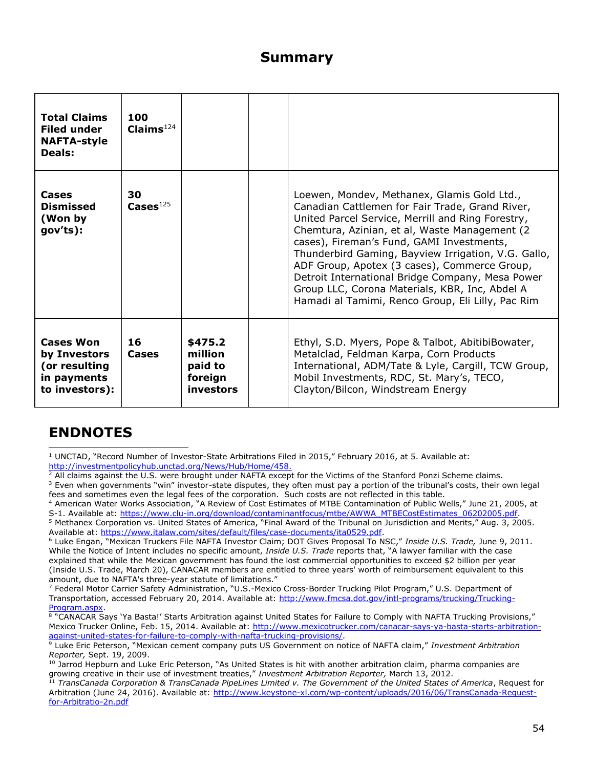## Summary

| | | | | |
|---|---|---|---|---|
| **Total Claims Filed under NAFTA-style Deals:** | **100 Claims**[124] | | | |
| **Cases Dismissed (Won by gov'ts):** | **30 Cases**[125] | | | Loewen, Mondev, Methanex, Glamis Gold Ltd., Canadian Cattlemen for Fair Trade, Grand River, United Parcel Service, Merrill and Ring Forestry, Chemtura, Azinian, et al, Waste Management (2 cases), Fireman's Fund, GAMI Investments, Thunderbird Gaming, Bayview Irrigation, V.G. Gallo, ADF Group, Apotex (3 cases), Commerce Group, Detroit International Bridge Company, Mesa Power Group LLC, Corona Materials, KBR, Inc, Abdel A Hamadi al Tamimi, Renco Group, Eli Lilly, Pac Rim |
| **Cases Won by Investors (or resulting in payments to investors):** | **16 Cases** | **$475.2 million paid to foreign investors** | | Ethyl, S.D. Myers, Pope & Talbot, AbitibiBowater, Metalclad, Feldman Karpa, Corn Products International, ADM/Tate & Lyle, Cargill, TCW Group, Mobil Investments, RDC, St. Mary's, TECO, Clayton/Bilcon, Windstream Energy |

## ENDNOTES

[1] UNCTAD, "Record Number of Investor-State Arbitrations Filed in 2015," February 2016, at 5. Available at: http://investmentpolicyhub.unctad.org/News/Hub/Home/458.

[2] All claims against the U.S. were brought under NAFTA except for the Victims of the Stanford Ponzi Scheme claims.

[3] Even when governments "win" investor-state disputes, they often must pay a portion of the tribunal's costs, their own legal fees and sometimes even the legal fees of the corporation. Such costs are not reflected in this table.

[4] American Water Works Association, "A Review of Cost Estimates of MTBE Contamination of Public Wells," June 21, 2005, at S-1. Available at: https://www.clu-in.org/download/contaminantfocus/mtbe/AWWA_MTBECostEstimates_06202005.pdf.

[5] Methanex Corporation vs. United States of America, "Final Award of the Tribunal on Jurisdiction and Merits," Aug. 3, 2005. Available at: https://www.italaw.com/sites/default/files/case-documents/ita0529.pdf.

[6] Luke Engan, "Mexican Truckers File NAFTA Investor Claim; DOT Gives Proposal To NSC," *Inside U.S. Trade,* June 9, 2011. While the Notice of Intent includes no specific amount, *Inside U.S. Trade* reports that, "A lawyer familiar with the case explained that while the Mexican government has found the lost commercial opportunities to exceed $2 billion per year (Inside U.S. Trade, March 20), CANACAR members are entitled to three years' worth of reimbursement equivalent to this amount, due to NAFTA's three-year statute of limitations."

[7] Federal Motor Carrier Safety Administration, "U.S.-Mexico Cross-Border Trucking Pilot Program," U.S. Department of Transportation, accessed February 20, 2014. Available at: http://www.fmcsa.dot.gov/intl-programs/trucking/Trucking-Program.aspx.

[8] "CANACAR Says 'Ya Basta!' Starts Arbitration against United States for Failure to Comply with NAFTA Trucking Provisions," Mexico Trucker Online, Feb. 15, 2014. Available at: http://www.mexicotrucker.com/canacar-says-ya-basta-starts-arbitration-against-united-states-for-failure-to-comply-with-nafta-trucking-provisions/.

[9] Luke Eric Peterson, "Mexican cement company puts US Government on notice of NAFTA claim," *Investment Arbitration Reporter,* Sept. 19, 2009.

[10] Jarrod Hepburn and Luke Eric Peterson, "As United States is hit with another arbitration claim, pharma companies are growing creative in their use of investment treaties," *Investment Arbitration Reporter,* March 13, 2012.

[11] *TransCanada Corporation & TransCanada PipeLines Limited v. The Government of the United States of America*, Request for Arbitration (June 24, 2016). Available at: http://www.keystone-xl.com/wp-content/uploads/2016/06/TransCanada-Request-for-Arbitratio-2n.pdf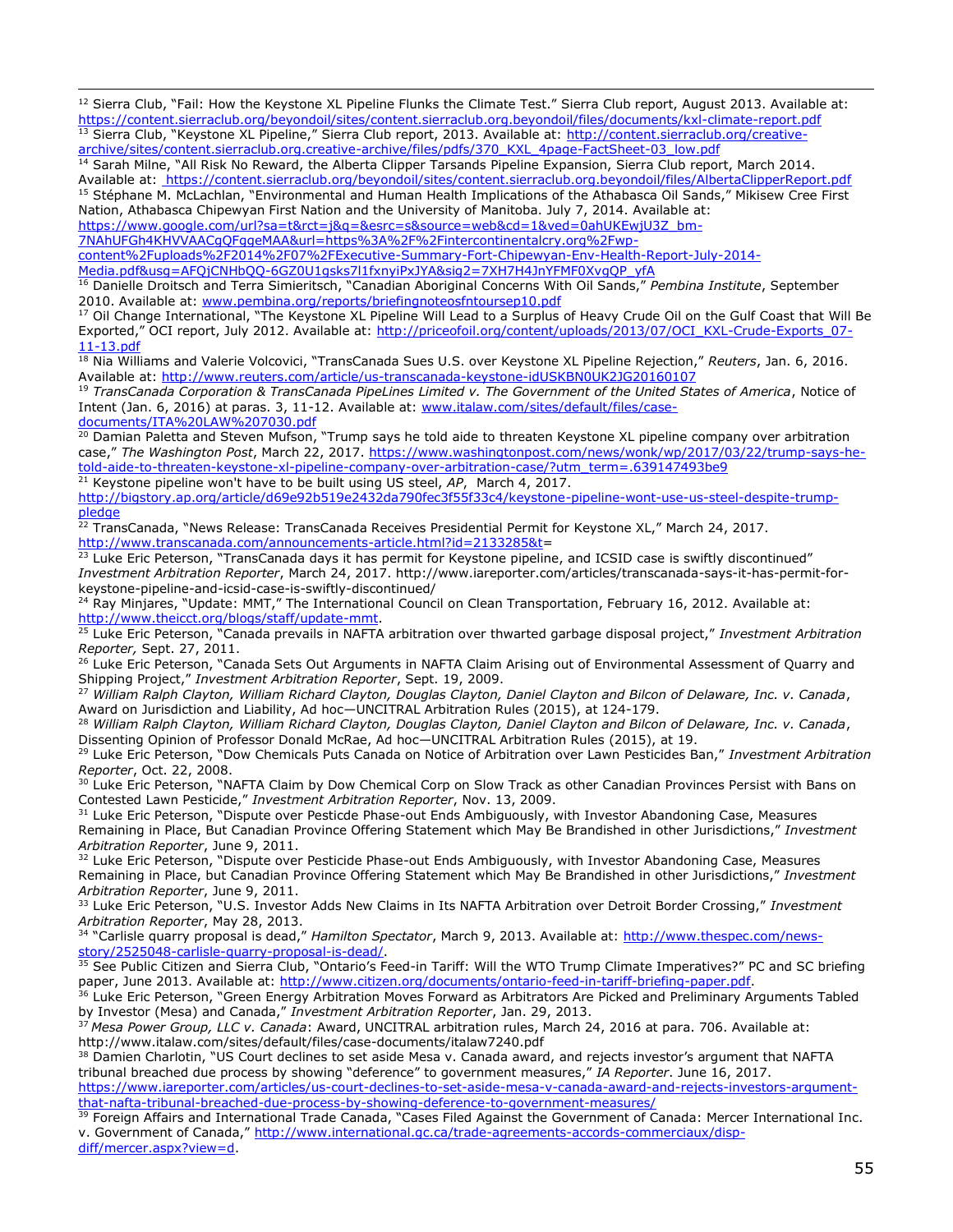[12] Sierra Club, "Fail: How the Keystone XL Pipeline Flunks the Climate Test." Sierra Club report, August 2013. Available at: https://content.sierraclub.org/beyondoil/sites/content.sierraclub.org.beyondoil/files/documents/kxl-climate-report.pdf

[13] Sierra Club, "Keystone XL Pipeline," Sierra Club report, 2013. Available at: http://content.sierraclub.org/creative-archive/sites/content.sierraclub.org.creative-archive/files/pdfs/370_KXL_4page-FactSheet-03_low.pdf

[14] Sarah Milne, "All Risk No Reward, the Alberta Clipper Tarsands Pipeline Expansion, Sierra Club report, March 2014. Available at: https://content.sierraclub.org/beyondoil/sites/content.sierraclub.org.beyondoil/files/AlbertaClipperReport.pdf

[15] Stéphane M. McLachlan, "Environmental and Human Health Implications of the Athabasca Oil Sands," Mikisew Cree First Nation, Athabasca Chipewyan First Nation and the University of Manitoba. July 7, 2014. Available at: https://www.google.com/url?sa=t&rct=j&q=&esrc=s&source=web&cd=1&ved=0ahUKEwjU3Z_bm-7NAhUFGh4KHVVAACgQFggeMAA&url=https%3A%2F%2Fintercontinentalcry.org%2Fwp-content%2Fuploads%2F2014%2F07%2FExecutive-Summary-Fort-Chipewyan-Env-Health-Report-July-2014-Media.pdf&usg=AFQjCNHbQQ-6GZ0U1gsks7l1fxnyiPxJYA&sig2=7XH7H4JnYFMF0XvgQP_yfA

[16] Danielle Droitsch and Terra Simieritsch, "Canadian Aboriginal Concerns With Oil Sands," *Pembina Institute*, September 2010. Available at: www.pembina.org/reports/briefingnoteosfntoursep10.pdf

[17] Oil Change International, "The Keystone XL Pipeline Will Lead to a Surplus of Heavy Crude Oil on the Gulf Coast that Will Be Exported," OCI report, July 2012. Available at: http://priceofoil.org/content/uploads/2013/07/OCI_KXL-Crude-Exports_07-11-13.pdf

[18] Nia Williams and Valerie Volcovici, "TransCanada Sues U.S. over Keystone XL Pipeline Rejection," *Reuters*, Jan. 6, 2016. Available at: http://www.reuters.com/article/us-transcanada-keystone-idUSKBN0UK2JG20160107

[19] *TransCanada Corporation & TransCanada PipeLines Limited v. The Government of the United States of America*, Notice of Intent (Jan. 6, 2016) at paras. 3, 11-12. Available at: www.italaw.com/sites/default/files/case-documents/ITA%20LAW%207030.pdf

[20] Damian Paletta and Steven Mufson, "Trump says he told aide to threaten Keystone XL pipeline company over arbitration case," *The Washington Post*, March 22, 2017. https://www.washingtonpost.com/news/wonk/wp/2017/03/22/trump-says-he-told-aide-to-threaten-keystone-xl-pipeline-company-over-arbitration-case/?utm_term=.639147493be9

[21] Keystone pipeline won't have to be built using US steel, *AP*, March 4, 2017. http://bigstory.ap.org/article/d69e92b519e2432da790fec3f55f33c4/keystone-pipeline-wont-use-us-steel-despite-trump-pledge

[22] TransCanada, "News Release: TransCanada Receives Presidential Permit for Keystone XL," March 24, 2017. http://www.transcanada.com/announcements-article.html?id=2133285&t=

[23] Luke Eric Peterson, "TransCanada days it has permit for Keystone pipeline, and ICSID case is swiftly discontinued" *Investment Arbitration Reporter*, March 24, 2017. http://www.iareporter.com/articles/transcanada-says-it-has-permit-for-keystone-pipeline-and-icsid-case-is-swiftly-discontinued/

[24] Ray Minjares, "Update: MMT," The International Council on Clean Transportation, February 16, 2012. Available at: http://www.theicct.org/blogs/staff/update-mmt.

[25] Luke Eric Peterson, "Canada prevails in NAFTA arbitration over thwarted garbage disposal project," *Investment Arbitration Reporter,* Sept. 27, 2011.

[26] Luke Eric Peterson, "Canada Sets Out Arguments in NAFTA Claim Arising out of Environmental Assessment of Quarry and Shipping Project," *Investment Arbitration Reporter*, Sept. 19, 2009.

[27] *William Ralph Clayton, William Richard Clayton, Douglas Clayton, Daniel Clayton and Bilcon of Delaware, Inc. v. Canada*, Award on Jurisdiction and Liability, Ad hoc—UNCITRAL Arbitration Rules (2015), at 124-179.

[28] *William Ralph Clayton, William Richard Clayton, Douglas Clayton, Daniel Clayton and Bilcon of Delaware, Inc. v. Canada*, Dissenting Opinion of Professor Donald McRae, Ad hoc—UNCITRAL Arbitration Rules (2015), at 19.

[29] Luke Eric Peterson, "Dow Chemicals Puts Canada on Notice of Arbitration over Lawn Pesticides Ban," *Investment Arbitration Reporter*, Oct. 22, 2008.

[30] Luke Eric Peterson, "NAFTA Claim by Dow Chemical Corp on Slow Track as other Canadian Provinces Persist with Bans on Contested Lawn Pesticide," *Investment Arbitration Reporter*, Nov. 13, 2009.

[31] Luke Eric Peterson, "Dispute over Pesticde Phase-out Ends Ambiguously, with Investor Abandoning Case, Measures Remaining in Place, But Canadian Province Offering Statement which May Be Brandished in other Jurisdictions," *Investment Arbitration Reporter*, June 9, 2011.

[32] Luke Eric Peterson, "Dispute over Pesticide Phase-out Ends Ambiguously, with Investor Abandoning Case, Measures Remaining in Place, but Canadian Province Offering Statement which May Be Brandished in other Jurisdictions," *Investment Arbitration Reporter*, June 9, 2011.

[33] Luke Eric Peterson, "U.S. Investor Adds New Claims in Its NAFTA Arbitration over Detroit Border Crossing," *Investment Arbitration Reporter*, May 28, 2013.

[34] "Carlisle quarry proposal is dead," *Hamilton Spectator*, March 9, 2013. Available at: http://www.thespec.com/news-story/2525048-carlisle-quarry-proposal-is-dead/.

[35] See Public Citizen and Sierra Club, "Ontario's Feed-in Tariff: Will the WTO Trump Climate Imperatives?" PC and SC briefing paper, June 2013. Available at: http://www.citizen.org/documents/ontario-feed-in-tariff-briefing-paper.pdf.

[36] Luke Eric Peterson, "Green Energy Arbitration Moves Forward as Arbitrators Are Picked and Preliminary Arguments Tabled by Investor (Mesa) and Canada," *Investment Arbitration Reporter*, Jan. 29, 2013.

[37] *Mesa Power Group, LLC v. Canada*: Award, UNCITRAL arbitration rules, March 24, 2016 at para. 706. Available at: http://www.italaw.com/sites/default/files/case-documents/italaw7240.pdf

[38] Damien Charlotin, "US Court declines to set aside Mesa v. Canada award, and rejects investor's argument that NAFTA tribunal breached due process by showing "deference" to government measures," *IA Reporter*. June 16, 2017. https://www.iareporter.com/articles/us-court-declines-to-set-aside-mesa-v-canada-award-and-rejects-investors-argument-that-nafta-tribunal-breached-due-process-by-showing-deference-to-government-measures/

[39] Foreign Affairs and International Trade Canada, "Cases Filed Against the Government of Canada: Mercer International Inc. v. Government of Canada," http://www.international.gc.ca/trade-agreements-accords-commerciaux/disp-diff/mercer.aspx?view=d.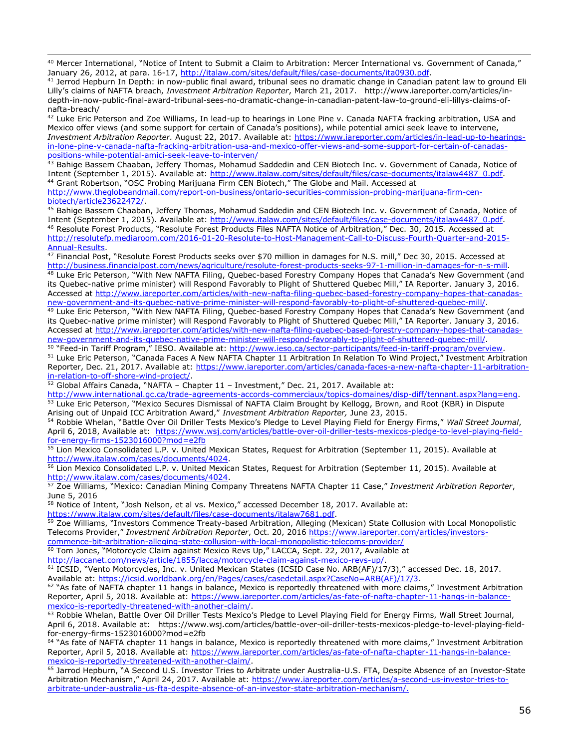[40] Mercer International, "Notice of Intent to Submit a Claim to Arbitration: Mercer International vs. Government of Canada," January 26, 2012, at para. 16-17, http://italaw.com/sites/default/files/case-documents/ita0930.pdf.

[41] Jerrod Hepburn In Depth: in now-public final award, tribunal sees no dramatic change in Canadian patent law to ground Eli Lilly's claims of NAFTA breach, *Investment Arbitration Reporter*, March 21, 2017. http://www.iareporter.com/articles/in-depth-in-now-public-final-award-tribunal-sees-no-dramatic-change-in-canadian-patent-law-to-ground-eli-lillys-claims-of-nafta-breach/

[42] Luke Eric Peterson and Zoe Williams, In lead-up to hearings in Lone Pine v. Canada NAFTA fracking arbitration, USA and Mexico offer views (and some support for certain of Canada's positions), while potential amici seek leave to intervene, *Investment Arbitration Reporter.* August 22, 2017. Available at: https://www.iareporter.com/articles/in-lead-up-to-hearings-in-lone-pine-v-canada-nafta-fracking-arbitration-usa-and-mexico-offer-views-and-some-support-for-certain-of-canadas-positions-while-potential-amici-seek-leave-to-interven/

[43] Bahige Bassem Chaaban, Jeffery Thomas, Mohamud Saddedin and CEN Biotech Inc. v. Government of Canada, Notice of Intent (September 1, 2015). Available at: http://www.italaw.com/sites/default/files/case-documents/italaw4487_0.pdf.

[44] Grant Robertson, "OSC Probing Marijuana Firm CEN Biotech," The Globe and Mail. Accessed at http://www.theglobeandmail.com/report-on-business/ontario-securities-commission-probing-marijuana-firm-cen-biotech/article23622472/.

[45] Bahige Bassem Chaaban, Jeffery Thomas, Mohamud Saddedin and CEN Biotech Inc. v. Government of Canada, Notice of Intent (September 1, 2015). Available at: http://www.italaw.com/sites/default/files/case-documents/italaw4487_0.pdf.

[46] Resolute Forest Products, "Resolute Forest Products Files NAFTA Notice of Arbitration," Dec. 30, 2015. Accessed at http://resolutefp.mediaroom.com/2016-01-20-Resolute-to-Host-Management-Call-to-Discuss-Fourth-Quarter-and-2015-Annual-Results.

[47] Financial Post, "Resolute Forest Products seeks over $70 million in damages for N.S. mill," Dec 30, 2015. Accessed at http://business.financialpost.com/news/agriculture/resolute-forest-products-seeks-97-1-million-in-damages-for-n-s-mill.

[48] Luke Eric Peterson, "With New NAFTA Filing, Quebec-based Forestry Company Hopes that Canada's New Government (and its Quebec-native prime minister) will Respond Favorably to Plight of Shuttered Quebec Mill," IA Reporter. January 3, 2016. Accessed at http://www.iareporter.com/articles/with-new-nafta-filing-quebec-based-forestry-company-hopes-that-canadas-new-government-and-its-quebec-native-prime-minister-will-respond-favorably-to-plight-of-shuttered-quebec-mill/.

[49] Luke Eric Peterson, "With New NAFTA Filing, Quebec-based Forestry Company Hopes that Canada's New Government (and its Quebec-native prime minister) will Respond Favorably to Plight of Shuttered Quebec Mill," IA Reporter. January 3, 2016. Accessed at http://www.iareporter.com/articles/with-new-nafta-filing-quebec-based-forestry-company-hopes-that-canadas-new-government-and-its-quebec-native-prime-minister-will-respond-favorably-to-plight-of-shuttered-quebec-mill/.

[50] "Feed-in Tariff Program," IESO. Available at: http://www.ieso.ca/sector-participants/feed-in-tariff-program/overview.

[51] Luke Eric Peterson, "Canada Faces A New NAFTA Chapter 11 Arbitration In Relation To Wind Project," Ivestment Arbitration Reporter, Dec. 21, 2017. Available at: https://www.iareporter.com/articles/canada-faces-a-new-nafta-chapter-11-arbitration-in-relation-to-off-shore-wind-project/.

[52] Global Affairs Canada, "NAFTA – Chapter 11 – Investment," Dec. 21, 2017. Available at: http://www.international.gc.ca/trade-agreements-accords-commerciaux/topics-domaines/disp-diff/tennant.aspx?lang=eng.

[53] Luke Eric Peterson, "Mexico Secures Dismissal of NAFTA Claim Brought by Kellogg, Brown, and Root (KBR) in Dispute Arising out of Unpaid ICC Arbitration Award," *Investment Arbitration Reporter,* June 23, 2015.

[54] Robbie Whelan, "Battle Over Oil Driller Tests Mexico's Pledge to Level Playing Field for Energy Firms," *Wall Street Journal*, April 6, 2018, Available at: https://www.wsj.com/articles/battle-over-oil-driller-tests-mexicos-pledge-to-level-playing-field-for-energy-firms-1523016000?mod=e2fb

[55] Lion Mexico Consolidated L.P. v. United Mexican States, Request for Arbitration (September 11, 2015). Available at http://www.italaw.com/cases/documents/4024.

[56] Lion Mexico Consolidated L.P. v. United Mexican States, Request for Arbitration (September 11, 2015). Available at http://www.italaw.com/cases/documents/4024.

[57] Zoe Williams, "Mexico: Canadian Mining Company Threatens NAFTA Chapter 11 Case," *Investment Arbitration Reporter*, June 5, 2016

[58] Notice of Intent, "Josh Nelson, et al vs. Mexico," accessed December 18, 2017. Available at: https://www.italaw.com/sites/default/files/case-documents/italaw7681.pdf.

[59] Zoe Williams, "Investors Commence Treaty-based Arbitration, Alleging (Mexican) State Collusion with Local Monopolistic Telecoms Provider," *Investment Arbitration Reporter*, Oct. 20, 2016 https://www.iareporter.com/articles/investors-commence-bit-arbitration-alleging-state-collusion-with-local-monopolistic-telecoms-provider/

[60] Tom Jones, "Motorcycle Claim against Mexico Revs Up," LACCA, Sept. 22, 2017, Available at http://laccanet.com/news/article/1855/lacca/motorcycle-claim-against-mexico-revs-up/.

[61] ICSID, "Vento Motorcycles, Inc. v. United Mexican States (ICSID Case No. ARB(AF)/17/3)," accessed Dec. 18, 2017. Available at: https://icsid.worldbank.org/en/Pages/cases/casedetail.aspx?CaseNo=ARB(AF)/17/3.

[62] "As fate of NAFTA chapter 11 hangs in balance, Mexico is reportedly threatened with more claims," Investment Arbitration Reporter, April 5, 2018. Available at: https://www.iareporter.com/articles/as-fate-of-nafta-chapter-11-hangs-in-balance-mexico-is-reportedly-threatened-with-another-claim/.

[63] Robbie Whelan, Battle Over Oil Driller Tests Mexico's Pledge to Level Playing Field for Energy Firms, Wall Street Journal, April 6, 2018. Available at: https://www.wsj.com/articles/battle-over-oil-driller-tests-mexicos-pledge-to-level-playing-field-for-energy-firms-1523016000?mod=e2fb

[64] "As fate of NAFTA chapter 11 hangs in balance, Mexico is reportedly threatened with more claims," Investment Arbitration Reporter, April 5, 2018. Available at: https://www.iareporter.com/articles/as-fate-of-nafta-chapter-11-hangs-in-balance-mexico-is-reportedly-threatened-with-another-claim/.

[65] Jarrod Hepburn, "A Second U.S. Investor Tries to Arbitrate under Australia-U.S. FTA, Despite Absence of an Investor-State Arbitration Mechanism," April 24, 2017. Available at: https://www.iareporter.com/articles/a-second-us-investor-tries-to-arbitrate-under-australia-us-fta-despite-absence-of-an-investor-state-arbitration-mechanism/.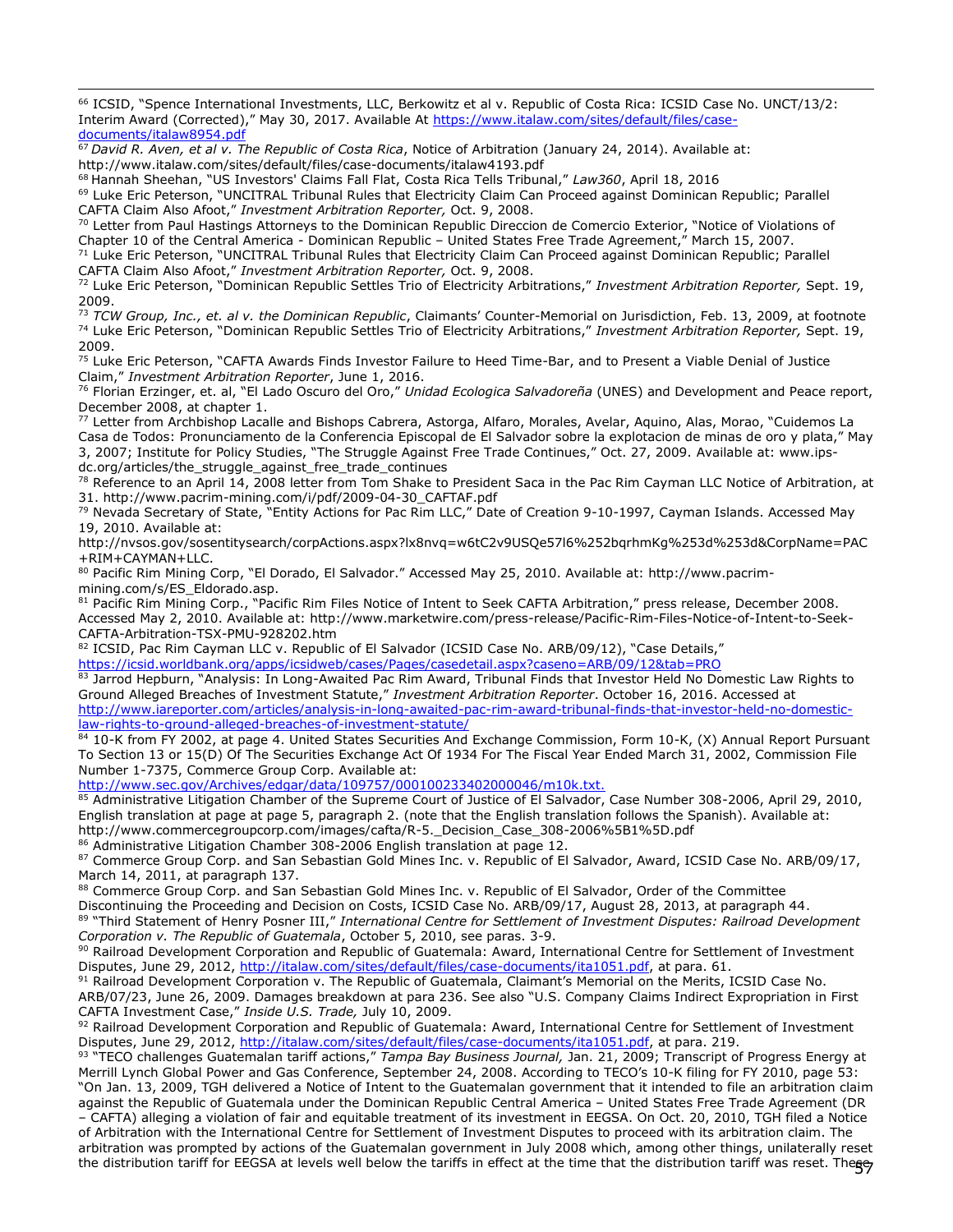[66] ICSID, "Spence International Investments, LLC, Berkowitz et al v. Republic of Costa Rica: ICSID Case No. UNCT/13/2: Interim Award (Corrected)," May 30, 2017. Available At https://www.italaw.com/sites/default/files/case-documents/italaw8954.pdf

[67] *David R. Aven, et al v. The Republic of Costa Rica*, Notice of Arbitration (January 24, 2014). Available at: http://www.italaw.com/sites/default/files/case-documents/italaw4193.pdf

[68] Hannah Sheehan, "US Investors' Claims Fall Flat, Costa Rica Tells Tribunal," *Law360*, April 18, 2016

[69] Luke Eric Peterson, "UNCITRAL Tribunal Rules that Electricity Claim Can Proceed against Dominican Republic; Parallel CAFTA Claim Also Afoot," *Investment Arbitration Reporter,* Oct. 9, 2008.

[70] Letter from Paul Hastings Attorneys to the Dominican Republic Direccion de Comercio Exterior, "Notice of Violations of Chapter 10 of the Central America - Dominican Republic – United States Free Trade Agreement," March 15, 2007.

[71] Luke Eric Peterson, "UNCITRAL Tribunal Rules that Electricity Claim Can Proceed against Dominican Republic; Parallel CAFTA Claim Also Afoot," *Investment Arbitration Reporter,* Oct. 9, 2008.

[72] Luke Eric Peterson, "Dominican Republic Settles Trio of Electricity Arbitrations," *Investment Arbitration Reporter,* Sept. 19, 2009.

[73] *TCW Group, Inc., et. al v. the Dominican Republic*, Claimants' Counter-Memorial on Jurisdiction, Feb. 13, 2009, at footnote

[74] Luke Eric Peterson, "Dominican Republic Settles Trio of Electricity Arbitrations," *Investment Arbitration Reporter,* Sept. 19, 2009.

[75] Luke Eric Peterson, "CAFTA Awards Finds Investor Failure to Heed Time-Bar, and to Present a Viable Denial of Justice Claim," *Investment Arbitration Reporter*, June 1, 2016.

[76] Florian Erzinger, et. al, "El Lado Oscuro del Oro," *Unidad Ecologica Salvadoreña* (UNES) and Development and Peace report, December 2008, at chapter 1.

[77] Letter from Archbishop Lacalle and Bishops Cabrera, Astorga, Alfaro, Morales, Avelar, Aquino, Alas, Morao, "Cuidemos La Casa de Todos: Pronunciamento de la Conferencia Episcopal de El Salvador sobre la explotacion de minas de oro y plata," May 3, 2007; Institute for Policy Studies, "The Struggle Against Free Trade Continues," Oct. 27, 2009. Available at: www.ips-dc.org/articles/the_struggle_against_free_trade_continues

[78] Reference to an April 14, 2008 letter from Tom Shake to President Saca in the Pac Rim Cayman LLC Notice of Arbitration, at 31. http://www.pacrim-mining.com/i/pdf/2009-04-30_CAFTAF.pdf

[79] Nevada Secretary of State, "Entity Actions for Pac Rim LLC," Date of Creation 9-10-1997, Cayman Islands. Accessed May 19, 2010. Available at: http://nvsos.gov/sosentitysearch/corpActions.aspx?lx8nvq=w6tC2v9USQe57l6%252bqrhmKg%253d%253d&CorpName=PAC+RIM+CAYMAN+LLC.

[80] Pacific Rim Mining Corp, "El Dorado, El Salvador." Accessed May 25, 2010. Available at: http://www.pacrim-mining.com/s/ES_Eldorado.asp.

[81] Pacific Rim Mining Corp., "Pacific Rim Files Notice of Intent to Seek CAFTA Arbitration," press release, December 2008. Accessed May 2, 2010. Available at: http://www.marketwire.com/press-release/Pacific-Rim-Files-Notice-of-Intent-to-Seek-CAFTA-Arbitration-TSX-PMU-928202.htm

[82] ICSID, Pac Rim Cayman LLC v. Republic of El Salvador (ICSID Case No. ARB/09/12), "Case Details," https://icsid.worldbank.org/apps/icsidweb/cases/Pages/casedetail.aspx?caseno=ARB/09/12&tab=PRO

[83] Jarrod Hepburn, "Analysis: In Long-Awaited Pac Rim Award, Tribunal Finds that Investor Held No Domestic Law Rights to Ground Alleged Breaches of Investment Statute," *Investment Arbitration Reporter*. October 16, 2016. Accessed at http://www.iareporter.com/articles/analysis-in-long-awaited-pac-rim-award-tribunal-finds-that-investor-held-no-domestic-law-rights-to-ground-alleged-breaches-of-investment-statute/

[84] 10-K from FY 2002, at page 4. United States Securities And Exchange Commission, Form 10-K, (X) Annual Report Pursuant To Section 13 or 15(D) Of The Securities Exchange Act Of 1934 For The Fiscal Year Ended March 31, 2002, Commission File Number 1-7375, Commerce Group Corp. Available at: http://www.sec.gov/Archives/edgar/data/109757/000100233402000046/m10k.txt.

[85] Administrative Litigation Chamber of the Supreme Court of Justice of El Salvador, Case Number 308-2006, April 29, 2010, English translation at page at page 5, paragraph 2. (note that the English translation follows the Spanish). Available at: http://www.commercegroupcorp.com/images/cafta/R-5._Decision_Case_308-2006%5B1%5D.pdf

[86] Administrative Litigation Chamber 308-2006 English translation at page 12.

[87] Commerce Group Corp. and San Sebastian Gold Mines Inc. v. Republic of El Salvador, Award, ICSID Case No. ARB/09/17, March 14, 2011, at paragraph 137.

[88] Commerce Group Corp. and San Sebastian Gold Mines Inc. v. Republic of El Salvador, Order of the Committee Discontinuing the Proceeding and Decision on Costs, ICSID Case No. ARB/09/17, August 28, 2013, at paragraph 44.

[89] "Third Statement of Henry Posner III," *International Centre for Settlement of Investment Disputes: Railroad Development Corporation v. The Republic of Guatemala*, October 5, 2010, see paras. 3-9.

[90] Railroad Development Corporation and Republic of Guatemala: Award, International Centre for Settlement of Investment Disputes, June 29, 2012, http://italaw.com/sites/default/files/case-documents/ita1051.pdf, at para. 61.

[91] Railroad Development Corporation v. The Republic of Guatemala, Claimant's Memorial on the Merits, ICSID Case No. ARB/07/23, June 26, 2009. Damages breakdown at para 236. See also "U.S. Company Claims Indirect Expropriation in First CAFTA Investment Case," *Inside U.S. Trade,* July 10, 2009.

[92] Railroad Development Corporation and Republic of Guatemala: Award, International Centre for Settlement of Investment Disputes, June 29, 2012, http://italaw.com/sites/default/files/case-documents/ita1051.pdf, at para. 219.

[93] "TECO challenges Guatemalan tariff actions," *Tampa Bay Business Journal,* Jan. 21, 2009; Transcript of Progress Energy at Merrill Lynch Global Power and Gas Conference, September 24, 2008. According to TECO's 10-K filing for FY 2010, page 53: "On Jan. 13, 2009, TGH delivered a Notice of Intent to the Guatemalan government that it intended to file an arbitration claim against the Republic of Guatemala under the Dominican Republic Central America – United States Free Trade Agreement (DR – CAFTA) alleging a violation of fair and equitable treatment of its investment in EEGSA. On Oct. 20, 2010, TGH filed a Notice of Arbitration with the International Centre for Settlement of Investment Disputes to proceed with its arbitration claim. The arbitration was prompted by actions of the Guatemalan government in July 2008 which, among other things, unilaterally reset the distribution tariff for EEGSA at levels well below the tariffs in effect at the time that the distribution tariff was reset. These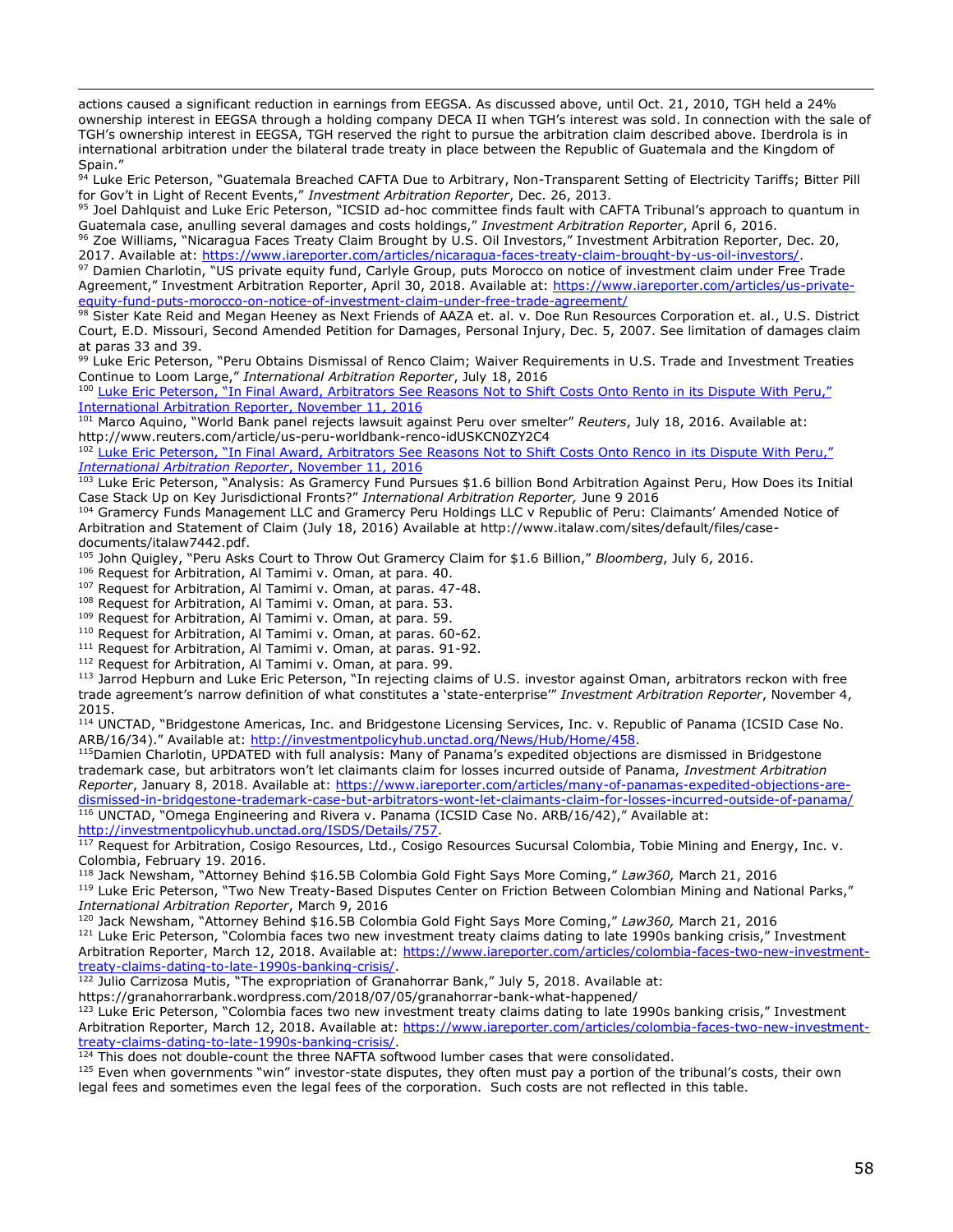actions caused a significant reduction in earnings from EEGSA. As discussed above, until Oct. 21, 2010, TGH held a 24% ownership interest in EEGSA through a holding company DECA II when TGH's interest was sold. In connection with the sale of TGH's ownership interest in EEGSA, TGH reserved the right to pursue the arbitration claim described above. Iberdrola is in international arbitration under the bilateral trade treaty in place between the Republic of Guatemala and the Kingdom of Spain."

[94] Luke Eric Peterson, "Guatemala Breached CAFTA Due to Arbitrary, Non-Transparent Setting of Electricity Tariffs; Bitter Pill for Gov't in Light of Recent Events," *Investment Arbitration Reporter*, Dec. 26, 2013.

[95] Joel Dahlquist and Luke Eric Peterson, "ICSID ad-hoc committee finds fault with CAFTA Tribunal's approach to quantum in Guatemala case, anulling several damages and costs holdings," *Investment Arbitration Reporter*, April 6, 2016.

[96] Zoe Williams, "Nicaragua Faces Treaty Claim Brought by U.S. Oil Investors," Investment Arbitration Reporter, Dec. 20, 2017. Available at: https://www.iareporter.com/articles/nicaragua-faces-treaty-claim-brought-by-us-oil-investors/.

[97] Damien Charlotin, "US private equity fund, Carlyle Group, puts Morocco on notice of investment claim under Free Trade Agreement," Investment Arbitration Reporter, April 30, 2018. Available at: https://www.iareporter.com/articles/us-private-equity-fund-puts-morocco-on-notice-of-investment-claim-under-free-trade-agreement/

[98] Sister Kate Reid and Megan Heeney as Next Friends of AAZA et. al. v. Doe Run Resources Corporation et. al., U.S. District Court, E.D. Missouri, Second Amended Petition for Damages, Personal Injury, Dec. 5, 2007. See limitation of damages claim at paras 33 and 39.

[99] Luke Eric Peterson, "Peru Obtains Dismissal of Renco Claim; Waiver Requirements in U.S. Trade and Investment Treaties Continue to Loom Large," *International Arbitration Reporter*, July 18, 2016

[100] Luke Eric Peterson, "In Final Award, Arbitrators See Reasons Not to Shift Costs Onto Rento in its Dispute With Peru," International Arbitration Reporter, November 11, 2016

[101] Marco Aquino, "World Bank panel rejects lawsuit against Peru over smelter" *Reuters*, July 18, 2016. Available at: http://www.reuters.com/article/us-peru-worldbank-renco-idUSKCN0ZY2C4

[102] Luke Eric Peterson, "In Final Award, Arbitrators See Reasons Not to Shift Costs Onto Renco in its Dispute With Peru," *International Arbitration Reporter*, November 11, 2016

[103] Luke Eric Peterson, "Analysis: As Gramercy Fund Pursues $1.6 billion Bond Arbitration Against Peru, How Does its Initial Case Stack Up on Key Jurisdictional Fronts?" *International Arbitration Reporter,* June 9 2016

[104] Gramercy Funds Management LLC and Gramercy Peru Holdings LLC v Republic of Peru: Claimants' Amended Notice of Arbitration and Statement of Claim (July 18, 2016) Available at http://www.italaw.com/sites/default/files/case-documents/italaw7442.pdf.

[105] John Quigley, "Peru Asks Court to Throw Out Gramercy Claim for $1.6 Billion," *Bloomberg*, July 6, 2016.

[106] Request for Arbitration, Al Tamimi v. Oman, at para. 40.

[107] Request for Arbitration, Al Tamimi v. Oman, at paras. 47-48.

[108] Request for Arbitration, Al Tamimi v. Oman, at para. 53.

[109] Request for Arbitration, Al Tamimi v. Oman, at para. 59.

[110] Request for Arbitration, Al Tamimi v. Oman, at paras. 60-62.

[111] Request for Arbitration, Al Tamimi v. Oman, at paras. 91-92.

[112] Request for Arbitration, Al Tamimi v. Oman, at para. 99.

[113] Jarrod Hepburn and Luke Eric Peterson, "In rejecting claims of U.S. investor against Oman, arbitrators reckon with free trade agreement's narrow definition of what constitutes a 'state-enterprise'" *Investment Arbitration Reporter*, November 4, 2015.

[114] UNCTAD, "Bridgestone Americas, Inc. and Bridgestone Licensing Services, Inc. v. Republic of Panama (ICSID Case No. ARB/16/34)." Available at: http://investmentpolicyhub.unctad.org/News/Hub/Home/458.

[115] Damien Charlotin, UPDATED with full analysis: Many of Panama's expedited objections are dismissed in Bridgestone trademark case, but arbitrators won't let claimants claim for losses incurred outside of Panama, *Investment Arbitration Reporter*, January 8, 2018. Available at: https://www.iareporter.com/articles/many-of-panamas-expedited-objections-are-dismissed-in-bridgestone-trademark-case-but-arbitrators-wont-let-claimants-claim-for-losses-incurred-outside-of-panama/

[116] UNCTAD, "Omega Engineering and Rivera v. Panama (ICSID Case No. ARB/16/42)," Available at: http://investmentpolicyhub.unctad.org/ISDS/Details/757.

[117] Request for Arbitration, Cosigo Resources, Ltd., Cosigo Resources Sucursal Colombia, Tobie Mining and Energy, Inc. v. Colombia, February 19. 2016.

[118] Jack Newsham, "Attorney Behind $16.5B Colombia Gold Fight Says More Coming," *Law360,* March 21, 2016

[119] Luke Eric Peterson, "Two New Treaty-Based Disputes Center on Friction Between Colombian Mining and National Parks," *International Arbitration Reporter*, March 9, 2016

[120] Jack Newsham, "Attorney Behind $16.5B Colombia Gold Fight Says More Coming," *Law360,* March 21, 2016

[121] Luke Eric Peterson, "Colombia faces two new investment treaty claims dating to late 1990s banking crisis," Investment Arbitration Reporter, March 12, 2018. Available at: https://www.iareporter.com/articles/colombia-faces-two-new-investment-treaty-claims-dating-to-late-1990s-banking-crisis/.

[122] Julio Carrizosa Mutis, "The expropriation of Granahorrar Bank," July 5, 2018. Available at: https://granahorrarbank.wordpress.com/2018/07/05/granahorrar-bank-what-happened/

[123] Luke Eric Peterson, "Colombia faces two new investment treaty claims dating to late 1990s banking crisis," Investment Arbitration Reporter, March 12, 2018. Available at: https://www.iareporter.com/articles/colombia-faces-two-new-investment-treaty-claims-dating-to-late-1990s-banking-crisis/.

[124] This does not double-count the three NAFTA softwood lumber cases that were consolidated.

[125] Even when governments "win" investor-state disputes, they often must pay a portion of the tribunal's costs, their own legal fees and sometimes even the legal fees of the corporation. Such costs are not reflected in this table.